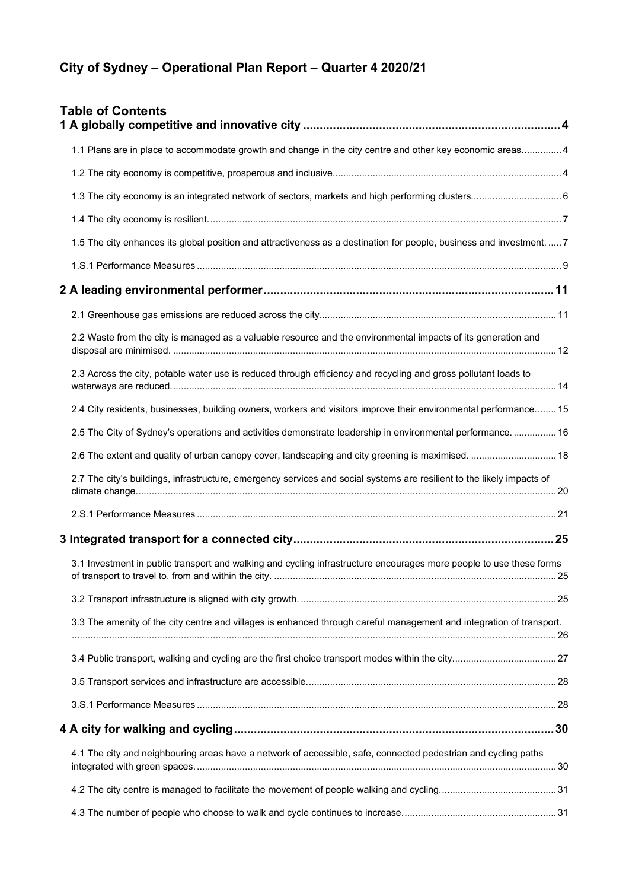# City of Sydney – Operational Plan Report – Quarter 4 2020/21

## Table of Contents

**1 A globally competitive and innovative city** ..... 4

- 1.1 Plans are in place to accommodate growth and change in the city centre and other key economic areas ..... 4
- 1.2 The city economy is competitive, prosperous and inclusive ..... 4
- 1.3 The city economy is an integrated network of sectors, markets and high performing clusters ..... 6
- 1.4 The city economy is resilient. ..... 7
- 1.5 The city enhances its global position and attractiveness as a destination for people, business and investment. ..... 7
- 1.S.1 Performance Measures ..... 9

**2 A leading environmental performer** ..... 11

- 2.1 Greenhouse gas emissions are reduced across the city ..... 11
- 2.2 Waste from the city is managed as a valuable resource and the environmental impacts of its generation and disposal are minimised. ..... 12
- 2.3 Across the city, potable water use is reduced through efficiency and recycling and gross pollutant loads to waterways are reduced. ..... 14
- 2.4 City residents, businesses, building owners, workers and visitors improve their environmental performance. ..... 15
- 2.5 The City of Sydney's operations and activities demonstrate leadership in environmental performance. ..... 16
- 2.6 The extent and quality of urban canopy cover, landscaping and city greening is maximised. ..... 18
- 2.7 The city's buildings, infrastructure, emergency services and social systems are resilient to the likely impacts of climate change. ..... 20
- 2.S.1 Performance Measures ..... 21

**3 Integrated transport for a connected city** ..... 25

- 3.1 Investment in public transport and walking and cycling infrastructure encourages more people to use these forms of transport to travel to, from and within the city. ..... 25
- 3.2 Transport infrastructure is aligned with city growth. ..... 25
- 3.3 The amenity of the city centre and villages is enhanced through careful management and integration of transport. ..... 26
- 3.4 Public transport, walking and cycling are the first choice transport modes within the city ..... 27
- 3.5 Transport services and infrastructure are accessible ..... 28
- 3.S.1 Performance Measures ..... 28

**4 A city for walking and cycling** ..... 30

- 4.1 The city and neighbouring areas have a network of accessible, safe, connected pedestrian and cycling paths integrated with green spaces. ..... 30
- 4.2 The city centre is managed to facilitate the movement of people walking and cycling. ..... 31
- 4.3 The number of people who choose to walk and cycle continues to increase. ..... 31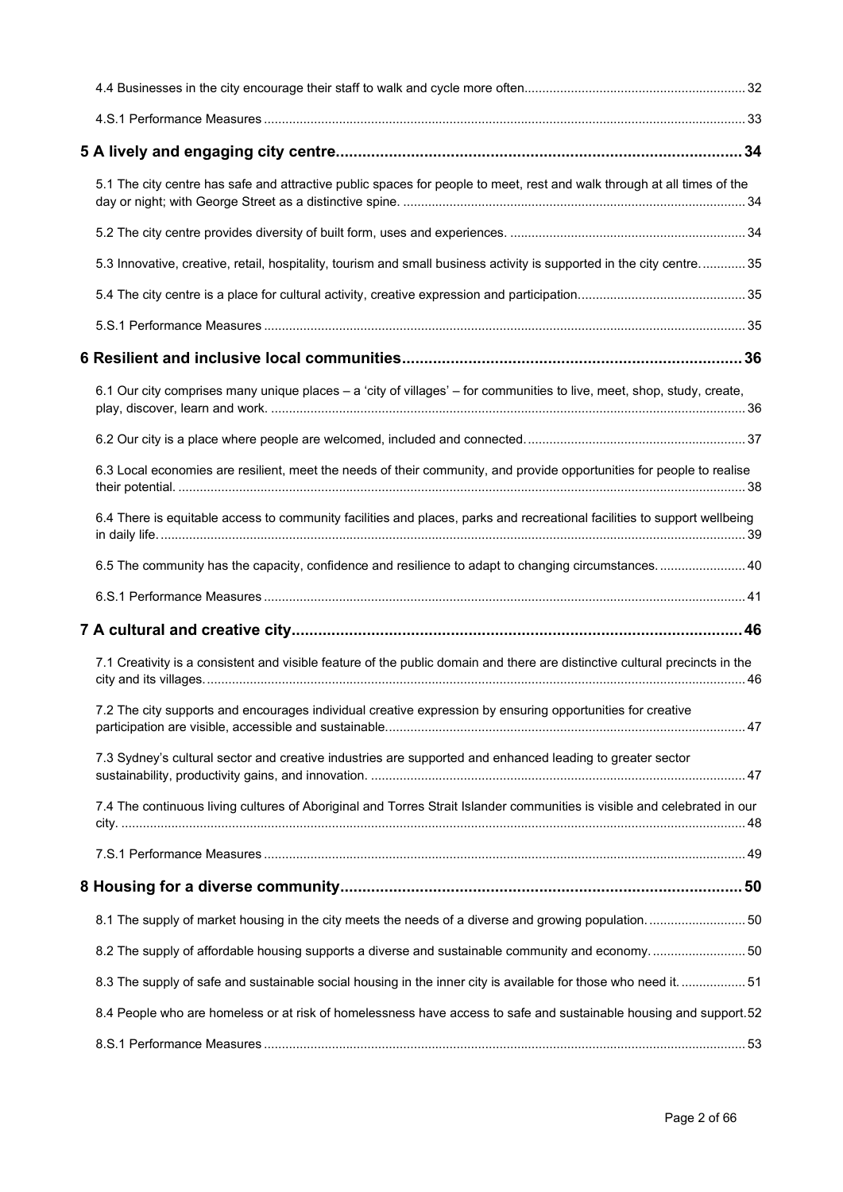4.4 Businesses in the city encourage their staff to walk and cycle more often....32

4.S.1 Performance Measures....33

**5 A lively and engaging city centre....34**

5.1 The city centre has safe and attractive public spaces for people to meet, rest and walk through at all times of the day or night; with George Street as a distinctive spine....34

5.2 The city centre provides diversity of built form, uses and experiences....34

5.3 Innovative, creative, retail, hospitality, tourism and small business activity is supported in the city centre....35

5.4 The city centre is a place for cultural activity, creative expression and participation....35

5.S.1 Performance Measures....35

**6 Resilient and inclusive local communities....36**

6.1 Our city comprises many unique places – a 'city of villages' – for communities to live, meet, shop, study, create, play, discover, learn and work....36

6.2 Our city is a place where people are welcomed, included and connected....37

6.3 Local economies are resilient, meet the needs of their community, and provide opportunities for people to realise their potential....38

6.4 There is equitable access to community facilities and places, parks and recreational facilities to support wellbeing in daily life....39

6.5 The community has the capacity, confidence and resilience to adapt to changing circumstances....40

6.S.1 Performance Measures....41

**7 A cultural and creative city....46**

7.1 Creativity is a consistent and visible feature of the public domain and there are distinctive cultural precincts in the city and its villages....46

7.2 The city supports and encourages individual creative expression by ensuring opportunities for creative participation are visible, accessible and sustainable....47

7.3 Sydney's cultural sector and creative industries are supported and enhanced leading to greater sector sustainability, productivity gains, and innovation....47

7.4 The continuous living cultures of Aboriginal and Torres Strait Islander communities is visible and celebrated in our city....48

7.S.1 Performance Measures....49

**8 Housing for a diverse community....50**

8.1 The supply of market housing in the city meets the needs of a diverse and growing population....50

8.2 The supply of affordable housing supports a diverse and sustainable community and economy....50

8.3 The supply of safe and sustainable social housing in the inner city is available for those who need it....51

8.4 People who are homeless or at risk of homelessness have access to safe and sustainable housing and support....52

8.S.1 Performance Measures....53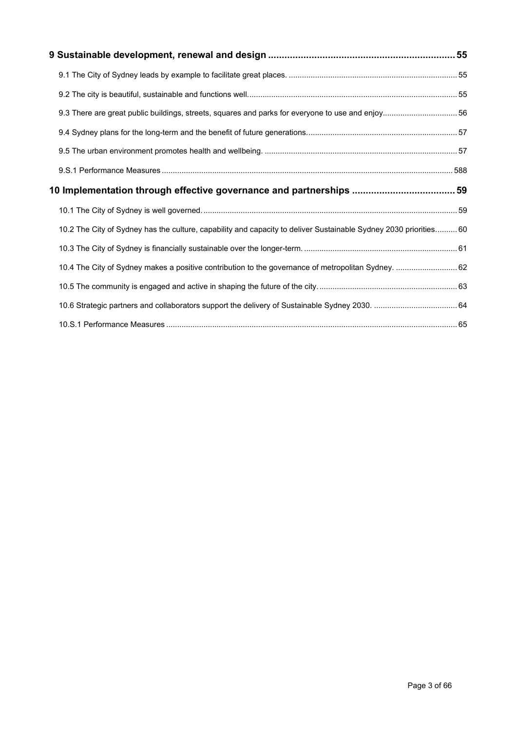**9 Sustainable development, renewal and design** .......... 55

9.1 The City of Sydney leads by example to facilitate great places. .......... 55

9.2 The city is beautiful, sustainable and functions well. .......... 55

9.3 There are great public buildings, streets, squares and parks for everyone to use and enjoy .......... 56

9.4 Sydney plans for the long-term and the benefit of future generations. .......... 57

9.5 The urban environment promotes health and wellbeing. .......... 57

9.S.1 Performance Measures .......... 588

**10 Implementation through effective governance and partnerships** .......... 59

10.1 The City of Sydney is well governed. .......... 59

10.2 The City of Sydney has the culture, capability and capacity to deliver Sustainable Sydney 2030 priorities. .......... 60

10.3 The City of Sydney is financially sustainable over the longer-term. .......... 61

10.4 The City of Sydney makes a positive contribution to the governance of metropolitan Sydney. .......... 62

10.5 The community is engaged and active in shaping the future of the city. .......... 63

10.6 Strategic partners and collaborators support the delivery of Sustainable Sydney 2030. .......... 64

10.S.1 Performance Measures .......... 65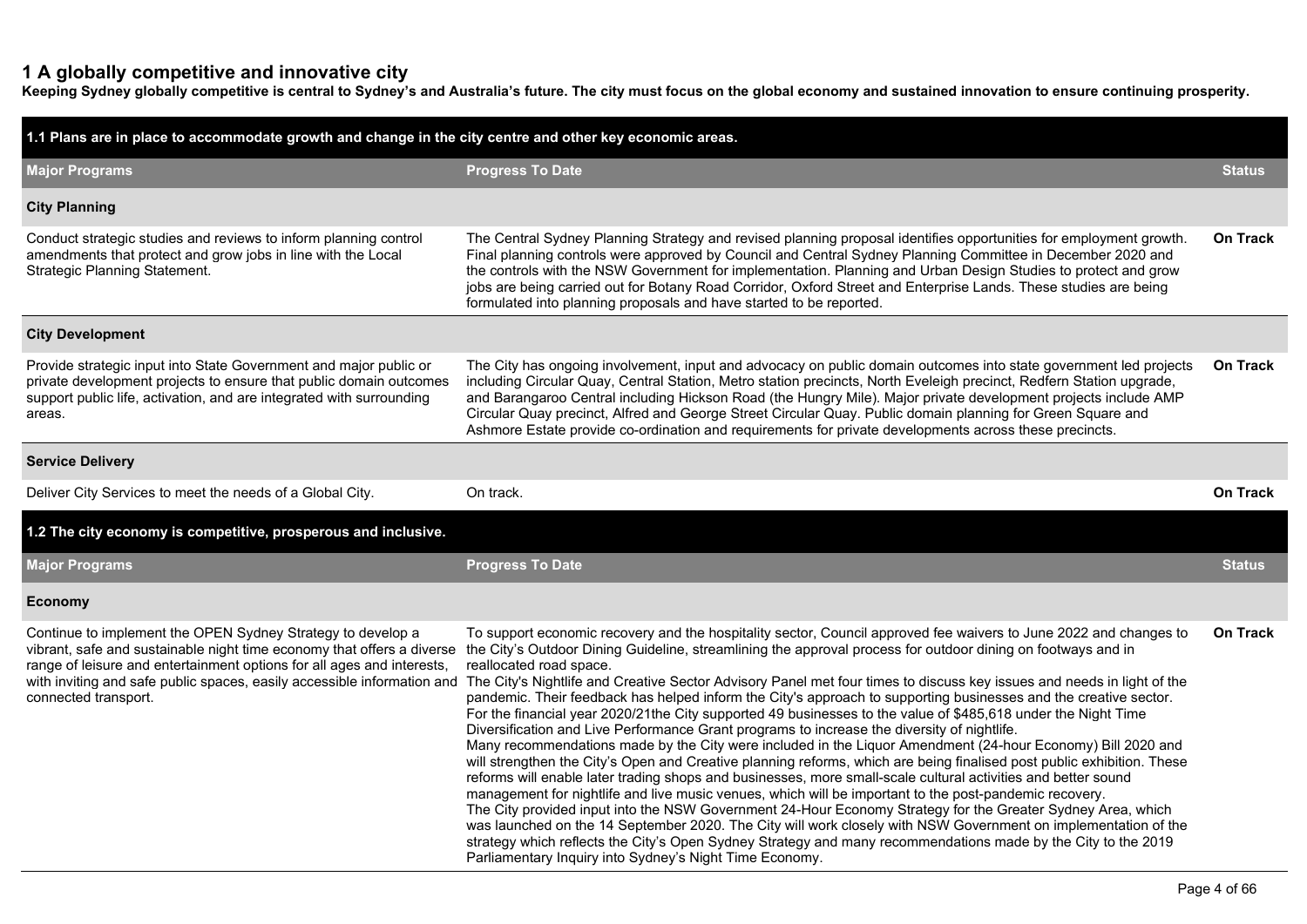# 1 A globally competitive and innovative city

**Keeping Sydney globally competitive is central to Sydney's and Australia's future. The city must focus on the global economy and sustained innovation to ensure continuing prosperity.**

## 1.1 Plans are in place to accommodate growth and change in the city centre and other key economic areas.

| Major Programs | Progress To Date | Status |
|---|---|---|
| **City Planning** | | |
| Conduct strategic studies and reviews to inform planning control amendments that protect and grow jobs in line with the Local Strategic Planning Statement. | The Central Sydney Planning Strategy and revised planning proposal identifies opportunities for employment growth. Final planning controls were approved by Council and Central Sydney Planning Committee in December 2020 and the controls with the NSW Government for implementation. Planning and Urban Design Studies to protect and grow jobs are being carried out for Botany Road Corridor, Oxford Street and Enterprise Lands. These studies are being formulated into planning proposals and have started to be reported. | **On Track** |
| **City Development** | | |
| Provide strategic input into State Government and major public or private development projects to ensure that public domain outcomes support public life, activation, and are integrated with surrounding areas. | The City has ongoing involvement, input and advocacy on public domain outcomes into state government led projects including Circular Quay, Central Station, Metro station precincts, North Eveleigh precinct, Redfern Station upgrade, and Barangaroo Central including Hickson Road (the Hungry Mile). Major private development projects include AMP Circular Quay precinct, Alfred and George Street Circular Quay. Public domain planning for Green Square and Ashmore Estate provide co-ordination and requirements for private developments across these precincts. | **On Track** |
| **Service Delivery** | | |
| Deliver City Services to meet the needs of a Global City. | On track. | **On Track** |

## 1.2 The city economy is competitive, prosperous and inclusive.

| Major Programs | Progress To Date | Status |
|---|---|---|
| **Economy** | | |
| Continue to implement the OPEN Sydney Strategy to develop a vibrant, safe and sustainable night time economy that offers a diverse range of leisure and entertainment options for all ages and interests, with inviting and safe public spaces, easily accessible information and connected transport. | To support economic recovery and the hospitality sector, Council approved fee waivers to June 2022 and changes to the City's Outdoor Dining Guideline, streamlining the approval process for outdoor dining on footways and in reallocated road space.<br>The City's Nightlife and Creative Sector Advisory Panel met four times to discuss key issues and needs in light of the pandemic. Their feedback has helped inform the City's approach to supporting businesses and the creative sector. For the financial year 2020/21the City supported 49 businesses to the value of $485,618 under the Night Time Diversification and Live Performance Grant programs to increase the diversity of nightlife.<br>Many recommendations made by the City were included in the Liquor Amendment (24-hour Economy) Bill 2020 and will strengthen the City's Open and Creative planning reforms, which are being finalised post public exhibition. These reforms will enable later trading shops and businesses, more small-scale cultural activities and better sound management for nightlife and live music venues, which will be important to the post-pandemic recovery.<br>The City provided input into the NSW Government 24-Hour Economy Strategy for the Greater Sydney Area, which was launched on the 14 September 2020. The City will work closely with NSW Government on implementation of the strategy which reflects the City's Open Sydney Strategy and many recommendations made by the City to the 2019 Parliamentary Inquiry into Sydney's Night Time Economy. | **On Track** |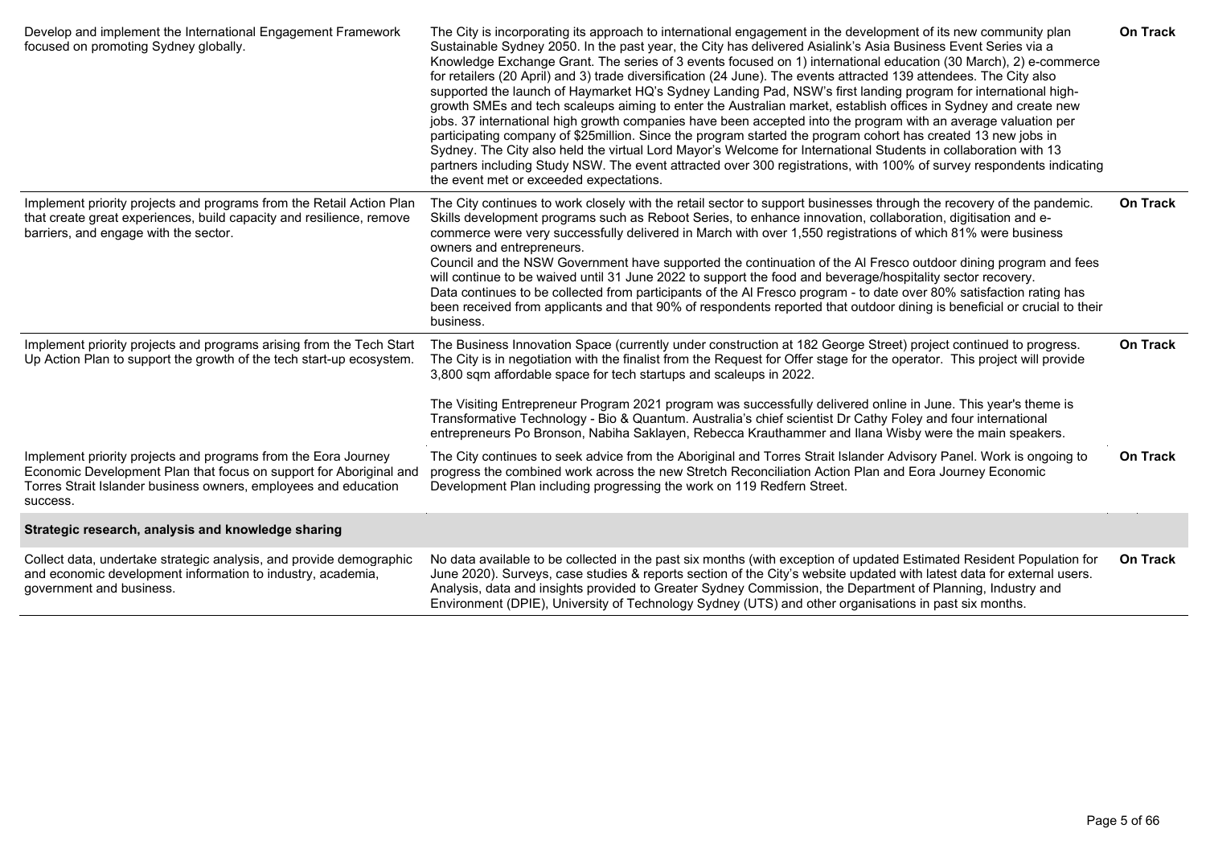| | | |
|---|---|---|
| Develop and implement the International Engagement Framework focused on promoting Sydney globally. | The City is incorporating its approach to international engagement in the development of its new community plan Sustainable Sydney 2050. In the past year, the City has delivered Asialink's Asia Business Event Series via a Knowledge Exchange Grant. The series of 3 events focused on 1) international education (30 March), 2) e-commerce for retailers (20 April) and 3) trade diversification (24 June). The events attracted 139 attendees. The City also supported the launch of Haymarket HQ's Sydney Landing Pad, NSW's first landing program for international high-growth SMEs and tech scaleups aiming to enter the Australian market, establish offices in Sydney and create new jobs. 37 international high growth companies have been accepted into the program with an average valuation per participating company of $25million. Since the program started the program cohort has created 13 new jobs in Sydney. The City also held the virtual Lord Mayor's Welcome for International Students in collaboration with 13 partners including Study NSW. The event attracted over 300 registrations, with 100% of survey respondents indicating the event met or exceeded expectations. | **On Track** |
| Implement priority projects and programs from the Retail Action Plan that create great experiences, build capacity and resilience, remove barriers, and engage with the sector. | The City continues to work closely with the retail sector to support businesses through the recovery of the pandemic. Skills development programs such as Reboot Series, to enhance innovation, collaboration, digitisation and e-commerce were very successfully delivered in March with over 1,550 registrations of which 81% were business owners and entrepreneurs.<br>Council and the NSW Government have supported the continuation of the Al Fresco outdoor dining program and fees will continue to be waived until 31 June 2022 to support the food and beverage/hospitality sector recovery.<br>Data continues to be collected from participants of the Al Fresco program - to date over 80% satisfaction rating has been received from applicants and that 90% of respondents reported that outdoor dining is beneficial or crucial to their business. | **On Track** |
| Implement priority projects and programs arising from the Tech Start Up Action Plan to support the growth of the tech start-up ecosystem. | The Business Innovation Space (currently under construction at 182 George Street) project continued to progress. The City is in negotiation with the finalist from the Request for Offer stage for the operator. This project will provide 3,800 sqm affordable space for tech startups and scaleups in 2022.<br><br>The Visiting Entrepreneur Program 2021 program was successfully delivered online in June. This year's theme is Transformative Technology - Bio & Quantum. Australia's chief scientist Dr Cathy Foley and four international entrepreneurs Po Bronson, Nabiha Saklayen, Rebecca Krauthammer and Ilana Wisby were the main speakers. | **On Track** |
| Implement priority projects and programs from the Eora Journey Economic Development Plan that focus on support for Aboriginal and Torres Strait Islander business owners, employees and education success. | The City continues to seek advice from the Aboriginal and Torres Strait Islander Advisory Panel. Work is ongoing to progress the combined work across the new Stretch Reconciliation Action Plan and Eora Journey Economic Development Plan including progressing the work on 119 Redfern Street. | **On Track** |
| **Strategic research, analysis and knowledge sharing** | | |
| Collect data, undertake strategic analysis, and provide demographic and economic development information to industry, academia, government and business. | No data available to be collected in the past six months (with exception of updated Estimated Resident Population for June 2020). Surveys, case studies & reports section of the City's website updated with latest data for external users. Analysis, data and insights provided to Greater Sydney Commission, the Department of Planning, Industry and Environment (DPIE), University of Technology Sydney (UTS) and other organisations in past six months. | **On Track** |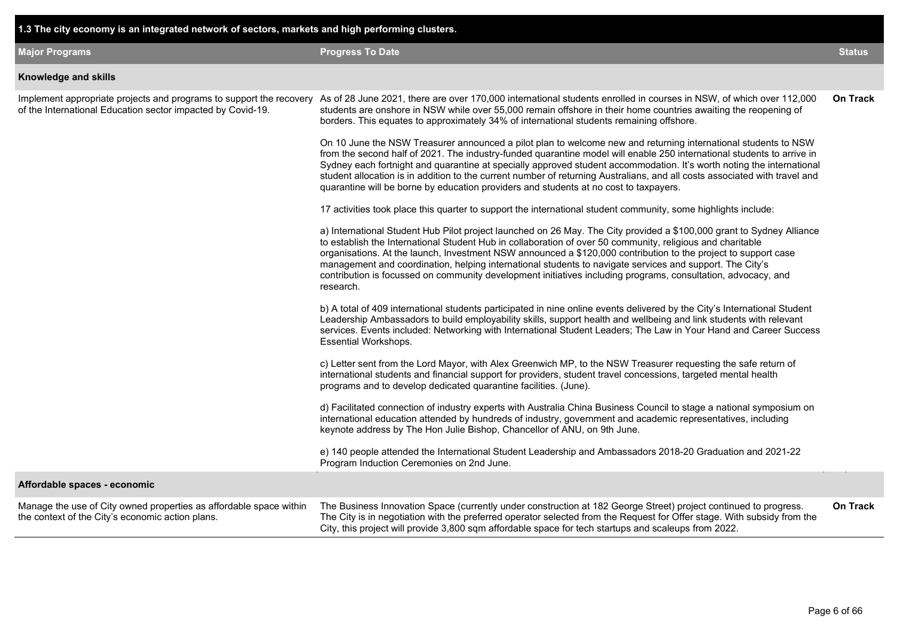## 1.3 The city economy is an integrated network of sectors, markets and high performing clusters.

| Major Programs | Progress To Date | Status |
|---|---|---|
| **Knowledge and skills** | | |
| Implement appropriate projects and programs to support the recovery of the International Education sector impacted by Covid-19. | As of 28 June 2021, there are over 170,000 international students enrolled in courses in NSW, of which over 112,000 students are onshore in NSW while over 55,000 remain offshore in their home countries awaiting the reopening of borders. This equates to approximately 34% of international students remaining offshore.<br><br>On 10 June the NSW Treasurer announced a pilot plan to welcome new and returning international students to NSW from the second half of 2021. The industry-funded quarantine model will enable 250 international students to arrive in Sydney each fortnight and quarantine at specially approved student accommodation. It's worth noting the international student allocation is in addition to the current number of returning Australians, and all costs associated with travel and quarantine will be borne by education providers and students at no cost to taxpayers.<br><br>17 activities took place this quarter to support the international student community, some highlights include:<br><br>a) International Student Hub Pilot project launched on 26 May. The City provided a $100,000 grant to Sydney Alliance to establish the International Student Hub in collaboration of over 50 community, religious and charitable organisations. At the launch, Investment NSW announced a $120,000 contribution to the project to support case management and coordination, helping international students to navigate services and support. The City's contribution is focussed on community development initiatives including programs, consultation, advocacy, and research.<br><br>b) A total of 409 international students participated in nine online events delivered by the City's International Student Leadership Ambassadors to build employability skills, support health and wellbeing and link students with relevant services. Events included: Networking with International Student Leaders; The Law in Your Hand and Career Success Essential Workshops.<br><br>c) Letter sent from the Lord Mayor, with Alex Greenwich MP, to the NSW Treasurer requesting the safe return of international students and financial support for providers, student travel concessions, targeted mental health programs and to develop dedicated quarantine facilities. (June).<br><br>d) Facilitated connection of industry experts with Australia China Business Council to stage a national symposium on international education attended by hundreds of industry, government and academic representatives, including keynote address by The Hon Julie Bishop, Chancellor of ANU, on 9th June.<br><br>e) 140 people attended the International Student Leadership and Ambassadors 2018-20 Graduation and 2021-22 Program Induction Ceremonies on 2nd June. | **On Track** |
| **Affordable spaces - economic** | | |
| Manage the use of City owned properties as affordable space within the context of the City's economic action plans. | The Business Innovation Space (currently under construction at 182 George Street) project continued to progress. The City is in negotiation with the preferred operator selected from the Request for Offer stage. With subsidy from the City, this project will provide 3,800 sqm affordable space for tech startups and scaleups from 2022. | **On Track** |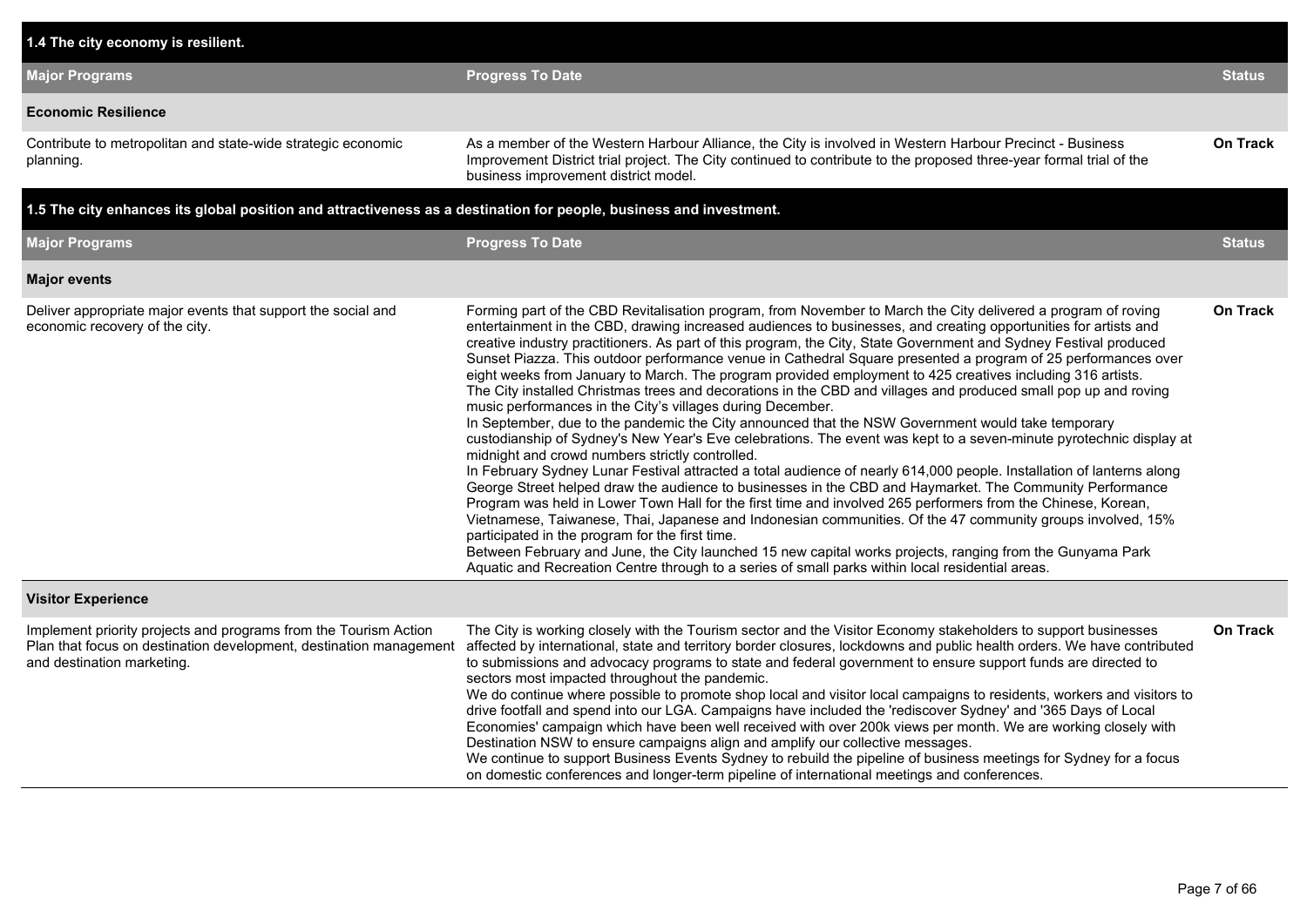## 1.4 The city economy is resilient.

| Major Programs | Progress To Date | Status |
|---|---|---|
| **Economic Resilience** | | |
| Contribute to metropolitan and state-wide strategic economic planning. | As a member of the Western Harbour Alliance, the City is involved in Western Harbour Precinct - Business Improvement District trial project. The City continued to contribute to the proposed three-year formal trial of the business improvement district model. | **On Track** |

## 1.5 The city enhances its global position and attractiveness as a destination for people, business and investment.

| Major Programs | Progress To Date | Status |
|---|---|---|
| **Major events** | | |
| Deliver appropriate major events that support the social and economic recovery of the city. | Forming part of the CBD Revitalisation program, from November to March the City delivered a program of roving entertainment in the CBD, drawing increased audiences to businesses, and creating opportunities for artists and creative industry practitioners. As part of this program, the City, State Government and Sydney Festival produced Sunset Piazza. This outdoor performance venue in Cathedral Square presented a program of 25 performances over eight weeks from January to March. The program provided employment to 425 creatives including 316 artists.<br>The City installed Christmas trees and decorations in the CBD and villages and produced small pop up and roving music performances in the City's villages during December.<br>In September, due to the pandemic the City announced that the NSW Government would take temporary custodianship of Sydney's New Year's Eve celebrations. The event was kept to a seven-minute pyrotechnic display at midnight and crowd numbers strictly controlled.<br>In February Sydney Lunar Festival attracted a total audience of nearly 614,000 people. Installation of lanterns along George Street helped draw the audience to businesses in the CBD and Haymarket. The Community Performance Program was held in Lower Town Hall for the first time and involved 265 performers from the Chinese, Korean, Vietnamese, Taiwanese, Thai, Japanese and Indonesian communities. Of the 47 community groups involved, 15% participated in the program for the first time.<br>Between February and June, the City launched 15 new capital works projects, ranging from the Gunyama Park Aquatic and Recreation Centre through to a series of small parks within local residential areas. | **On Track** |
| **Visitor Experience** | | |
| Implement priority projects and programs from the Tourism Action Plan that focus on destination development, destination management and destination marketing. | The City is working closely with the Tourism sector and the Visitor Economy stakeholders to support businesses affected by international, state and territory border closures, lockdowns and public health orders. We have contributed to submissions and advocacy programs to state and federal government to ensure support funds are directed to sectors most impacted throughout the pandemic.<br>We do continue where possible to promote shop local and visitor local campaigns to residents, workers and visitors to drive footfall and spend into our LGA. Campaigns have included the 'rediscover Sydney' and '365 Days of Local Economies' campaign which have been well received with over 200k views per month. We are working closely with Destination NSW to ensure campaigns align and amplify our collective messages.<br>We continue to support Business Events Sydney to rebuild the pipeline of business meetings for Sydney for a focus on domestic conferences and longer-term pipeline of international meetings and conferences. | **On Track** |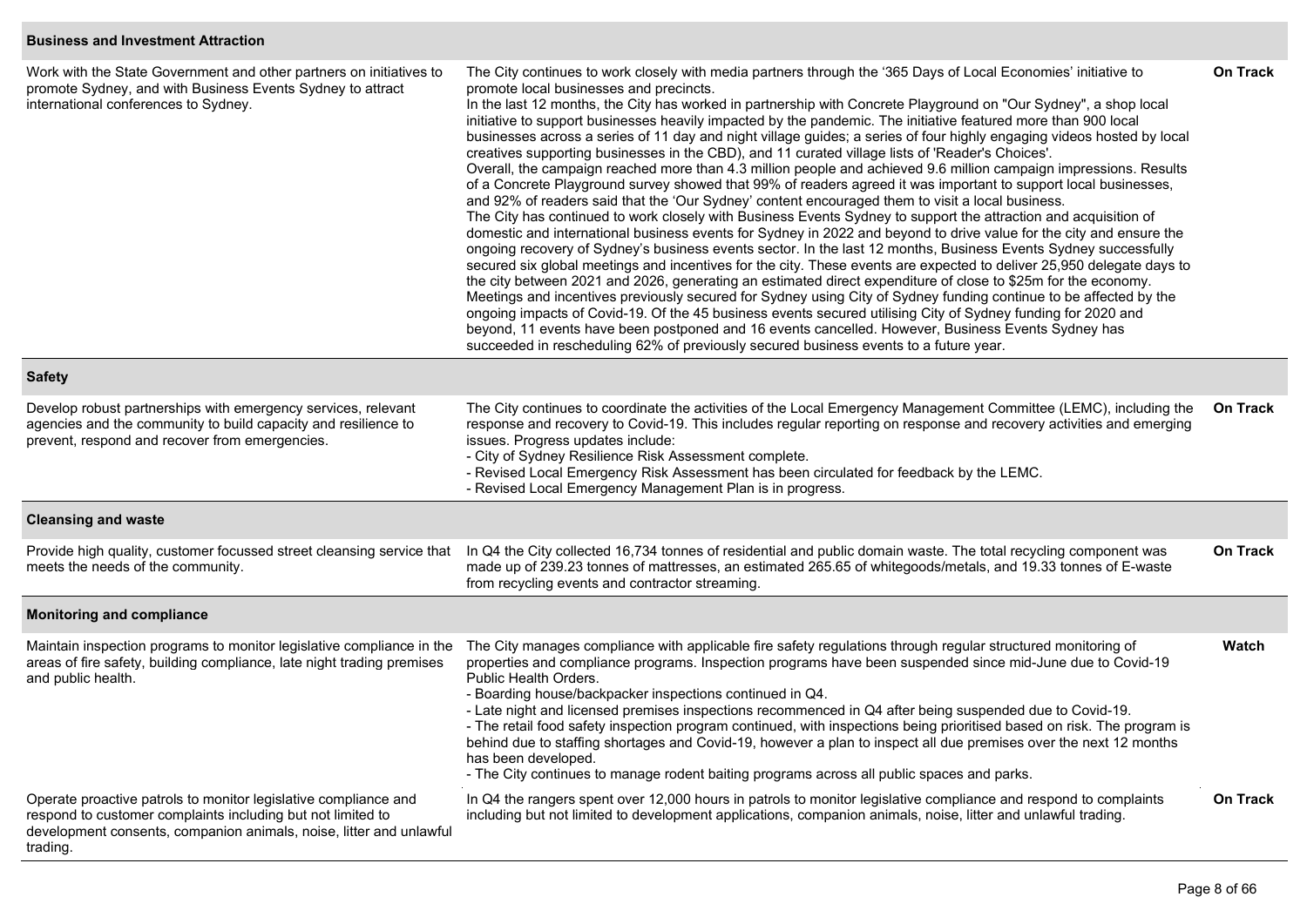| | | |
|---|---|---|
| **Business and Investment Attraction** | | |
| Work with the State Government and other partners on initiatives to promote Sydney, and with Business Events Sydney to attract international conferences to Sydney. | The City continues to work closely with media partners through the '365 Days of Local Economies' initiative to promote local businesses and precincts.<br>In the last 12 months, the City has worked in partnership with Concrete Playground on "Our Sydney", a shop local initiative to support businesses heavily impacted by the pandemic. The initiative featured more than 900 local businesses across a series of 11 day and night village guides; a series of four highly engaging videos hosted by local creatives supporting businesses in the CBD), and 11 curated village lists of 'Reader's Choices'.<br>Overall, the campaign reached more than 4.3 million people and achieved 9.6 million campaign impressions. Results of a Concrete Playground survey showed that 99% of readers agreed it was important to support local businesses, and 92% of readers said that the 'Our Sydney' content encouraged them to visit a local business.<br>The City has continued to work closely with Business Events Sydney to support the attraction and acquisition of domestic and international business events for Sydney in 2022 and beyond to drive value for the city and ensure the ongoing recovery of Sydney's business events sector. In the last 12 months, Business Events Sydney successfully secured six global meetings and incentives for the city. These events are expected to deliver 25,950 delegate days to the city between 2021 and 2026, generating an estimated direct expenditure of close to $25m for the economy.<br>Meetings and incentives previously secured for Sydney using City of Sydney funding continue to be affected by the ongoing impacts of Covid-19. Of the 45 business events secured utilising City of Sydney funding for 2020 and beyond, 11 events have been postponed and 16 events cancelled. However, Business Events Sydney has succeeded in rescheduling 62% of previously secured business events to a future year. | **On Track** |
| **Safety** | | |
| Develop robust partnerships with emergency services, relevant agencies and the community to build capacity and resilience to prevent, respond and recover from emergencies. | The City continues to coordinate the activities of the Local Emergency Management Committee (LEMC), including the response and recovery to Covid-19. This includes regular reporting on response and recovery activities and emerging issues. Progress updates include:<br>- City of Sydney Resilience Risk Assessment complete.<br>- Revised Local Emergency Risk Assessment has been circulated for feedback by the LEMC.<br>- Revised Local Emergency Management Plan is in progress. | **On Track** |
| **Cleansing and waste** | | |
| Provide high quality, customer focussed street cleansing service that meets the needs of the community. | In Q4 the City collected 16,734 tonnes of residential and public domain waste. The total recycling component was made up of 239.23 tonnes of mattresses, an estimated 265.65 of whitegoods/metals, and 19.33 tonnes of E-waste from recycling events and contractor streaming. | **On Track** |
| **Monitoring and compliance** | | |
| Maintain inspection programs to monitor legislative compliance in the areas of fire safety, building compliance, late night trading premises and public health. | The City manages compliance with applicable fire safety regulations through regular structured monitoring of properties and compliance programs. Inspection programs have been suspended since mid-June due to Covid-19 Public Health Orders.<br>- Boarding house/backpacker inspections continued in Q4.<br>- Late night and licensed premises inspections recommenced in Q4 after being suspended due to Covid-19.<br>- The retail food safety inspection program continued, with inspections being prioritised based on risk. The program is behind due to staffing shortages and Covid-19, however a plan to inspect all due premises over the next 12 months has been developed.<br>- The City continues to manage rodent baiting programs across all public spaces and parks. | **Watch** |
| Operate proactive patrols to monitor legislative compliance and respond to customer complaints including but not limited to development consents, companion animals, noise, litter and unlawful trading. | In Q4 the rangers spent over 12,000 hours in patrols to monitor legislative compliance and respond to complaints including but not limited to development applications, companion animals, noise, litter and unlawful trading. | **On Track** |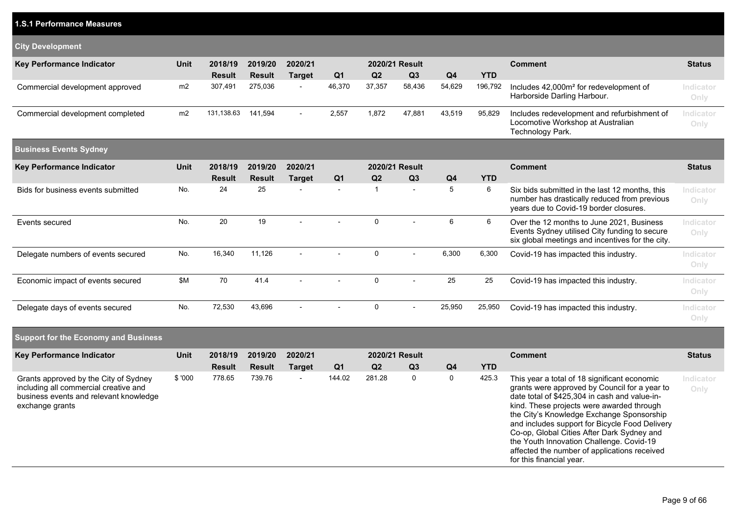## 1.S.1 Performance Measures

### City Development

| Key Performance Indicator | Unit | 2018/19 Result | 2019/20 Result | 2020/21 Target | 2020/21 Result Q1 | Q2 | Q3 | Q4 | YTD | Comment | Status |
|---|---|---|---|---|---|---|---|---|---|---|---|
| Commercial development approved | m2 | 307,491 | 275,036 | - | 46,370 | 37,357 | 58,436 | 54,629 | 196,792 | Includes 42,000m² for redevelopment of Harborside Darling Harbour. | Indicator Only |
| Commercial development completed | m2 | 131,138.63 | 141,594 | - | 2,557 | 1,872 | 47,881 | 43,519 | 95,829 | Includes redevelopment and refurbishment of Locomotive Workshop at Australian Technology Park. | Indicator Only |

### Business Events Sydney

| Key Performance Indicator | Unit | 2018/19 Result | 2019/20 Result | 2020/21 Target | 2020/21 Result Q1 | Q2 | Q3 | Q4 | YTD | Comment | Status |
|---|---|---|---|---|---|---|---|---|---|---|---|
| Bids for business events submitted | No. | 24 | 25 | - | - | 1 | - | 5 | 6 | Six bids submitted in the last 12 months, this number has drastically reduced from previous years due to Covid-19 border closures. | Indicator Only |
| Events secured | No. | 20 | 19 | - | - | 0 | - | 6 | 6 | Over the 12 months to June 2021, Business Events Sydney utilised City funding to secure six global meetings and incentives for the city. | Indicator Only |
| Delegate numbers of events secured | No. | 16,340 | 11,126 | - | - | 0 | - | 6,300 | 6,300 | Covid-19 has impacted this industry. | Indicator Only |
| Economic impact of events secured | $M | 70 | 41.4 | - | - | 0 | - | 25 | 25 | Covid-19 has impacted this industry. | Indicator Only |
| Delegate days of events secured | No. | 72,530 | 43,696 | - | - | 0 | - | 25,950 | 25,950 | Covid-19 has impacted this industry. | Indicator Only |

### Support for the Economy and Business

| Key Performance Indicator | Unit | 2018/19 Result | 2019/20 Result | 2020/21 Target | 2020/21 Result Q1 | Q2 | Q3 | Q4 | YTD | Comment | Status |
|---|---|---|---|---|---|---|---|---|---|---|---|
| Grants approved by the City of Sydney including all commercial creative and business events and relevant knowledge exchange grants | $ '000 | 778.65 | 739.76 | - | 144.02 | 281.28 | 0 | 0 | 425.3 | This year a total of 18 significant economic grants were approved by Council for a year to date total of $425,304 in cash and value-in-kind. These projects were awarded through the City's Knowledge Exchange Sponsorship and includes support for Bicycle Food Delivery Co-op, Global Cities After Dark Sydney and the Youth Innovation Challenge. Covid-19 affected the number of applications received for this financial year. | Indicator Only |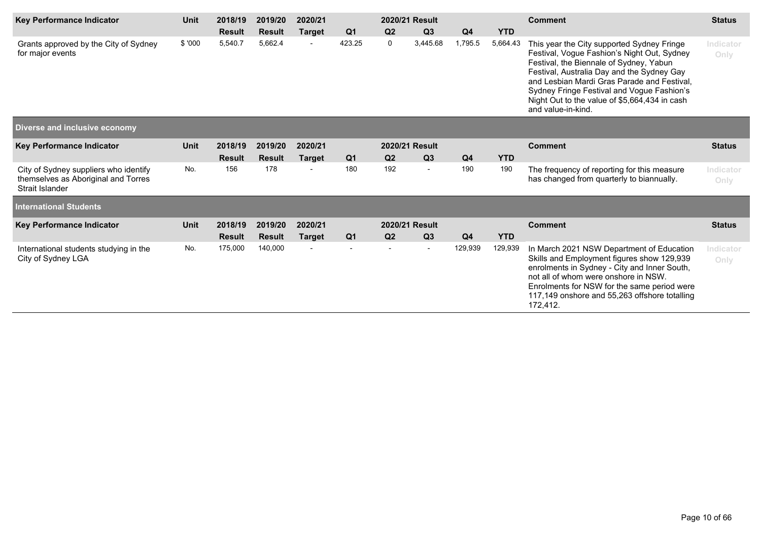| Key Performance Indicator | Unit | 2018/19 Result | 2019/20 Result | 2020/21 Target | 2020/21 Result Q1 | Q2 | Q3 | Q4 | YTD | Comment | Status |
|---|---|---|---|---|---|---|---|---|---|---|---|
| Grants approved by the City of Sydney for major events | $ '000 | 5,540.7 | 5,662.4 | - | 423.25 | 0 | 3,445.68 | 1,795.5 | 5,664.43 | This year the City supported Sydney Fringe Festival, Vogue Fashion's Night Out, Sydney Festival, the Biennale of Sydney, Yabun Festival, Australia Day and the Sydney Gay and Lesbian Mardi Gras Parade and Festival, Sydney Fringe Festival and Vogue Fashion's Night Out to the value of $5,664,434 in cash and value-in-kind. | Indicator Only |

## Diverse and inclusive economy

| Key Performance Indicator | Unit | 2018/19 Result | 2019/20 Result | 2020/21 Target | 2020/21 Result Q1 | Q2 | Q3 | Q4 | YTD | Comment | Status |
|---|---|---|---|---|---|---|---|---|---|---|---|
| City of Sydney suppliers who identify themselves as Aboriginal and Torres Strait Islander | No. | 156 | 178 | - | 180 | 192 | - | 190 | 190 | The frequency of reporting for this measure has changed from quarterly to biannually. | Indicator Only |

## International Students

| Key Performance Indicator | Unit | 2018/19 Result | 2019/20 Result | 2020/21 Target | 2020/21 Result Q1 | Q2 | Q3 | Q4 | YTD | Comment | Status |
|---|---|---|---|---|---|---|---|---|---|---|---|
| International students studying in the City of Sydney LGA | No. | 175,000 | 140,000 | - | - | - | - | 129,939 | 129,939 | In March 2021 NSW Department of Education Skills and Employment figures show 129,939 enrolments in Sydney - City and Inner South, not all of whom were onshore in NSW. Enrolments for NSW for the same period were 117,149 onshore and 55,263 offshore totalling 172,412. | Indicator Only |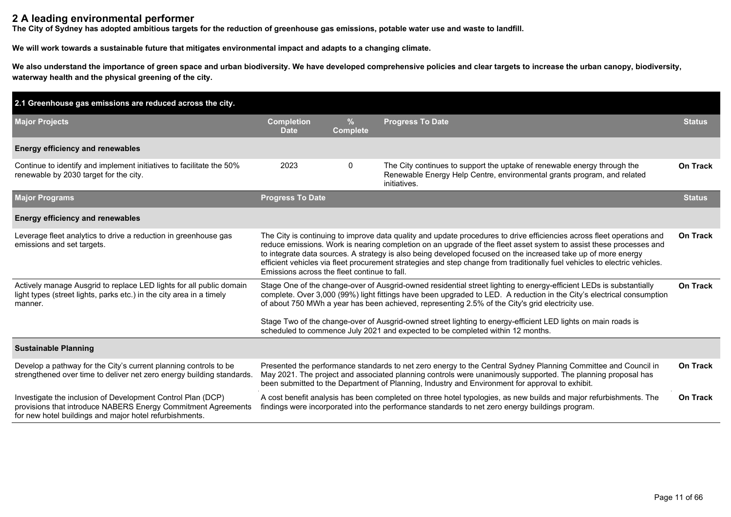## 2 A leading environmental performer

**The City of Sydney has adopted ambitious targets for the reduction of greenhouse gas emissions, potable water use and waste to landfill.**

**We will work towards a sustainable future that mitigates environmental impact and adapts to a changing climate.**

**We also understand the importance of green space and urban biodiversity. We have developed comprehensive policies and clear targets to increase the urban canopy, biodiversity, waterway health and the physical greening of the city.**

**2.1 Greenhouse gas emissions are reduced across the city.**

| Major Projects | Completion Date | % Complete | Progress To Date | Status |
|---|---|---|---|---|
| **Energy efficiency and renewables** | | | | |
| Continue to identify and implement initiatives to facilitate the 50% renewable by 2030 target for the city. | 2023 | 0 | The City continues to support the uptake of renewable energy through the Renewable Energy Help Centre, environmental grants program, and related initiatives. | **On Track** |

| Major Programs | Progress To Date | Status |
|---|---|---|
| **Energy efficiency and renewables** | | |
| Leverage fleet analytics to drive a reduction in greenhouse gas emissions and set targets. | The City is continuing to improve data quality and update procedures to drive efficiencies across fleet operations and reduce emissions. Work is nearing completion on an upgrade of the fleet asset system to assist these processes and to integrate data sources. A strategy is also being developed focused on the increased take up of more energy efficient vehicles via fleet procurement strategies and step change from traditionally fuel vehicles to electric vehicles. Emissions across the fleet continue to fall. | **On Track** |
| Actively manage Ausgrid to replace LED lights for all public domain light types (street lights, parks etc.) in the city area in a timely manner. | Stage One of the change-over of Ausgrid-owned residential street lighting to energy-efficient LEDs is substantially complete. Over 3,000 (99%) light fittings have been upgraded to LED. A reduction in the City's electrical consumption of about 750 MWh a year has been achieved, representing 2.5% of the City's grid electricity use.<br><br>Stage Two of the change-over of Ausgrid-owned street lighting to energy-efficient LED lights on main roads is scheduled to commence July 2021 and expected to be completed within 12 months. | **On Track** |
| **Sustainable Planning** | | |
| Develop a pathway for the City's current planning controls to be strengthened over time to deliver net zero energy building standards. | Presented the performance standards to net zero energy to the Central Sydney Planning Committee and Council in May 2021. The project and associated planning controls were unanimously supported. The planning proposal has been submitted to the Department of Planning, Industry and Environment for approval to exhibit. | **On Track** |
| Investigate the inclusion of Development Control Plan (DCP) provisions that introduce NABERS Energy Commitment Agreements for new hotel buildings and major hotel refurbishments. | A cost benefit analysis has been completed on three hotel typologies, as new builds and major refurbishments. The findings were incorporated into the performance standards to net zero energy buildings program. | **On Track** |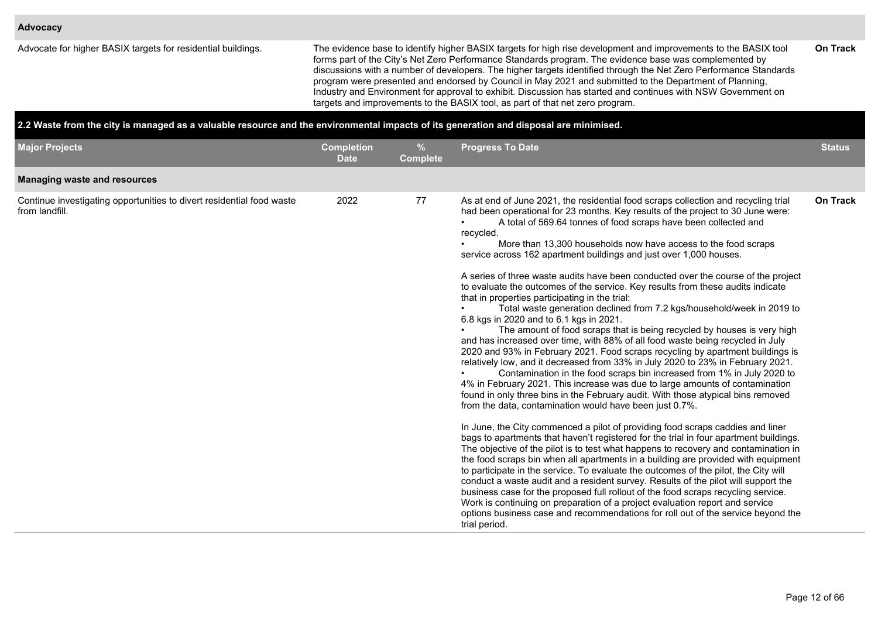| **Advocacy** | | | | |
|---|---|---|---|---|
| Advocate for higher BASIX targets for residential buildings. | | | The evidence base to identify higher BASIX targets for high rise development and improvements to the BASIX tool forms part of the City's Net Zero Performance Standards program. The evidence base was complemented by discussions with a number of developers. The higher targets identified through the Net Zero Performance Standards program were presented and endorsed by Council in May 2021 and submitted to the Department of Planning, Industry and Environment for approval to exhibit. Discussion has started and continues with NSW Government on targets and improvements to the BASIX tool, as part of that net zero program. | **On Track** |

**2.2 Waste from the city is managed as a valuable resource and the environmental impacts of its generation and disposal are minimised.**

| Major Projects | Completion Date | % Complete | Progress To Date | Status |
|---|---|---|---|---|
| **Managing waste and resources** | | | | |
| Continue investigating opportunities to divert residential food waste from landfill. | 2022 | 77 | As at end of June 2021, the residential food scraps collection and recycling trial had been operational for 23 months. Key results of the project to 30 June were:<br>• A total of 569.64 tonnes of food scraps have been collected and recycled.<br>• More than 13,300 households now have access to the food scraps service across 162 apartment buildings and just over 1,000 houses.<br><br>A series of three waste audits have been conducted over the course of the project to evaluate the outcomes of the service. Key results from these audits indicate that in properties participating in the trial:<br>• Total waste generation declined from 7.2 kgs/household/week in 2019 to 6.8 kgs in 2020 and to 6.1 kgs in 2021.<br>• The amount of food scraps that is being recycled by houses is very high and has increased over time, with 88% of all food waste being recycled in July 2020 and 93% in February 2021. Food scraps recycling by apartment buildings is relatively low, and it decreased from 33% in July 2020 to 23% in February 2021.<br>• Contamination in the food scraps bin increased from 1% in July 2020 to 4% in February 2021. This increase was due to large amounts of contamination found in only three bins in the February audit. With those atypical bins removed from the data, contamination would have been just 0.7%.<br><br>In June, the City commenced a pilot of providing food scraps caddies and liner bags to apartments that haven't registered for the trial in four apartment buildings. The objective of the pilot is to test what happens to recovery and contamination in the food scraps bin when all apartments in a building are provided with equipment to participate in the service. To evaluate the outcomes of the pilot, the City will conduct a waste audit and a resident survey. Results of the pilot will support the business case for the proposed full rollout of the food scraps recycling service. Work is continuing on preparation of a project evaluation report and service options business case and recommendations for roll out of the service beyond the trial period. | **On Track** |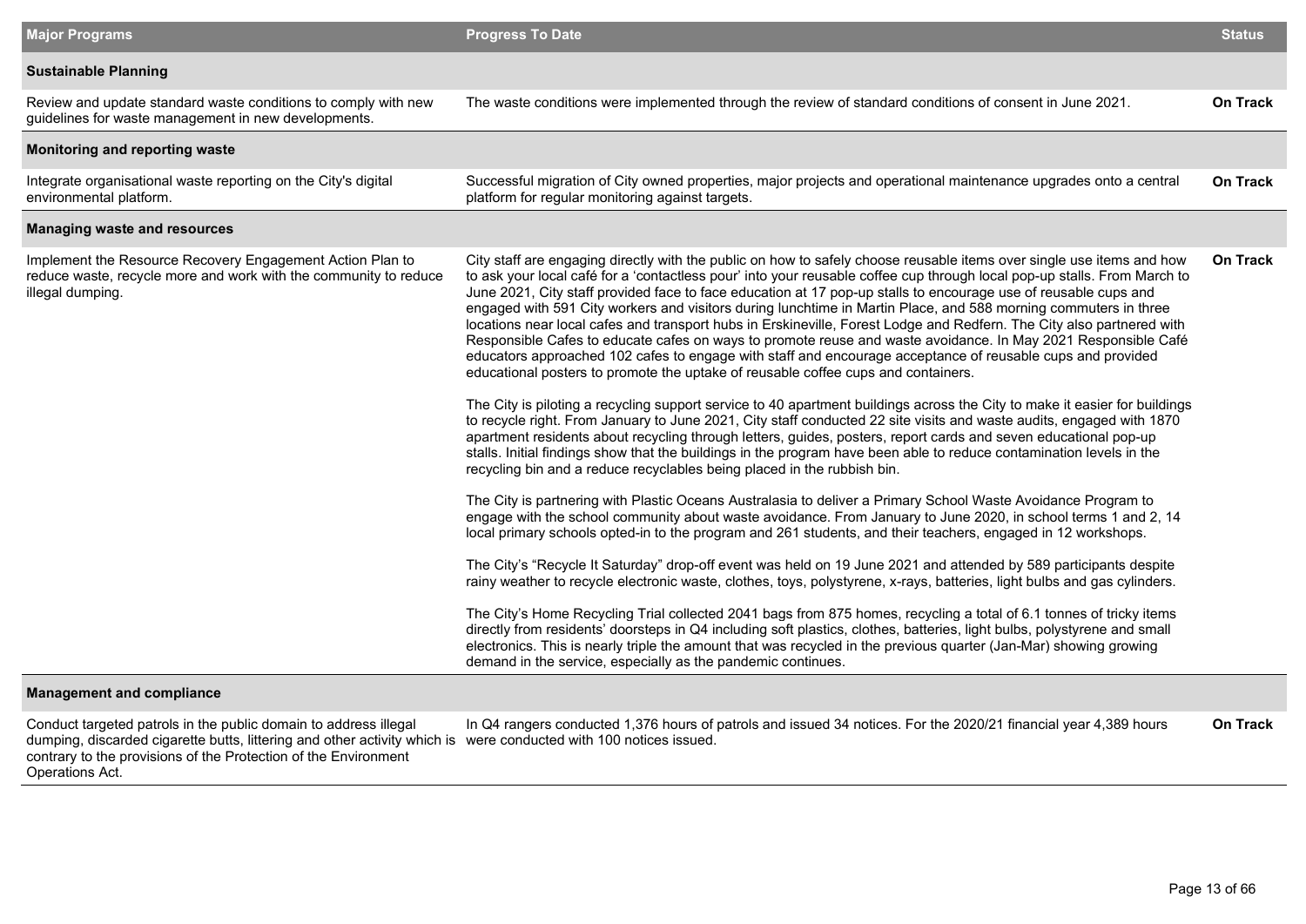| Major Programs | Progress To Date | Status |
|---|---|---|
| **Sustainable Planning** | | |
| Review and update standard waste conditions to comply with new guidelines for waste management in new developments. | The waste conditions were implemented through the review of standard conditions of consent in June 2021. | **On Track** |
| **Monitoring and reporting waste** | | |
| Integrate organisational waste reporting on the City's digital environmental platform. | Successful migration of City owned properties, major projects and operational maintenance upgrades onto a central platform for regular monitoring against targets. | **On Track** |
| **Managing waste and resources** | | |
| Implement the Resource Recovery Engagement Action Plan to reduce waste, recycle more and work with the community to reduce illegal dumping. | City staff are engaging directly with the public on how to safely choose reusable items over single use items and how to ask your local café for a 'contactless pour' into your reusable coffee cup through local pop-up stalls. From March to June 2021, City staff provided face to face education at 17 pop-up stalls to encourage use of reusable cups and engaged with 591 City workers and visitors during lunchtime in Martin Place, and 588 morning commuters in three locations near local cafes and transport hubs in Erskineville, Forest Lodge and Redfern. The City also partnered with Responsible Cafes to educate cafes on ways to promote reuse and waste avoidance. In May 2021 Responsible Café educators approached 102 cafes to engage with staff and encourage acceptance of reusable cups and provided educational posters to promote the uptake of reusable coffee cups and containers.<br><br>The City is piloting a recycling support service to 40 apartment buildings across the City to make it easier for buildings to recycle right. From January to June 2021, City staff conducted 22 site visits and waste audits, engaged with 1870 apartment residents about recycling through letters, guides, posters, report cards and seven educational pop-up stalls. Initial findings show that the buildings in the program have been able to reduce contamination levels in the recycling bin and a reduce recyclables being placed in the rubbish bin.<br><br>The City is partnering with Plastic Oceans Australasia to deliver a Primary School Waste Avoidance Program to engage with the school community about waste avoidance. From January to June 2020, in school terms 1 and 2, 14 local primary schools opted-in to the program and 261 students, and their teachers, engaged in 12 workshops.<br><br>The City's "Recycle It Saturday" drop-off event was held on 19 June 2021 and attended by 589 participants despite rainy weather to recycle electronic waste, clothes, toys, polystyrene, x-rays, batteries, light bulbs and gas cylinders.<br><br>The City's Home Recycling Trial collected 2041 bags from 875 homes, recycling a total of 6.1 tonnes of tricky items directly from residents' doorsteps in Q4 including soft plastics, clothes, batteries, light bulbs, polystyrene and small electronics. This is nearly triple the amount that was recycled in the previous quarter (Jan-Mar) showing growing demand in the service, especially as the pandemic continues. | **On Track** |
| **Management and compliance** | | |
| Conduct targeted patrols in the public domain to address illegal dumping, discarded cigarette butts, littering and other activity which is contrary to the provisions of the Protection of the Environment Operations Act. | In Q4 rangers conducted 1,376 hours of patrols and issued 34 notices. For the 2020/21 financial year 4,389 hours were conducted with 100 notices issued. | **On Track** |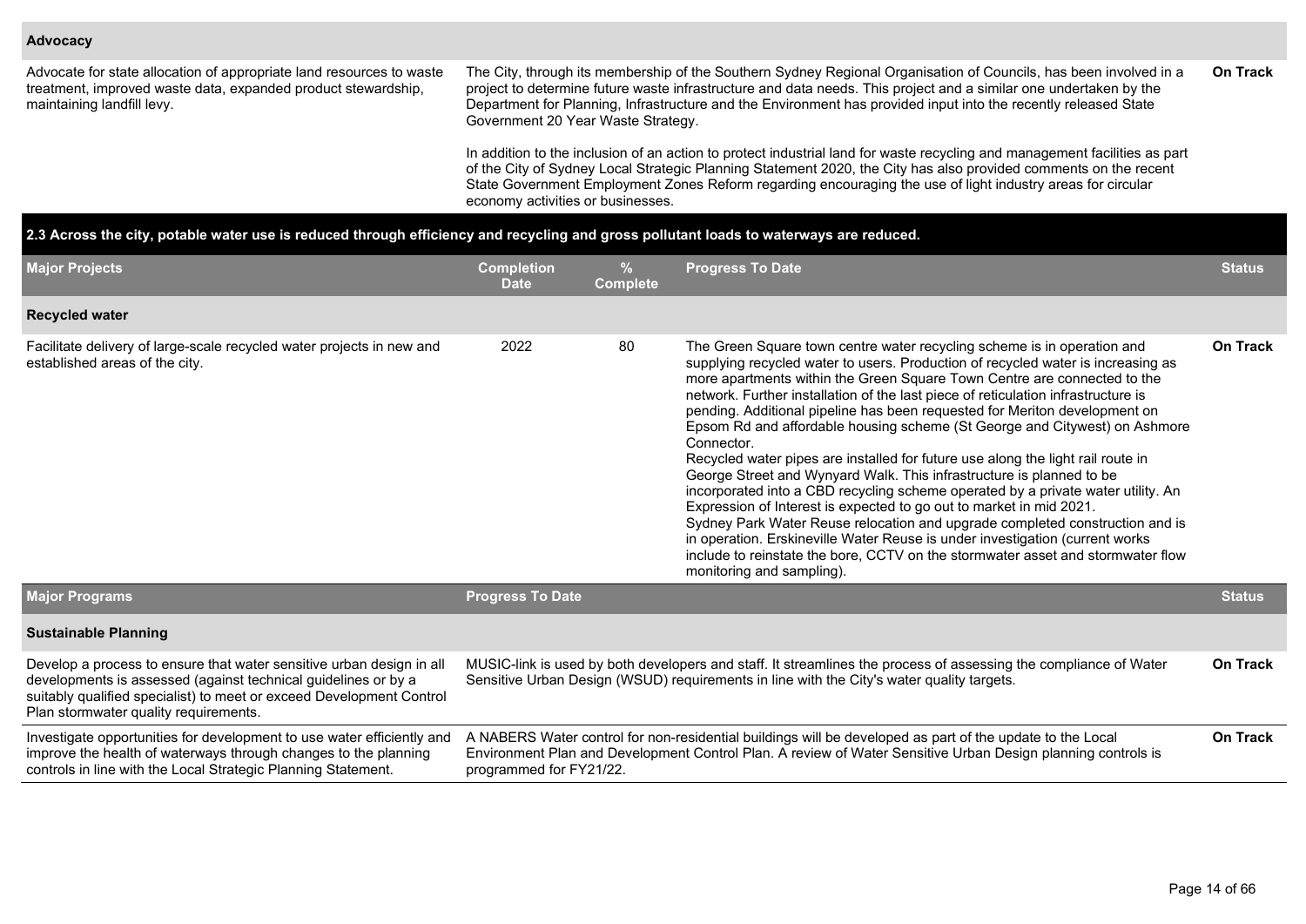**Advocacy**

| | | |
|---|---|---|
| Advocate for state allocation of appropriate land resources to waste treatment, improved waste data, expanded product stewardship, maintaining landfill levy. | The City, through its membership of the Southern Sydney Regional Organisation of Councils, has been involved in a project to determine future waste infrastructure and data needs. This project and a similar one undertaken by the Department for Planning, Infrastructure and the Environment has provided input into the recently released State Government 20 Year Waste Strategy.<br><br>In addition to the inclusion of an action to protect industrial land for waste recycling and management facilities as part of the City of Sydney Local Strategic Planning Statement 2020, the City has also provided comments on the recent State Government Employment Zones Reform regarding encouraging the use of light industry areas for circular economy activities or businesses. | **On Track** |

## 2.3 Across the city, potable water use is reduced through efficiency and recycling and gross pollutant loads to waterways are reduced.

| Major Projects | Completion Date | % Complete | Progress To Date | Status |
|---|---|---|---|---|
| **Recycled water** | | | | |
| Facilitate delivery of large-scale recycled water projects in new and established areas of the city. | 2022 | 80 | The Green Square town centre water recycling scheme is in operation and supplying recycled water to users. Production of recycled water is increasing as more apartments within the Green Square Town Centre are connected to the network. Further installation of the last piece of reticulation infrastructure is pending. Additional pipeline has been requested for Meriton development on Epsom Rd and affordable housing scheme (St George and Citywest) on Ashmore Connector.<br>Recycled water pipes are installed for future use along the light rail route in George Street and Wynyard Walk. This infrastructure is planned to be incorporated into a CBD recycling scheme operated by a private water utility. An Expression of Interest is expected to go out to market in mid 2021.<br>Sydney Park Water Reuse relocation and upgrade completed construction and is in operation. Erskineville Water Reuse is under investigation (current works include to reinstate the bore, CCTV on the stormwater asset and stormwater flow monitoring and sampling). | **On Track** |

| Major Programs | Progress To Date | Status |
|---|---|---|
| **Sustainable Planning** | | |
| Develop a process to ensure that water sensitive urban design in all developments is assessed (against technical guidelines or by a suitably qualified specialist) to meet or exceed Development Control Plan stormwater quality requirements. | MUSIC-link is used by both developers and staff. It streamlines the process of assessing the compliance of Water Sensitive Urban Design (WSUD) requirements in line with the City's water quality targets. | **On Track** |
| Investigate opportunities for development to use water efficiently and improve the health of waterways through changes to the planning controls in line with the Local Strategic Planning Statement. | A NABERS Water control for non-residential buildings will be developed as part of the update to the Local Environment Plan and Development Control Plan. A review of Water Sensitive Urban Design planning controls is programmed for FY21/22. | **On Track** |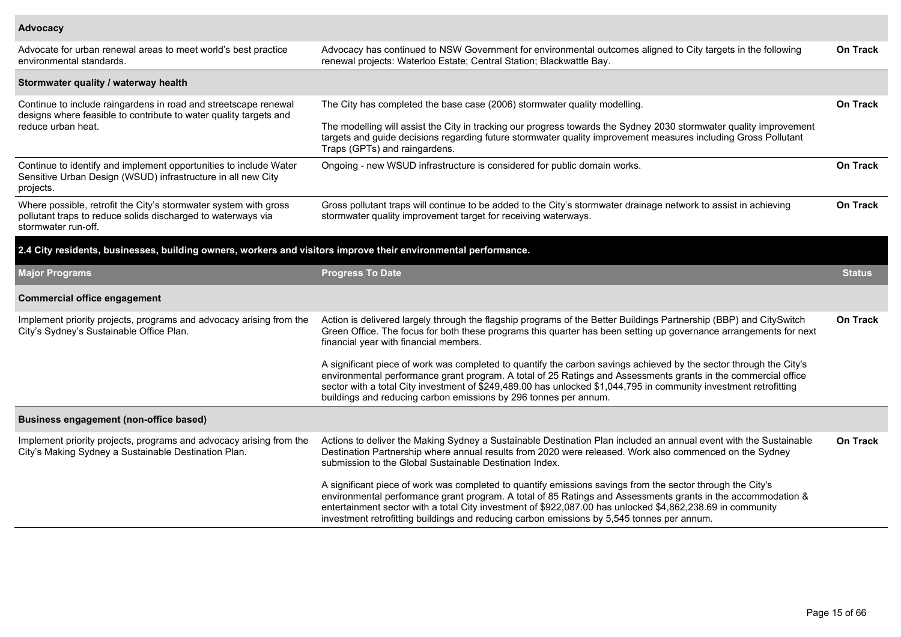| Major Programs | Progress To Date | Status |
| --- | --- | --- |
| **Advocacy** | | |
| Advocate for urban renewal areas to meet world's best practice environmental standards. | Advocacy has continued to NSW Government for environmental outcomes aligned to City targets in the following renewal projects: Waterloo Estate; Central Station; Blackwattle Bay. | **On Track** |
| **Stormwater quality / waterway health** | | |
| Continue to include raingardens in road and streetscape renewal designs where feasible to contribute to water quality targets and reduce urban heat. | The City has completed the base case (2006) stormwater quality modelling.<br><br>The modelling will assist the City in tracking our progress towards the Sydney 2030 stormwater quality improvement targets and guide decisions regarding future stormwater quality improvement measures including Gross Pollutant Traps (GPTs) and raingardens. | **On Track** |
| Continue to identify and implement opportunities to include Water Sensitive Urban Design (WSUD) infrastructure in all new City projects. | Ongoing - new WSUD infrastructure is considered for public domain works. | **On Track** |
| Where possible, retrofit the City's stormwater system with gross pollutant traps to reduce solids discharged to waterways via stormwater run-off. | Gross pollutant traps will continue to be added to the City's stormwater drainage network to assist in achieving stormwater quality improvement target for receiving waterways. | **On Track** |

## 2.4 City residents, businesses, building owners, workers and visitors improve their environmental performance.

| Major Programs | Progress To Date | Status |
| --- | --- | --- |
| **Commercial office engagement** | | |
| Implement priority projects, programs and advocacy arising from the City's Sydney's Sustainable Office Plan. | Action is delivered largely through the flagship programs of the Better Buildings Partnership (BBP) and CitySwitch Green Office. The focus for both these programs this quarter has been setting up governance arrangements for next financial year with financial members.<br><br>A significant piece of work was completed to quantify the carbon savings achieved by the sector through the City's environmental performance grant program. A total of 25 Ratings and Assessments grants in the commercial office sector with a total City investment of $249,489.00 has unlocked $1,044,795 in community investment retrofitting buildings and reducing carbon emissions by 296 tonnes per annum. | **On Track** |
| **Business engagement (non-office based)** | | |
| Implement priority projects, programs and advocacy arising from the City's Making Sydney a Sustainable Destination Plan. | Actions to deliver the Making Sydney a Sustainable Destination Plan included an annual event with the Sustainable Destination Partnership where annual results from 2020 were released. Work also commenced on the Sydney submission to the Global Sustainable Destination Index.<br><br>A significant piece of work was completed to quantify emissions savings from the sector through the City's environmental performance grant program. A total of 85 Ratings and Assessments grants in the accommodation & entertainment sector with a total City investment of $922,087.00 has unlocked $4,862,238.69 in community investment retrofitting buildings and reducing carbon emissions by 5,545 tonnes per annum. | **On Track** |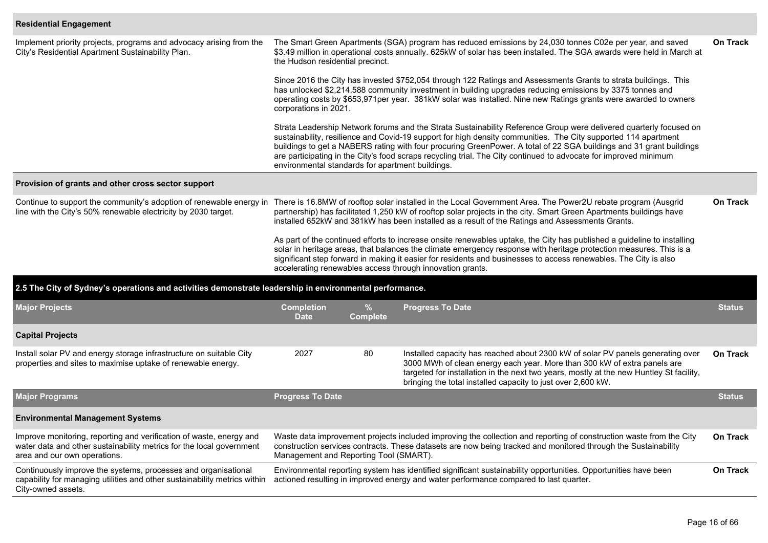| Residential Engagement | | |
|---|---|---|
| Implement priority projects, programs and advocacy arising from the City's Residential Apartment Sustainability Plan. | The Smart Green Apartments (SGA) program has reduced emissions by 24,030 tonnes C02e per year, and saved $3.49 million in operational costs annually. 625kW of solar has been installed. The SGA awards were held in March at the Hudson residential precinct.<br><br>Since 2016 the City has invested $752,054 through 122 Ratings and Assessments Grants to strata buildings. This has unlocked $2,214,588 community investment in building upgrades reducing emissions by 3375 tonnes and operating costs by $653,971per year. 381kW solar was installed. Nine new Ratings grants were awarded to owners corporations in 2021.<br><br>Strata Leadership Network forums and the Strata Sustainability Reference Group were delivered quarterly focused on sustainability, resilience and Covid-19 support for high density communities. The City supported 114 apartment buildings to get a NABERS rating with four procuring GreenPower. A total of 22 SGA buildings and 31 grant buildings are participating in the City's food scraps recycling trial. The City continued to advocate for improved minimum environmental standards for apartment buildings. | **On Track** |
| **Provision of grants and other cross sector support** | | |
| Continue to support the community's adoption of renewable energy in line with the City's 50% renewable electricity by 2030 target. | There is 16.8MW of rooftop solar installed in the Local Government Area. The Power2U rebate program (Ausgrid partnership) has facilitated 1,250 kW of rooftop solar projects in the city. Smart Green Apartments buildings have installed 652kW and 381kW has been installed as a result of the Ratings and Assessments Grants.<br><br>As part of the continued efforts to increase onsite renewables uptake, the City has published a guideline to installing solar in heritage areas, that balances the climate emergency response with heritage protection measures. This is a significant step forward in making it easier for residents and businesses to access renewables. The City is also accelerating renewables access through innovation grants. | **On Track** |

## 2.5 The City of Sydney's operations and activities demonstrate leadership in environmental performance.

| Major Projects | Completion Date | % Complete | Progress To Date | Status |
|---|---|---|---|---|
| **Capital Projects** | | | | |
| Install solar PV and energy storage infrastructure on suitable City properties and sites to maximise uptake of renewable energy. | 2027 | 80 | Installed capacity has reached about 2300 kW of solar PV panels generating over 3000 MWh of clean energy each year. More than 300 kW of extra panels are targeted for installation in the next two years, mostly at the new Huntley St facility, bringing the total installed capacity to just over 2,600 kW. | **On Track** |

| Major Programs | Progress To Date | Status |
|---|---|---|
| **Environmental Management Systems** | | |
| Improve monitoring, reporting and verification of waste, energy and water data and other sustainability metrics for the local government area and our own operations. | Waste data improvement projects included improving the collection and reporting of construction waste from the City construction services contracts. These datasets are now being tracked and monitored through the Sustainability Management and Reporting Tool (SMART). | **On Track** |
| Continuously improve the systems, processes and organisational capability for managing utilities and other sustainability metrics within City-owned assets. | Environmental reporting system has identified significant sustainability opportunities. Opportunities have been actioned resulting in improved energy and water performance compared to last quarter. | **On Track** |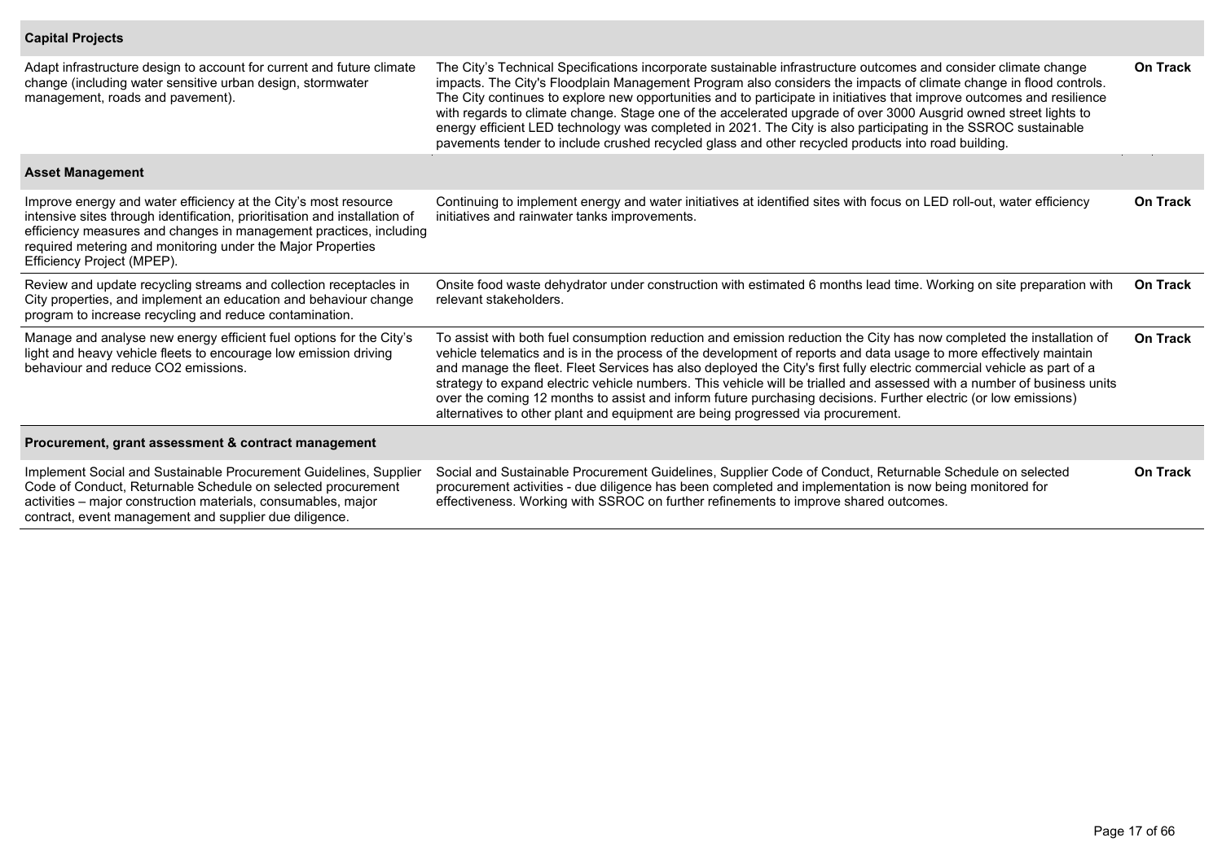| | | |
|---|---|---|
| **Capital Projects** | | |
| Adapt infrastructure design to account for current and future climate change (including water sensitive urban design, stormwater management, roads and pavement). | The City's Technical Specifications incorporate sustainable infrastructure outcomes and consider climate change impacts. The City's Floodplain Management Program also considers the impacts of climate change in flood controls. The City continues to explore new opportunities and to participate in initiatives that improve outcomes and resilience with regards to climate change. Stage one of the accelerated upgrade of over 3000 Ausgrid owned street lights to energy efficient LED technology was completed in 2021. The City is also participating in the SSROC sustainable pavements tender to include crushed recycled glass and other recycled products into road building. | **On Track** |
| **Asset Management** | | |
| Improve energy and water efficiency at the City's most resource intensive sites through identification, prioritisation and installation of efficiency measures and changes in management practices, including required metering and monitoring under the Major Properties Efficiency Project (MPEP). | Continuing to implement energy and water initiatives at identified sites with focus on LED roll-out, water efficiency initiatives and rainwater tanks improvements. | **On Track** |
| Review and update recycling streams and collection receptacles in City properties, and implement an education and behaviour change program to increase recycling and reduce contamination. | Onsite food waste dehydrator under construction with estimated 6 months lead time. Working on site preparation with relevant stakeholders. | **On Track** |
| Manage and analyse new energy efficient fuel options for the City's light and heavy vehicle fleets to encourage low emission driving behaviour and reduce CO2 emissions. | To assist with both fuel consumption reduction and emission reduction the City has now completed the installation of vehicle telematics and is in the process of the development of reports and data usage to more effectively maintain and manage the fleet. Fleet Services has also deployed the City's first fully electric commercial vehicle as part of a strategy to expand electric vehicle numbers. This vehicle will be trialled and assessed with a number of business units over the coming 12 months to assist and inform future purchasing decisions. Further electric (or low emissions) alternatives to other plant and equipment are being progressed via procurement. | **On Track** |
| **Procurement, grant assessment & contract management** | | |
| Implement Social and Sustainable Procurement Guidelines, Supplier Code of Conduct, Returnable Schedule on selected procurement activities – major construction materials, consumables, major contract, event management and supplier due diligence. | Social and Sustainable Procurement Guidelines, Supplier Code of Conduct, Returnable Schedule on selected procurement activities - due diligence has been completed and implementation is now being monitored for effectiveness. Working with SSROC on further refinements to improve shared outcomes. | **On Track** |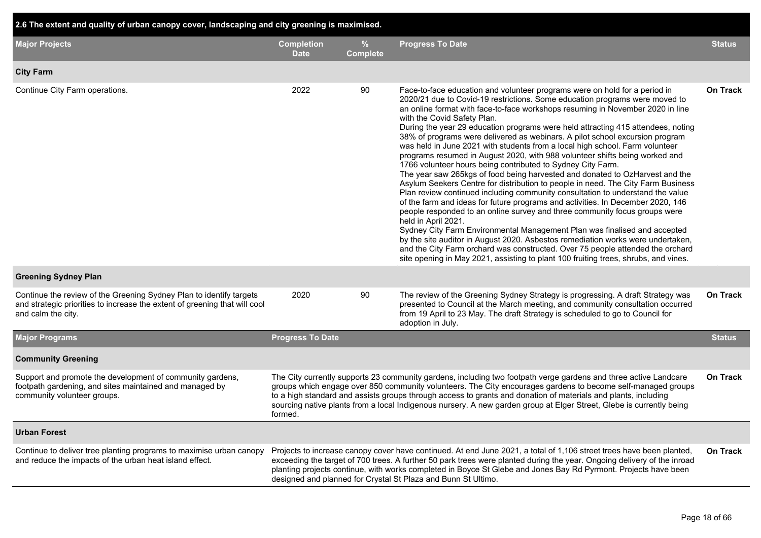## 2.6 The extent and quality of urban canopy cover, landscaping and city greening is maximised.

| Major Projects | Completion Date | % Complete | Progress To Date | Status |
|---|---|---|---|---|
| **City Farm** | | | | |
| Continue City Farm operations. | 2022 | 90 | Face-to-face education and volunteer programs were on hold for a period in 2020/21 due to Covid-19 restrictions. Some education programs were moved to an online format with face-to-face workshops resuming in November 2020 in line with the Covid Safety Plan. During the year 29 education programs were held attracting 415 attendees, noting 38% of programs were delivered as webinars. A pilot school excursion program was held in June 2021 with students from a local high school. Farm volunteer programs resumed in August 2020, with 988 volunteer shifts being worked and 1766 volunteer hours being contributed to Sydney City Farm. The year saw 265kgs of food being harvested and donated to OzHarvest and the Asylum Seekers Centre for distribution to people in need. The City Farm Business Plan review continued including community consultation to understand the value of the farm and ideas for future programs and activities. In December 2020, 146 people responded to an online survey and three community focus groups were held in April 2021. Sydney City Farm Environmental Management Plan was finalised and accepted by the site auditor in August 2020. Asbestos remediation works were undertaken, and the City Farm orchard was constructed. Over 75 people attended the orchard site opening in May 2021, assisting to plant 100 fruiting trees, shrubs, and vines. | On Track |
| **Greening Sydney Plan** | | | | |
| Continue the review of the Greening Sydney Plan to identify targets and strategic priorities to increase the extent of greening that will cool and calm the city. | 2020 | 90 | The review of the Greening Sydney Strategy is progressing. A draft Strategy was presented to Council at the March meeting, and community consultation occurred from 19 April to 23 May. The draft Strategy is scheduled to go to Council for adoption in July. | On Track |

| Major Programs | Progress To Date | Status |
|---|---|---|
| **Community Greening** | | |
| Support and promote the development of community gardens, footpath gardening, and sites maintained and managed by community volunteer groups. | The City currently supports 23 community gardens, including two footpath verge gardens and three active Landcare groups which engage over 850 community volunteers. The City encourages gardens to become self-managed groups to a high standard and assists groups through access to grants and donation of materials and plants, including sourcing native plants from a local Indigenous nursery. A new garden group at Elger Street, Glebe is currently being formed. | On Track |
| **Urban Forest** | | |
| Continue to deliver tree planting programs to maximise urban canopy and reduce the impacts of the urban heat island effect. | Projects to increase canopy cover have continued. At end June 2021, a total of 1,106 street trees have been planted, exceeding the target of 700 trees. A further 50 park trees were planted during the year. Ongoing delivery of the inroad planting projects continue, with works completed in Boyce St Glebe and Jones Bay Rd Pyrmont. Projects have been designed and planned for Crystal St Plaza and Bunn St Ultimo. | On Track |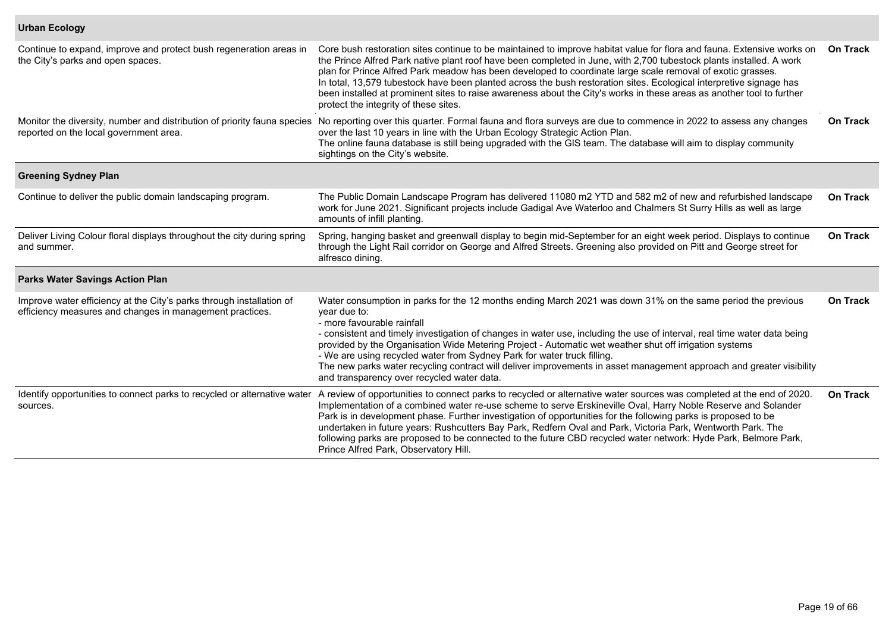| | | |
|---|---|---|
| **Urban Ecology** | | |
| Continue to expand, improve and protect bush regeneration areas in the City's parks and open spaces. | Core bush restoration sites continue to be maintained to improve habitat value for flora and fauna. Extensive works on the Prince Alfred Park native plant roof have been completed in June, with 2,700 tubestock plants installed. A work plan for Prince Alfred Park meadow has been developed to coordinate large scale removal of exotic grasses.<br>In total, 13,579 tubestock have been planted across the bush restoration sites. Ecological interpretive signage has been installed at prominent sites to raise awareness about the City's works in these areas as another tool to further protect the integrity of these sites. | **On Track** |
| Monitor the diversity, number and distribution of priority fauna species reported on the local government area. | No reporting over this quarter. Formal fauna and flora surveys are due to commence in 2022 to assess any changes over the last 10 years in line with the Urban Ecology Strategic Action Plan.<br>The online fauna database is still being upgraded with the GIS team. The database will aim to display community sightings on the City's website. | **On Track** |
| **Greening Sydney Plan** | | |
| Continue to deliver the public domain landscaping program. | The Public Domain Landscape Program has delivered 11080 m2 YTD and 582 m2 of new and refurbished landscape work for June 2021. Significant projects include Gadigal Ave Waterloo and Chalmers St Surry Hills as well as large amounts of infill planting. | **On Track** |
| Deliver Living Colour floral displays throughout the city during spring and summer. | Spring, hanging basket and greenwall display to begin mid-September for an eight week period. Displays to continue through the Light Rail corridor on George and Alfred Streets. Greening also provided on Pitt and George street for alfresco dining. | **On Track** |
| **Parks Water Savings Action Plan** | | |
| Improve water efficiency at the City's parks through installation of efficiency measures and changes in management practices. | Water consumption in parks for the 12 months ending March 2021 was down 31% on the same period the previous year due to:<br>- more favourable rainfall<br>- consistent and timely investigation of changes in water use, including the use of interval, real time water data being provided by the Organisation Wide Metering Project - Automatic wet weather shut off irrigation systems<br>- We are using recycled water from Sydney Park for water truck filling.<br>The new parks water recycling contract will deliver improvements in asset management approach and greater visibility and transparency over recycled water data. | **On Track** |
| Identify opportunities to connect parks to recycled or alternative water sources. | A review of opportunities to connect parks to recycled or alternative water sources was completed at the end of 2020. Implementation of a combined water re-use scheme to serve Erskineville Oval, Harry Noble Reserve and Solander Park is in development phase. Further investigation of opportunities for the following parks is proposed to be undertaken in future years: Rushcutters Bay Park, Redfern Oval and Park, Victoria Park, Wentworth Park. The following parks are proposed to be connected to the future CBD recycled water network: Hyde Park, Belmore Park, Prince Alfred Park, Observatory Hill. | **On Track** |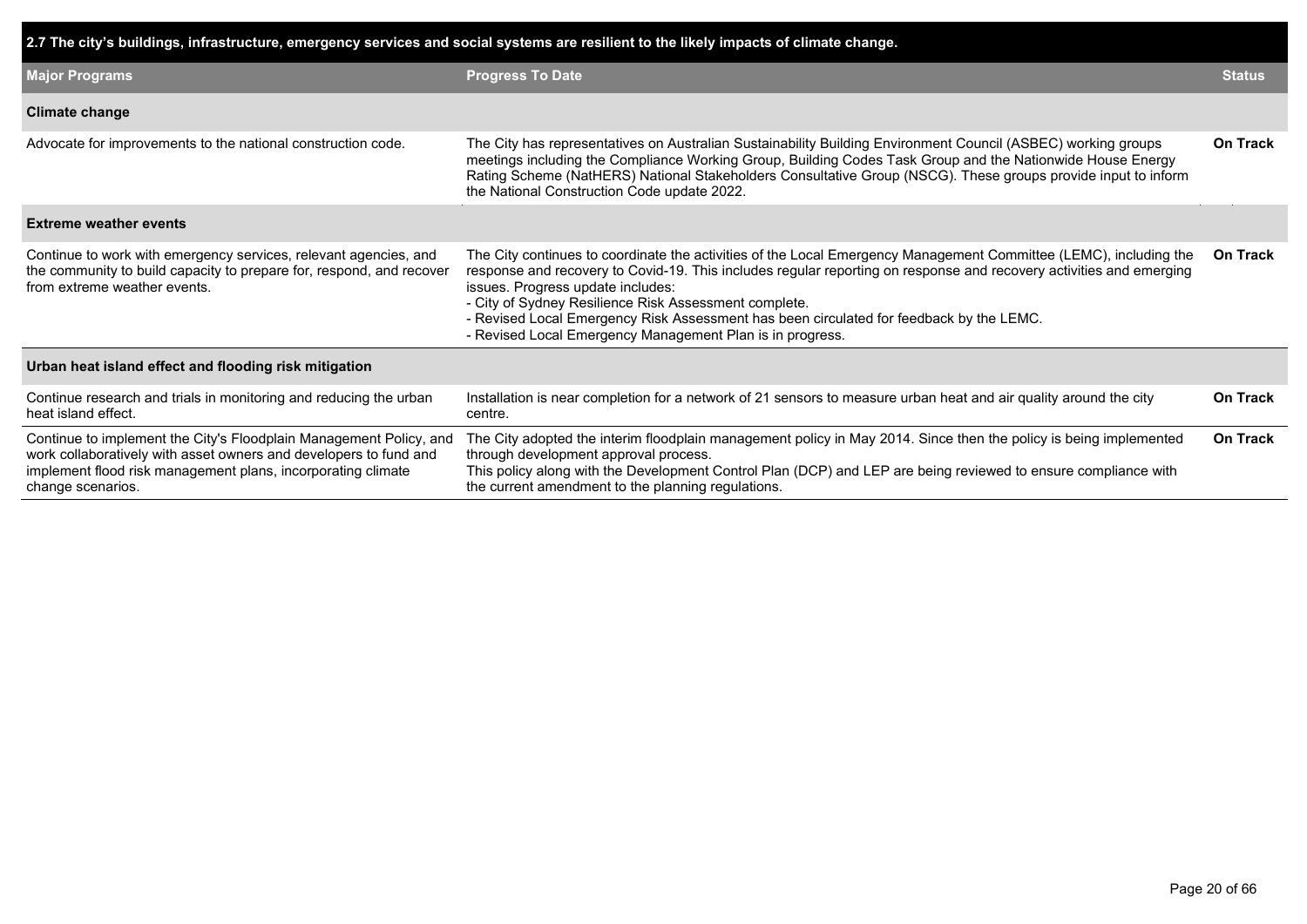| 2.7 The city's buildings, infrastructure, emergency services and social systems are resilient to the likely impacts of climate change. | | |
|---|---|---|
| **Major Programs** | **Progress To Date** | **Status** |
| **Climate change** | | |
| Advocate for improvements to the national construction code. | The City has representatives on Australian Sustainability Building Environment Council (ASBEC) working groups meetings including the Compliance Working Group, Building Codes Task Group and the Nationwide House Energy Rating Scheme (NatHERS) National Stakeholders Consultative Group (NSCG). These groups provide input to inform the National Construction Code update 2022. | **On Track** |
| **Extreme weather events** | | |
| Continue to work with emergency services, relevant agencies, and the community to build capacity to prepare for, respond, and recover from extreme weather events. | The City continues to coordinate the activities of the Local Emergency Management Committee (LEMC), including the response and recovery to Covid-19. This includes regular reporting on response and recovery activities and emerging issues. Progress update includes:<br>- City of Sydney Resilience Risk Assessment complete.<br>- Revised Local Emergency Risk Assessment has been circulated for feedback by the LEMC.<br>- Revised Local Emergency Management Plan is in progress. | **On Track** |
| **Urban heat island effect and flooding risk mitigation** | | |
| Continue research and trials in monitoring and reducing the urban heat island effect. | Installation is near completion for a network of 21 sensors to measure urban heat and air quality around the city centre. | **On Track** |
| Continue to implement the City's Floodplain Management Policy, and work collaboratively with asset owners and developers to fund and implement flood risk management plans, incorporating climate change scenarios. | The City adopted the interim floodplain management policy in May 2014. Since then the policy is being implemented through development approval process.<br>This policy along with the Development Control Plan (DCP) and LEP are being reviewed to ensure compliance with the current amendment to the planning regulations. | **On Track** |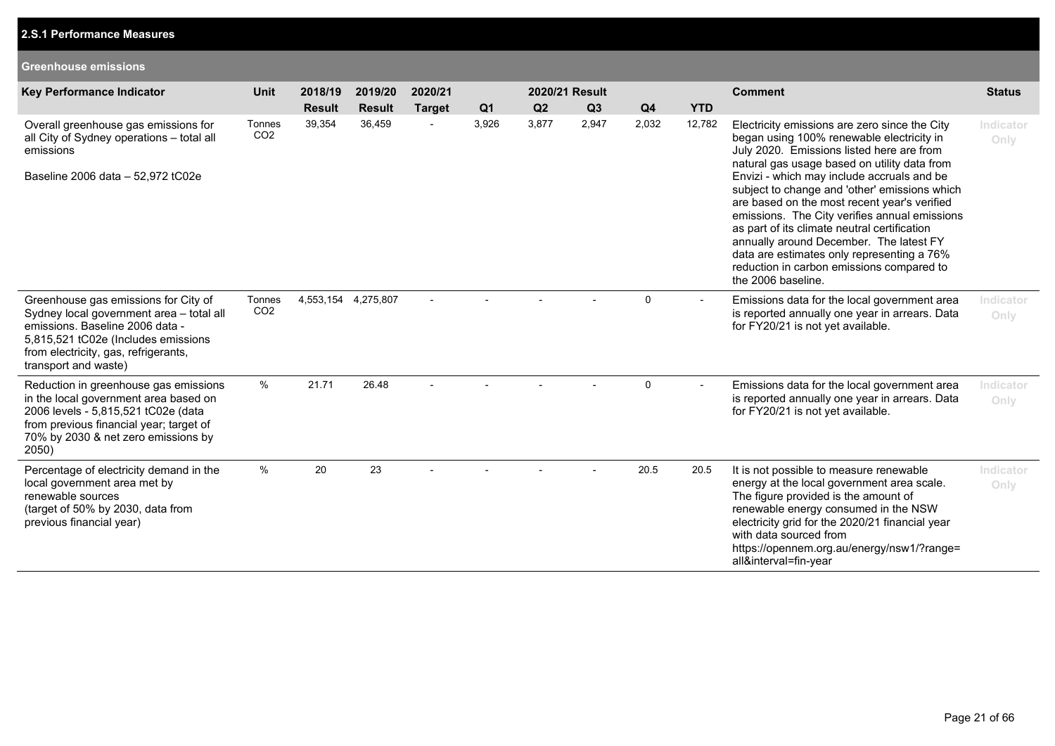## 2.S.1 Performance Measures

### Greenhouse emissions

| Key Performance Indicator | Unit | 2018/19 Result | 2019/20 Result | 2020/21 Target | 2020/21 Result Q1 | Q2 | Q3 | Q4 | YTD | Comment | Status |
|---|---|---|---|---|---|---|---|---|---|---|---|
| Overall greenhouse gas emissions for all City of Sydney operations – total all emissions<br><br>Baseline 2006 data – 52,972 tC02e | Tonnes $CO_2$ | 39,354 | 36,459 | - | 3,926 | 3,877 | 2,947 | 2,032 | 12,782 | Electricity emissions are zero since the City began using 100% renewable electricity in July 2020. Emissions listed here are from natural gas usage based on utility data from Envizi - which may include accruals and be subject to change and 'other' emissions which are based on the most recent year's verified emissions. The City verifies annual emissions as part of its climate neutral certification annually around December. The latest FY data are estimates only representing a 76% reduction in carbon emissions compared to the 2006 baseline. | Indicator Only |
| Greenhouse gas emissions for City of Sydney local government area – total all emissions. Baseline 2006 data - 5,815,521 tC02e (Includes emissions from electricity, gas, refrigerants, transport and waste) | Tonnes $CO_2$ | 4,553,154 | 4,275,807 | - | - | - | - | 0 | - | Emissions data for the local government area is reported annually one year in arrears. Data for FY20/21 is not yet available. | Indicator Only |
| Reduction in greenhouse gas emissions in the local government area based on 2006 levels - 5,815,521 tC02e (data from previous financial year; target of 70% by 2030 & net zero emissions by 2050) | % | 21.71 | 26.48 | - | - | - | - | 0 | - | Emissions data for the local government area is reported annually one year in arrears. Data for FY20/21 is not yet available. | Indicator Only |
| Percentage of electricity demand in the local government area met by renewable sources (target of 50% by 2030, data from previous financial year) | % | 20 | 23 | - | - | - | - | 20.5 | 20.5 | It is not possible to measure renewable energy at the local government area scale. The figure provided is the amount of renewable energy consumed in the NSW electricity grid for the 2020/21 financial year with data sourced from https://opennem.org.au/energy/nsw1/?range=all&interval=fin-year | Indicator Only |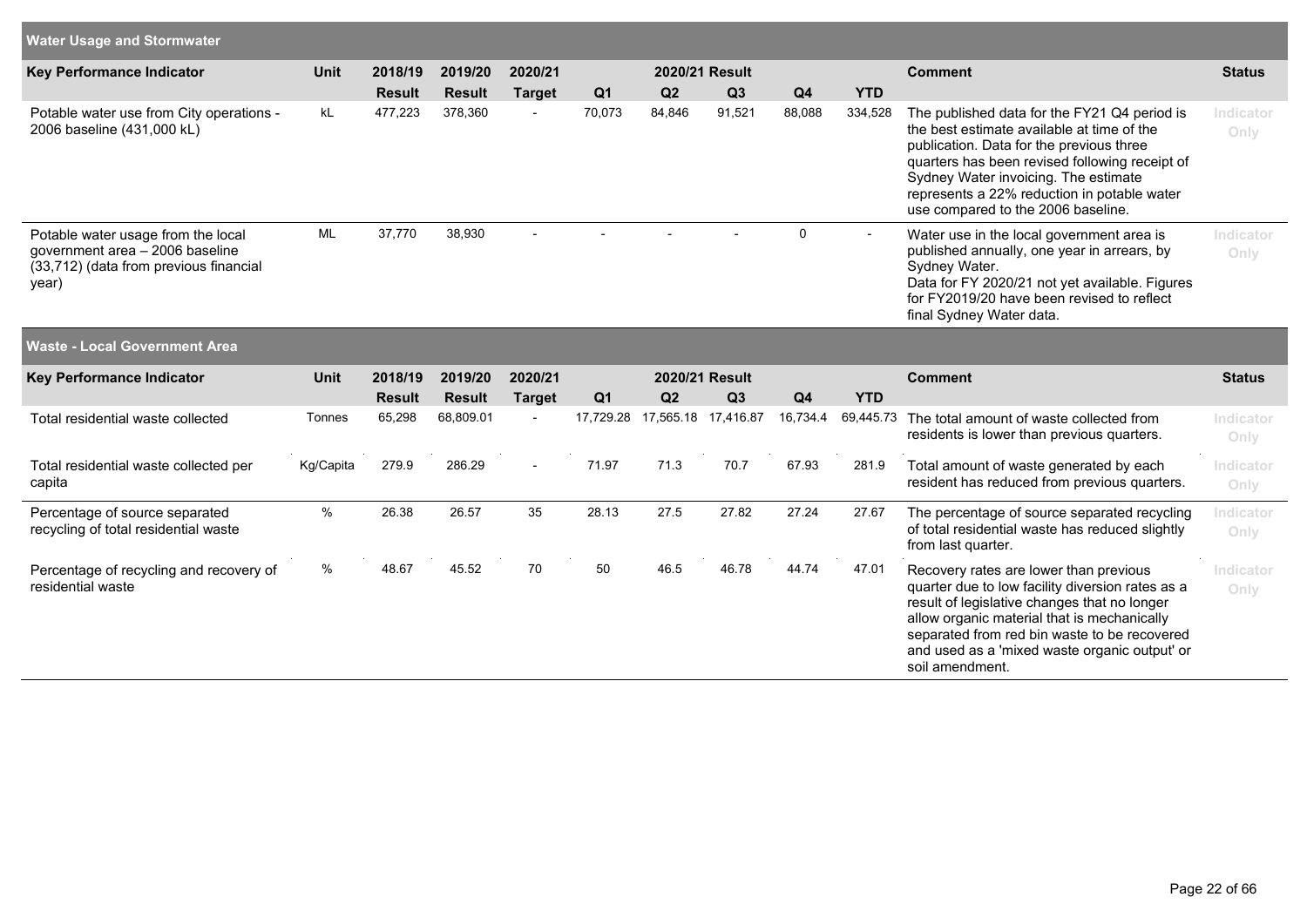## Water Usage and Stormwater

| Key Performance Indicator | Unit | 2018/19 Result | 2019/20 Result | 2020/21 Target | 2020/21 Result Q1 | Q2 | Q3 | Q4 | YTD | Comment | Status |
|---|---|---|---|---|---|---|---|---|---|---|---|
| Potable water use from City operations - 2006 baseline (431,000 kL) | kL | 477,223 | 378,360 | - | 70,073 | 84,846 | 91,521 | 88,088 | 334,528 | The published data for the FY21 Q4 period is the best estimate available at time of the publication. Data for the previous three quarters has been revised following receipt of Sydney Water invoicing. The estimate represents a 22% reduction in potable water use compared to the 2006 baseline. | Indicator Only |
| Potable water usage from the local government area – 2006 baseline (33,712) (data from previous financial year) | ML | 37,770 | 38,930 | - | - | - | - | 0 | - | Water use in the local government area is published annually, one year in arrears, by Sydney Water. Data for FY 2020/21 not yet available. Figures for FY2019/20 have been revised to reflect final Sydney Water data. | Indicator Only |

## Waste - Local Government Area

| Key Performance Indicator | Unit | 2018/19 Result | 2019/20 Result | 2020/21 Target | 2020/21 Result Q1 | Q2 | Q3 | Q4 | YTD | Comment | Status |
|---|---|---|---|---|---|---|---|---|---|---|---|
| Total residential waste collected | Tonnes | 65,298 | 68,809.01 | - | 17,729.28 | 17,565.18 | 17,416.87 | 16,734.4 | 69,445.73 | The total amount of waste collected from residents is lower than previous quarters. | Indicator Only |
| Total residential waste collected per capita | Kg/Capita | 279.9 | 286.29 | - | 71.97 | 71.3 | 70.7 | 67.93 | 281.9 | Total amount of waste generated by each resident has reduced from previous quarters. | Indicator Only |
| Percentage of source separated recycling of total residential waste | % | 26.38 | 26.57 | 35 | 28.13 | 27.5 | 27.82 | 27.24 | 27.67 | The percentage of source separated recycling of total residential waste has reduced slightly from last quarter. | Indicator Only |
| Percentage of recycling and recovery of residential waste | % | 48.67 | 45.52 | 70 | 50 | 46.5 | 46.78 | 44.74 | 47.01 | Recovery rates are lower than previous quarter due to low facility diversion rates as a result of legislative changes that no longer allow organic material that is mechanically separated from red bin waste to be recovered and used as a 'mixed waste organic output' or soil amendment. | Indicator Only |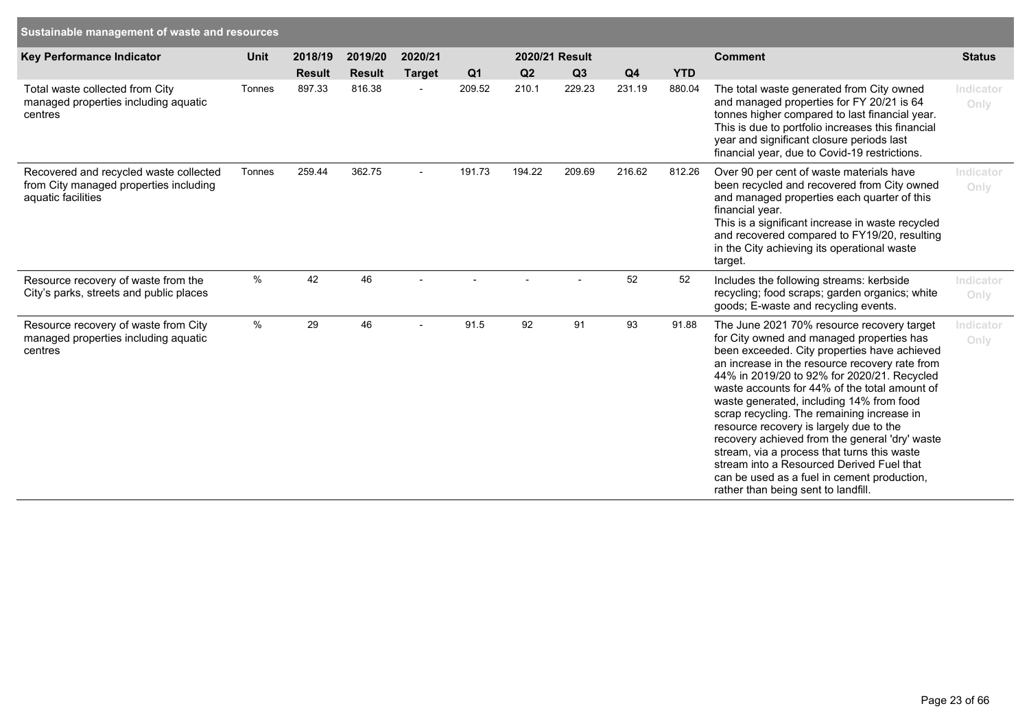## Sustainable management of waste and resources

| Key Performance Indicator | Unit | 2018/19 Result | 2019/20 Result | 2020/21 Target | 2020/21 Result Q1 | Q2 | Q3 | Q4 | YTD | Comment | Status |
|---|---|---|---|---|---|---|---|---|---|---|---|
| Total waste collected from City managed properties including aquatic centres | Tonnes | 897.33 | 816.38 | - | 209.52 | 210.1 | 229.23 | 231.19 | 880.04 | The total waste generated from City owned and managed properties for FY 20/21 is 64 tonnes higher compared to last financial year. This is due to portfolio increases this financial year and significant closure periods last financial year, due to Covid-19 restrictions. | Indicator Only |
| Recovered and recycled waste collected from City managed properties including aquatic facilities | Tonnes | 259.44 | 362.75 | - | 191.73 | 194.22 | 209.69 | 216.62 | 812.26 | Over 90 per cent of waste materials have been recycled and recovered from City owned and managed properties each quarter of this financial year. This is a significant increase in waste recycled and recovered compared to FY19/20, resulting in the City achieving its operational waste target. | Indicator Only |
| Resource recovery of waste from the City's parks, streets and public places | % | 42 | 46 | - | - | - | - | 52 | 52 | Includes the following streams: kerbside recycling; food scraps; garden organics; white goods; E-waste and recycling events. | Indicator Only |
| Resource recovery of waste from City managed properties including aquatic centres | % | 29 | 46 | - | 91.5 | 92 | 91 | 93 | 91.88 | The June 2021 70% resource recovery target for City owned and managed properties has been exceeded. City properties have achieved an increase in the resource recovery rate from 44% in 2019/20 to 92% for 2020/21. Recycled waste accounts for 44% of the total amount of waste generated, including 14% from food scrap recycling. The remaining increase in resource recovery is largely due to the recovery achieved from the general 'dry' waste stream, via a process that turns this waste stream into a Resourced Derived Fuel that can be used as a fuel in cement production, rather than being sent to landfill. | Indicator Only |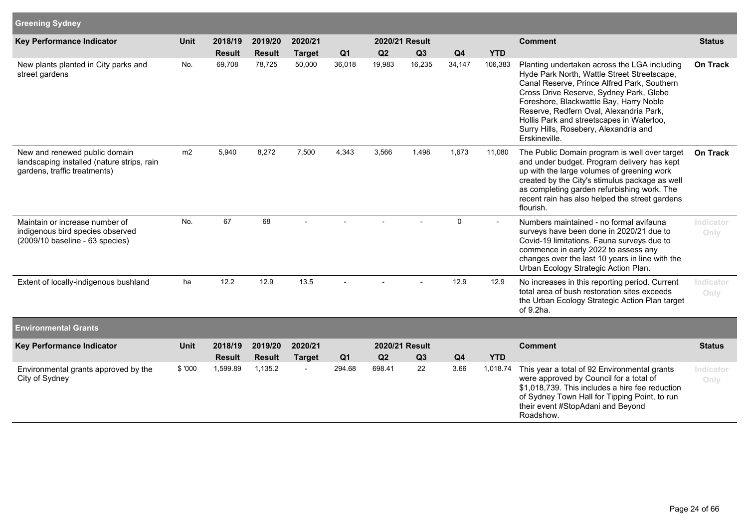## Greening Sydney

| Key Performance Indicator | Unit | 2018/19 Result | 2019/20 Result | 2020/21 Target | 2020/21 Result Q1 | Q2 | Q3 | Q4 | YTD | Comment | Status |
|---|---|---|---|---|---|---|---|---|---|---|---|
| New plants planted in City parks and street gardens | No. | 69,708 | 78,725 | 50,000 | 36,018 | 19,983 | 16,235 | 34,147 | 106,383 | Planting undertaken across the LGA including Hyde Park North, Wattle Street Streetscape, Canal Reserve, Prince Alfred Park, Southern Cross Drive Reserve, Sydney Park, Glebe Foreshore, Blackwattle Bay, Harry Noble Reserve, Redfern Oval, Alexandria Park, Hollis Park and streetscapes in Waterloo, Surry Hills, Rosebery, Alexandria and Erskineville. | On Track |
| New and renewed public domain landscaping installed (nature strips, rain gardens, traffic treatments) | m2 | 5,940 | 8,272 | 7,500 | 4,343 | 3,566 | 1,498 | 1,673 | 11,080 | The Public Domain program is well over target and under budget. Program delivery has kept up with the large volumes of greening work created by the City's stimulus package as well as completing garden refurbishing work. The recent rain has also helped the street gardens flourish. | On Track |
| Maintain or increase number of indigenous bird species observed (2009/10 baseline - 63 species) | No. | 67 | 68 | - | - | - | - | 0 | - | Numbers maintained - no formal avifauna surveys have been done in 2020/21 due to Covid-19 limitations. Fauna surveys due to commence in early 2022 to assess any changes over the last 10 years in line with the Urban Ecology Strategic Action Plan. | Indicator Only |
| Extent of locally-indigenous bushland | ha | 12.2 | 12.9 | 13.5 | - | - | - | 12.9 | 12.9 | No increases in this reporting period. Current total area of bush restoration sites exceeds the Urban Ecology Strategic Action Plan target of 9.2ha. | Indicator Only |

## Environmental Grants

| Key Performance Indicator | Unit | 2018/19 Result | 2019/20 Result | 2020/21 Target | 2020/21 Result Q1 | Q2 | Q3 | Q4 | YTD | Comment | Status |
|---|---|---|---|---|---|---|---|---|---|---|---|
| Environmental grants approved by the City of Sydney | $ '000 | 1,599.89 | 1,135.2 | - | 294.68 | 698.41 | 22 | 3.66 | 1,018.74 | This year a total of 92 Environmental grants were approved by Council for a total of $1,018,739. This includes a hire fee reduction of Sydney Town Hall for Tipping Point, to run their event #StopAdani and Beyond Roadshow. | Indicator Only |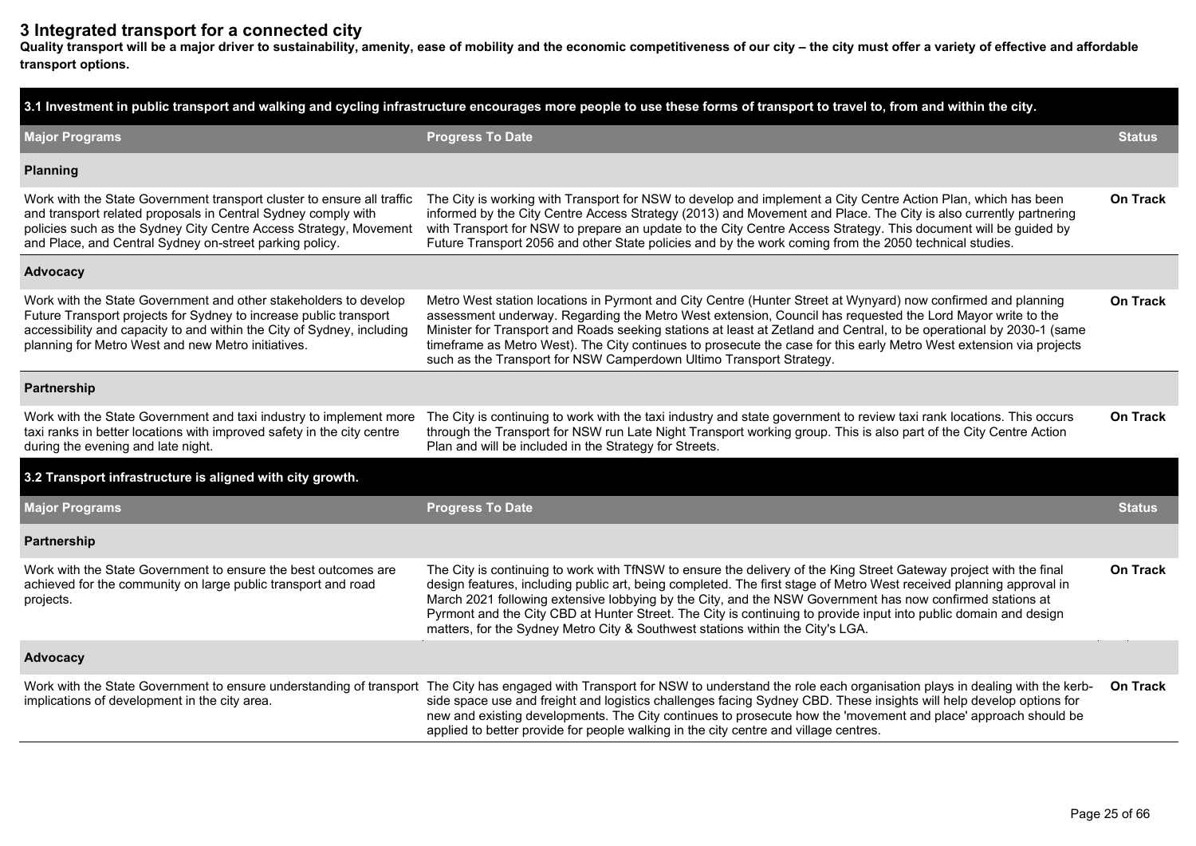## 3 Integrated transport for a connected city

**Quality transport will be a major driver to sustainability, amenity, ease of mobility and the economic competitiveness of our city – the city must offer a variety of effective and affordable transport options.**

| 3.1 Investment in public transport and walking and cycling infrastructure encourages more people to use these forms of transport to travel to, from and within the city. | | |
|---|---|---|
| **Major Programs** | **Progress To Date** | **Status** |
| **Planning** | | |
| Work with the State Government transport cluster to ensure all traffic and transport related proposals in Central Sydney comply with policies such as the Sydney City Centre Access Strategy, Movement and Place, and Central Sydney on-street parking policy. | The City is working with Transport for NSW to develop and implement a City Centre Action Plan, which has been informed by the City Centre Access Strategy (2013) and Movement and Place. The City is also currently partnering with Transport for NSW to prepare an update to the City Centre Access Strategy. This document will be guided by Future Transport 2056 and other State policies and by the work coming from the 2050 technical studies. | On Track |
| **Advocacy** | | |
| Work with the State Government and other stakeholders to develop Future Transport projects for Sydney to increase public transport accessibility and capacity to and within the City of Sydney, including planning for Metro West and new Metro initiatives. | Metro West station locations in Pyrmont and City Centre (Hunter Street at Wynyard) now confirmed and planning assessment underway. Regarding the Metro West extension, Council has requested the Lord Mayor write to the Minister for Transport and Roads seeking stations at least at Zetland and Central, to be operational by 2030-1 (same timeframe as Metro West). The City continues to prosecute the case for this early Metro West extension via projects such as the Transport for NSW Camperdown Ultimo Transport Strategy. | On Track |
| **Partnership** | | |
| Work with the State Government and taxi industry to implement more taxi ranks in better locations with improved safety in the city centre during the evening and late night. | The City is continuing to work with the taxi industry and state government to review taxi rank locations. This occurs through the Transport for NSW run Late Night Transport working group. This is also part of the City Centre Action Plan and will be included in the Strategy for Streets. | On Track |

| 3.2 Transport infrastructure is aligned with city growth. | | |
|---|---|---|
| **Major Programs** | **Progress To Date** | **Status** |
| **Partnership** | | |
| Work with the State Government to ensure the best outcomes are achieved for the community on large public transport and road projects. | The City is continuing to work with TfNSW to ensure the delivery of the King Street Gateway project with the final design features, including public art, being completed. The first stage of Metro West received planning approval in March 2021 following extensive lobbying by the City, and the NSW Government has now confirmed stations at Pyrmont and the City CBD at Hunter Street. The City is continuing to provide input into public domain and design matters, for the Sydney Metro City & Southwest stations within the City's LGA. | On Track |
| **Advocacy** | | |
| Work with the State Government to ensure understanding of transport implications of development in the city area. | The City has engaged with Transport for NSW to understand the role each organisation plays in dealing with the kerb-side space use and freight and logistics challenges facing Sydney CBD. These insights will help develop options for new and existing developments. The City continues to prosecute how the 'movement and place' approach should be applied to better provide for people walking in the city centre and village centres. | On Track |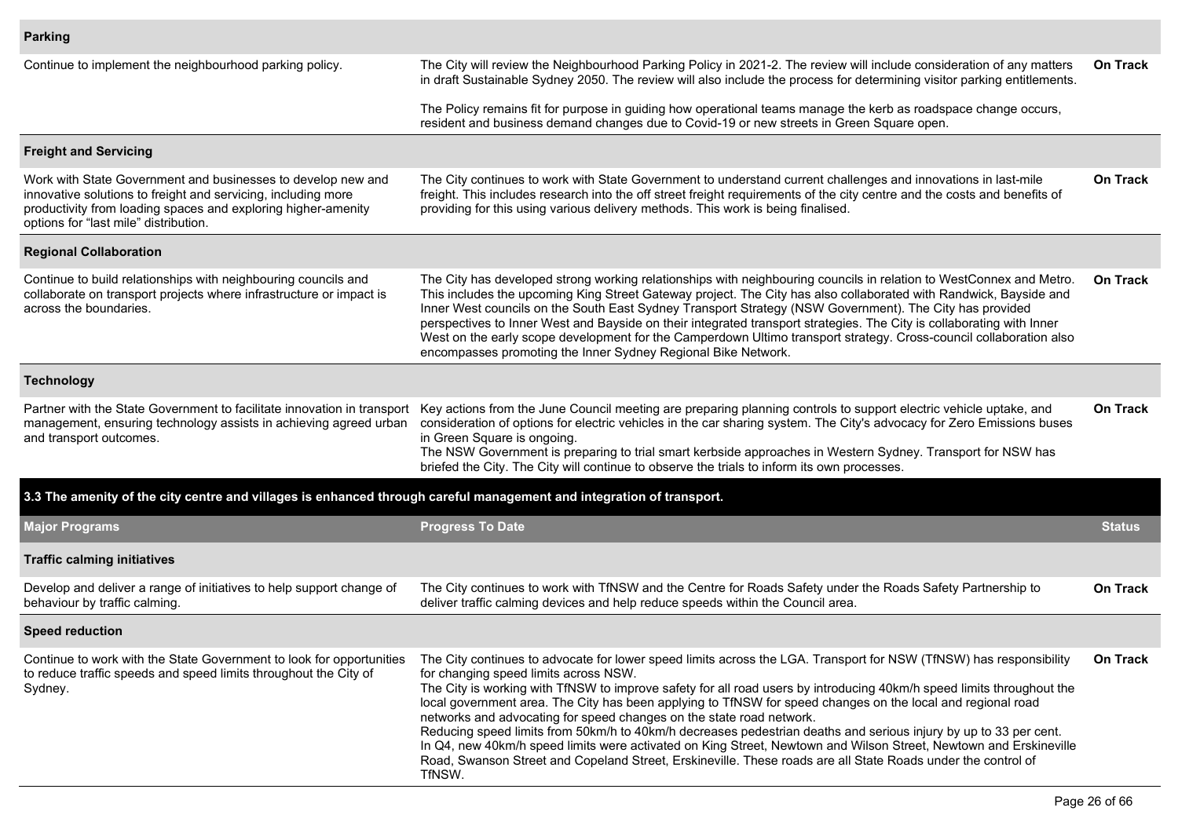| | | |
|---|---|---|
| **Parking** | | |
| Continue to implement the neighbourhood parking policy. | The City will review the Neighbourhood Parking Policy in 2021-2. The review will include consideration of any matters in draft Sustainable Sydney 2050. The review will also include the process for determining visitor parking entitlements.<br><br>The Policy remains fit for purpose in guiding how operational teams manage the kerb as roadspace change occurs, resident and business demand changes due to Covid-19 or new streets in Green Square open. | **On Track** |
| **Freight and Servicing** | | |
| Work with State Government and businesses to develop new and innovative solutions to freight and servicing, including more productivity from loading spaces and exploring higher-amenity options for "last mile" distribution. | The City continues to work with State Government to understand current challenges and innovations in last-mile freight. This includes research into the off street freight requirements of the city centre and the costs and benefits of providing for this using various delivery methods. This work is being finalised. | **On Track** |
| **Regional Collaboration** | | |
| Continue to build relationships with neighbouring councils and collaborate on transport projects where infrastructure or impact is across the boundaries. | The City has developed strong working relationships with neighbouring councils in relation to WestConnex and Metro. This includes the upcoming King Street Gateway project. The City has also collaborated with Randwick, Bayside and Inner West councils on the South East Sydney Transport Strategy (NSW Government). The City has provided perspectives to Inner West and Bayside on their integrated transport strategies. The City is collaborating with Inner West on the early scope development for the Camperdown Ultimo transport strategy. Cross-council collaboration also encompasses promoting the Inner Sydney Regional Bike Network. | **On Track** |
| **Technology** | | |
| Partner with the State Government to facilitate innovation in transport management, ensuring technology assists in achieving agreed urban and transport outcomes. | Key actions from the June Council meeting are preparing planning controls to support electric vehicle uptake, and consideration of options for electric vehicles in the car sharing system. The City's advocacy for Zero Emissions buses in Green Square is ongoing.<br>The NSW Government is preparing to trial smart kerbside approaches in Western Sydney. Transport for NSW has briefed the City. The City will continue to observe the trials to inform its own processes. | **On Track** |

**3.3 The amenity of the city centre and villages is enhanced through careful management and integration of transport.**

| Major Programs | Progress To Date | Status |
|---|---|---|
| **Traffic calming initiatives** | | |
| Develop and deliver a range of initiatives to help support change of behaviour by traffic calming. | The City continues to work with TfNSW and the Centre for Roads Safety under the Roads Safety Partnership to deliver traffic calming devices and help reduce speeds within the Council area. | **On Track** |
| **Speed reduction** | | |
| Continue to work with the State Government to look for opportunities to reduce traffic speeds and speed limits throughout the City of Sydney. | The City continues to advocate for lower speed limits across the LGA. Transport for NSW (TfNSW) has responsibility for changing speed limits across NSW.<br>The City is working with TfNSW to improve safety for all road users by introducing 40km/h speed limits throughout the local government area. The City has been applying to TfNSW for speed changes on the local and regional road networks and advocating for speed changes on the state road network.<br>Reducing speed limits from 50km/h to 40km/h decreases pedestrian deaths and serious injury by up to 33 per cent.<br>In Q4, new 40km/h speed limits were activated on King Street, Newtown and Wilson Street, Newtown and Erskineville Road, Swanson Street and Copeland Street, Erskineville. These roads are all State Roads under the control of TfNSW. | **On Track** |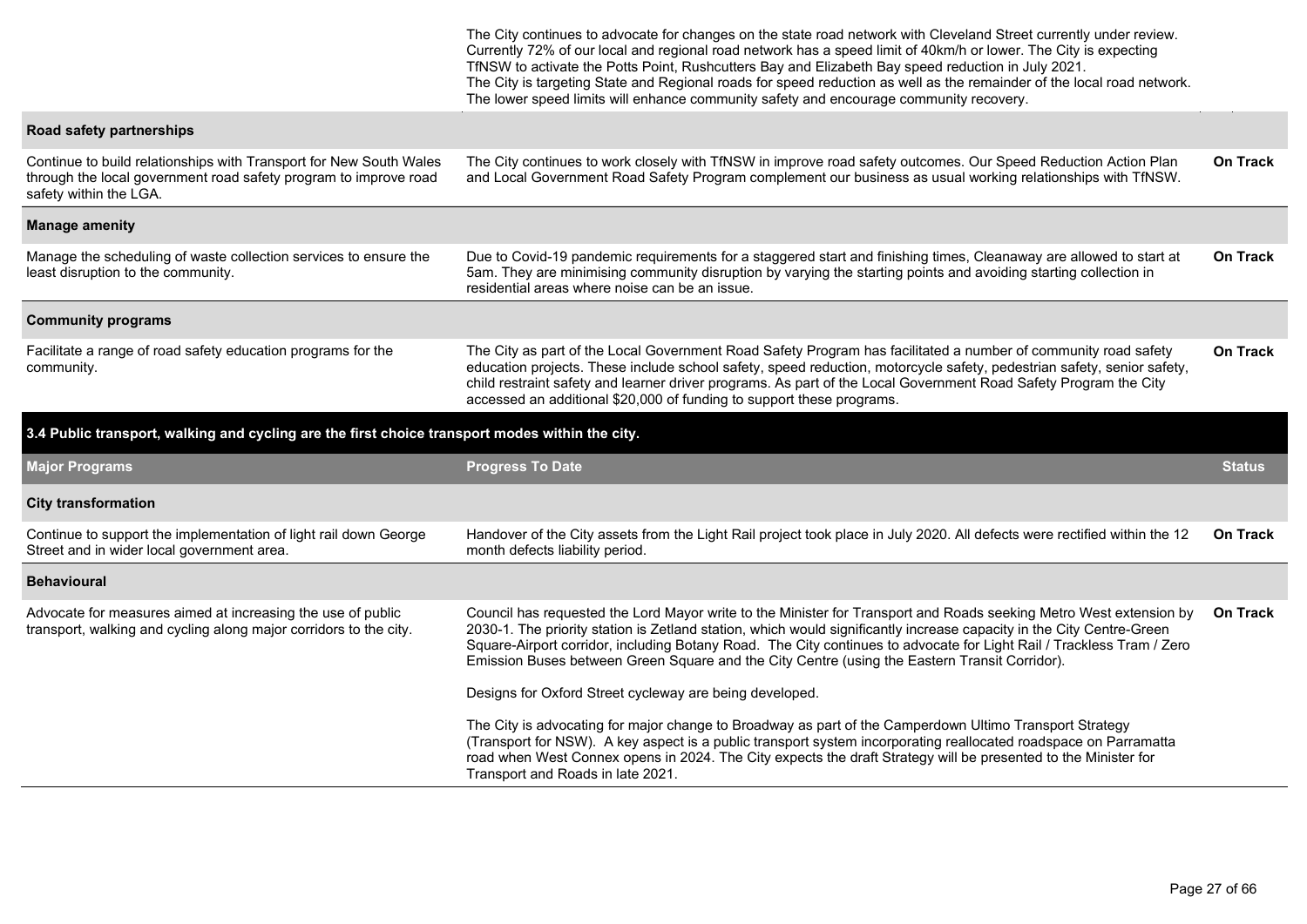| | | |
|---|---|---|
| | The City continues to advocate for changes on the state road network with Cleveland Street currently under review. Currently 72% of our local and regional road network has a speed limit of 40km/h or lower. The City is expecting TfNSW to activate the Potts Point, Rushcutters Bay and Elizabeth Bay speed reduction in July 2021. The City is targeting State and Regional roads for speed reduction as well as the remainder of the local road network. The lower speed limits will enhance community safety and encourage community recovery. | |
| **Road safety partnerships** | | |
| Continue to build relationships with Transport for New South Wales through the local government road safety program to improve road safety within the LGA. | The City continues to work closely with TfNSW in improve road safety outcomes. Our Speed Reduction Action Plan and Local Government Road Safety Program complement our business as usual working relationships with TfNSW. | **On Track** |
| **Manage amenity** | | |
| Manage the scheduling of waste collection services to ensure the least disruption to the community. | Due to Covid-19 pandemic requirements for a staggered start and finishing times, Cleanaway are allowed to start at 5am. They are minimising community disruption by varying the starting points and avoiding starting collection in residential areas where noise can be an issue. | **On Track** |
| **Community programs** | | |
| Facilitate a range of road safety education programs for the community. | The City as part of the Local Government Road Safety Program has facilitated a number of community road safety education projects. These include school safety, speed reduction, motorcycle safety, pedestrian safety, senior safety, child restraint safety and learner driver programs. As part of the Local Government Road Safety Program the City accessed an additional $20,000 of funding to support these programs. | **On Track** |

**3.4 Public transport, walking and cycling are the first choice transport modes within the city.**

| Major Programs | Progress To Date | Status |
|---|---|---|
| **City transformation** | | |
| Continue to support the implementation of light rail down George Street and in wider local government area. | Handover of the City assets from the Light Rail project took place in July 2020. All defects were rectified within the 12 month defects liability period. | **On Track** |
| **Behavioural** | | |
| Advocate for measures aimed at increasing the use of public transport, walking and cycling along major corridors to the city. | Council has requested the Lord Mayor write to the Minister for Transport and Roads seeking Metro West extension by 2030-1. The priority station is Zetland station, which would significantly increase capacity in the City Centre-Green Square-Airport corridor, including Botany Road. The City continues to advocate for Light Rail / Trackless Tram / Zero Emission Buses between Green Square and the City Centre (using the Eastern Transit Corridor).<br><br>Designs for Oxford Street cycleway are being developed.<br><br>The City is advocating for major change to Broadway as part of the Camperdown Ultimo Transport Strategy (Transport for NSW). A key aspect is a public transport system incorporating reallocated roadspace on Parramatta road when West Connex opens in 2024. The City expects the draft Strategy will be presented to the Minister for Transport and Roads in late 2021. | **On Track** |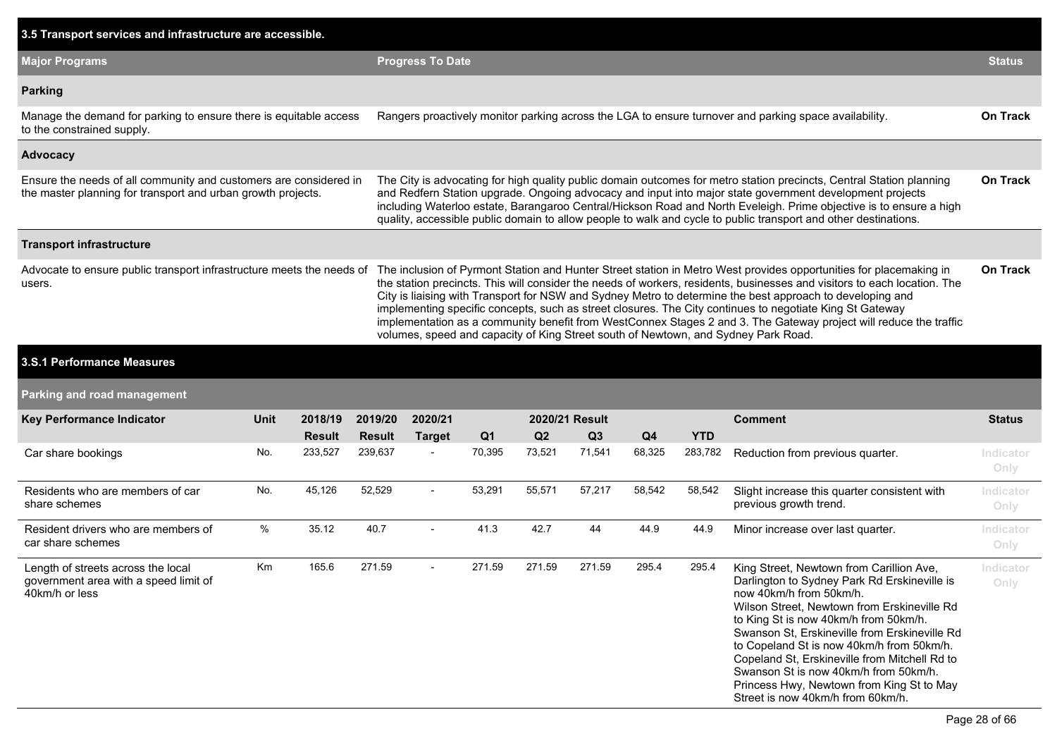## 3.5 Transport services and infrastructure are accessible.

| Major Programs | Progress To Date | Status |
|---|---|---|
| **Parking** | | |
| Manage the demand for parking to ensure there is equitable access to the constrained supply. | Rangers proactively monitor parking across the LGA to ensure turnover and parking space availability. | **On Track** |
| **Advocacy** | | |
| Ensure the needs of all community and customers are considered in the master planning for transport and urban growth projects. | The City is advocating for high quality public domain outcomes for metro station precincts, Central Station planning and Redfern Station upgrade. Ongoing advocacy and input into major state government development projects including Waterloo estate, Barangaroo Central/Hickson Road and North Eveleigh. Prime objective is to ensure a high quality, accessible public domain to allow people to walk and cycle to public transport and other destinations. | **On Track** |
| **Transport infrastructure** | | |
| Advocate to ensure public transport infrastructure meets the needs of users. | The inclusion of Pyrmont Station and Hunter Street station in Metro West provides opportunities for placemaking in the station precincts. This will consider the needs of workers, residents, businesses and visitors to each location. The City is liaising with Transport for NSW and Sydney Metro to determine the best approach to developing and implementing specific concepts, such as street closures. The City continues to negotiate King St Gateway implementation as a community benefit from WestConnex Stages 2 and 3. The Gateway project will reduce the traffic volumes, speed and capacity of King Street south of Newtown, and Sydney Park Road. | **On Track** |

## 3.S.1 Performance Measures

### Parking and road management

| Key Performance Indicator | Unit | 2018/19 Result | 2019/20 Result | 2020/21 Target | 2020/21 Result Q1 | Q2 | Q3 | Q4 | YTD | Comment | Status |
|---|---|---|---|---|---|---|---|---|---|---|---|
| Car share bookings | No. | 233,527 | 239,637 | - | 70,395 | 73,521 | 71,541 | 68,325 | 283,782 | Reduction from previous quarter. | Indicator Only |
| Residents who are members of car share schemes | No. | 45,126 | 52,529 | - | 53,291 | 55,571 | 57,217 | 58,542 | 58,542 | Slight increase this quarter consistent with previous growth trend. | Indicator Only |
| Resident drivers who are members of car share schemes | % | 35.12 | 40.7 | - | 41.3 | 42.7 | 44 | 44.9 | 44.9 | Minor increase over last quarter. | Indicator Only |
| Length of streets across the local government area with a speed limit of 40km/h or less | Km | 165.6 | 271.59 | - | 271.59 | 271.59 | 271.59 | 295.4 | 295.4 | King Street, Newtown from Carillion Ave, Darlington to Sydney Park Rd Erskineville is now 40km/h from 50km/h. Wilson Street, Newtown from Erskineville Rd to King St is now 40km/h from 50km/h. Swanson St, Erskineville from Erskineville Rd to Copeland St is now 40km/h from 50km/h. Copeland St, Erskineville from Mitchell Rd to Swanson St is now 40km/h from 50km/h. Princess Hwy, Newtown from King St to May Street is now 40km/h from 60km/h. | Indicator Only |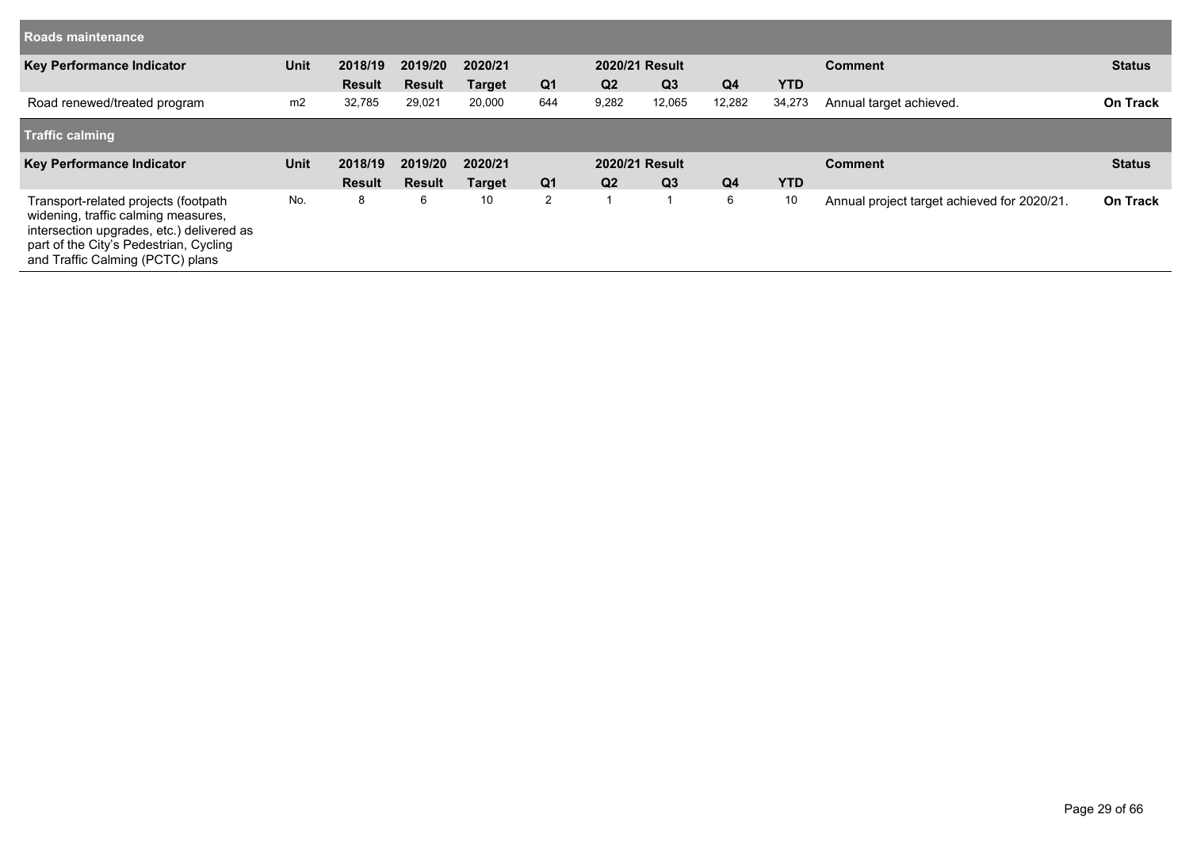## Roads maintenance

| Key Performance Indicator | Unit | 2018/19 Result | 2019/20 Result | 2020/21 Target | 2020/21 Result Q1 | Q2 | Q3 | Q4 | YTD | Comment | Status |
|---|---|---|---|---|---|---|---|---|---|---|---|
| Road renewed/treated program | m2 | 32,785 | 29,021 | 20,000 | 644 | 9,282 | 12,065 | 12,282 | 34,273 | Annual target achieved. | **On Track** |

## Traffic calming

| Key Performance Indicator | Unit | 2018/19 Result | 2019/20 Result | 2020/21 Target | 2020/21 Result Q1 | Q2 | Q3 | Q4 | YTD | Comment | Status |
|---|---|---|---|---|---|---|---|---|---|---|---|
| Transport-related projects (footpath widening, traffic calming measures, intersection upgrades, etc.) delivered as part of the City's Pedestrian, Cycling and Traffic Calming (PCTC) plans | No. | 8 | 6 | 10 | 2 | 1 | 1 | 6 | 10 | Annual project target achieved for 2020/21. | **On Track** |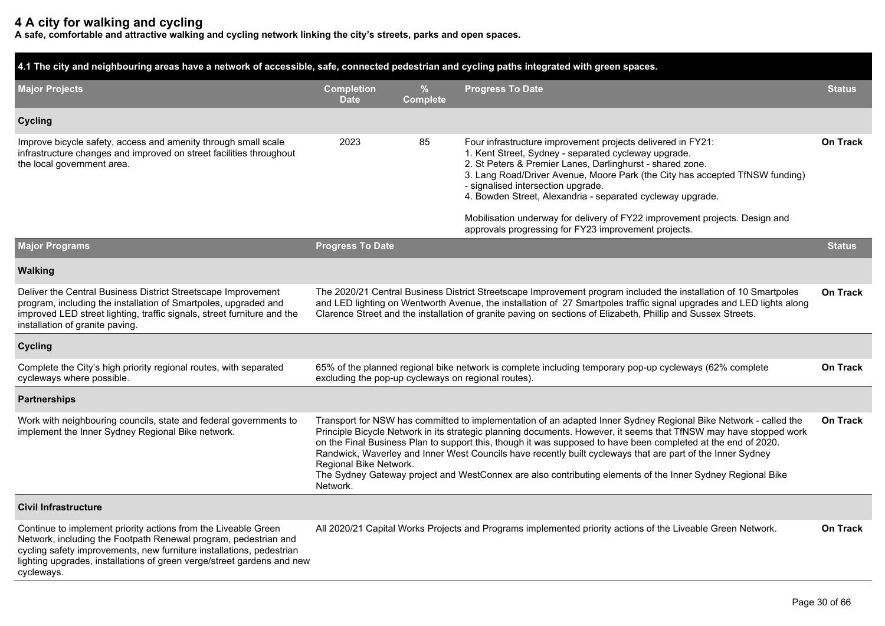# 4 A city for walking and cycling

**A safe, comfortable and attractive walking and cycling network linking the city's streets, parks and open spaces.**

**4.1 The city and neighbouring areas have a network of accessible, safe, connected pedestrian and cycling paths integrated with green spaces.**

| Major Projects | Completion Date | % Complete | Progress To Date | Status |
|---|---|---|---|---|
| **Cycling** | | | | |
| Improve bicycle safety, access and amenity through small scale infrastructure changes and improved on street facilities throughout the local government area. | 2023 | 85 | Four infrastructure improvement projects delivered in FY21:<br>1. Kent Street, Sydney - separated cycleway upgrade.<br>2. St Peters & Premier Lanes, Darlinghurst - shared zone.<br>3. Lang Road/Driver Avenue, Moore Park (the City has accepted TfNSW funding) - signalised intersection upgrade.<br>4. Bowden Street, Alexandria - separated cycleway upgrade.<br><br>Mobilisation underway for delivery of FY22 improvement projects. Design and approvals progressing for FY23 improvement projects. | **On Track** |

| Major Programs | Progress To Date | Status |
|---|---|---|
| **Walking** | | |
| Deliver the Central Business District Streetscape Improvement program, including the installation of Smartpoles, upgraded and improved LED street lighting, traffic signals, street furniture and the installation of granite paving. | The 2020/21 Central Business District Streetscape Improvement program included the installation of 10 Smartpoles and LED lighting on Wentworth Avenue, the installation of 27 Smartpoles traffic signal upgrades and LED lights along Clarence Street and the installation of granite paving on sections of Elizabeth, Phillip and Sussex Streets. | **On Track** |
| **Cycling** | | |
| Complete the City's high priority regional routes, with separated cycleways where possible. | 65% of the planned regional bike network is complete including temporary pop-up cycleways (62% complete excluding the pop-up cycleways on regional routes). | **On Track** |
| **Partnerships** | | |
| Work with neighbouring councils, state and federal governments to implement the Inner Sydney Regional Bike network. | Transport for NSW has committed to implementation of an adapted Inner Sydney Regional Bike Network - called the Principle Bicycle Network in its strategic planning documents. However, it seems that TfNSW may have stopped work on the Final Business Plan to support this, though it was supposed to have been completed at the end of 2020. Randwick, Waverley and Inner West Councils have recently built cycleways that are part of the Inner Sydney Regional Bike Network.<br>The Sydney Gateway project and WestConnex are also contributing elements of the Inner Sydney Regional Bike Network. | **On Track** |
| **Civil Infrastructure** | | |
| Continue to implement priority actions from the Liveable Green Network, including the Footpath Renewal program, pedestrian and cycling safety improvements, new furniture installations, pedestrian lighting upgrades, installations of green verge/street gardens and new cycleways. | All 2020/21 Capital Works Projects and Programs implemented priority actions of the Liveable Green Network. | **On Track** |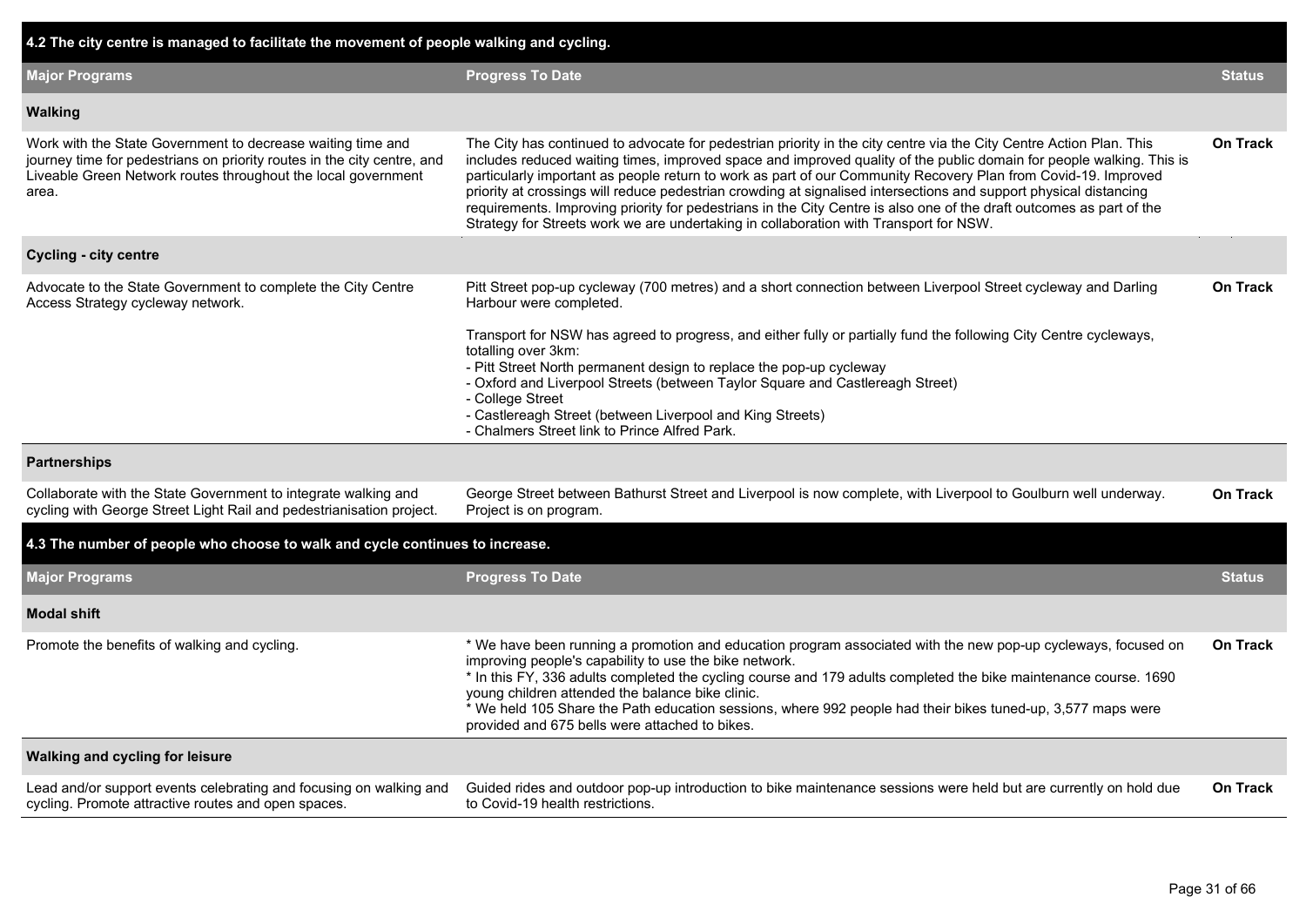## 4.2 The city centre is managed to facilitate the movement of people walking and cycling.

| Major Programs | Progress To Date | Status |
|---|---|---|
| **Walking** | | |
| Work with the State Government to decrease waiting time and journey time for pedestrians on priority routes in the city centre, and Liveable Green Network routes throughout the local government area. | The City has continued to advocate for pedestrian priority in the city centre via the City Centre Action Plan. This includes reduced waiting times, improved space and improved quality of the public domain for people walking. This is particularly important as people return to work as part of our Community Recovery Plan from Covid-19. Improved priority at crossings will reduce pedestrian crowding at signalised intersections and support physical distancing requirements. Improving priority for pedestrians in the City Centre is also one of the draft outcomes as part of the Strategy for Streets work we are undertaking in collaboration with Transport for NSW. | On Track |
| **Cycling - city centre** | | |
| Advocate to the State Government to complete the City Centre Access Strategy cycleway network. | Pitt Street pop-up cycleway (700 metres) and a short connection between Liverpool Street cycleway and Darling Harbour were completed.<br><br>Transport for NSW has agreed to progress, and either fully or partially fund the following City Centre cycleways, totalling over 3km:<br>- Pitt Street North permanent design to replace the pop-up cycleway<br>- Oxford and Liverpool Streets (between Taylor Square and Castlereagh Street)<br>- College Street<br>- Castlereagh Street (between Liverpool and King Streets)<br>- Chalmers Street link to Prince Alfred Park. | On Track |
| **Partnerships** | | |
| Collaborate with the State Government to integrate walking and cycling with George Street Light Rail and pedestrianisation project. | George Street between Bathurst Street and Liverpool is now complete, with Liverpool to Goulburn well underway. Project is on program. | On Track |

## 4.3 The number of people who choose to walk and cycle continues to increase.

| Major Programs | Progress To Date | Status |
|---|---|---|
| **Modal shift** | | |
| Promote the benefits of walking and cycling. | * We have been running a promotion and education program associated with the new pop-up cycleways, focused on improving people's capability to use the bike network.<br>* In this FY, 336 adults completed the cycling course and 179 adults completed the bike maintenance course. 1690 young children attended the balance bike clinic.<br>* We held 105 Share the Path education sessions, where 992 people had their bikes tuned-up, 3,577 maps were provided and 675 bells were attached to bikes. | On Track |
| **Walking and cycling for leisure** | | |
| Lead and/or support events celebrating and focusing on walking and cycling. Promote attractive routes and open spaces. | Guided rides and outdoor pop-up introduction to bike maintenance sessions were held but are currently on hold due to Covid-19 health restrictions. | On Track |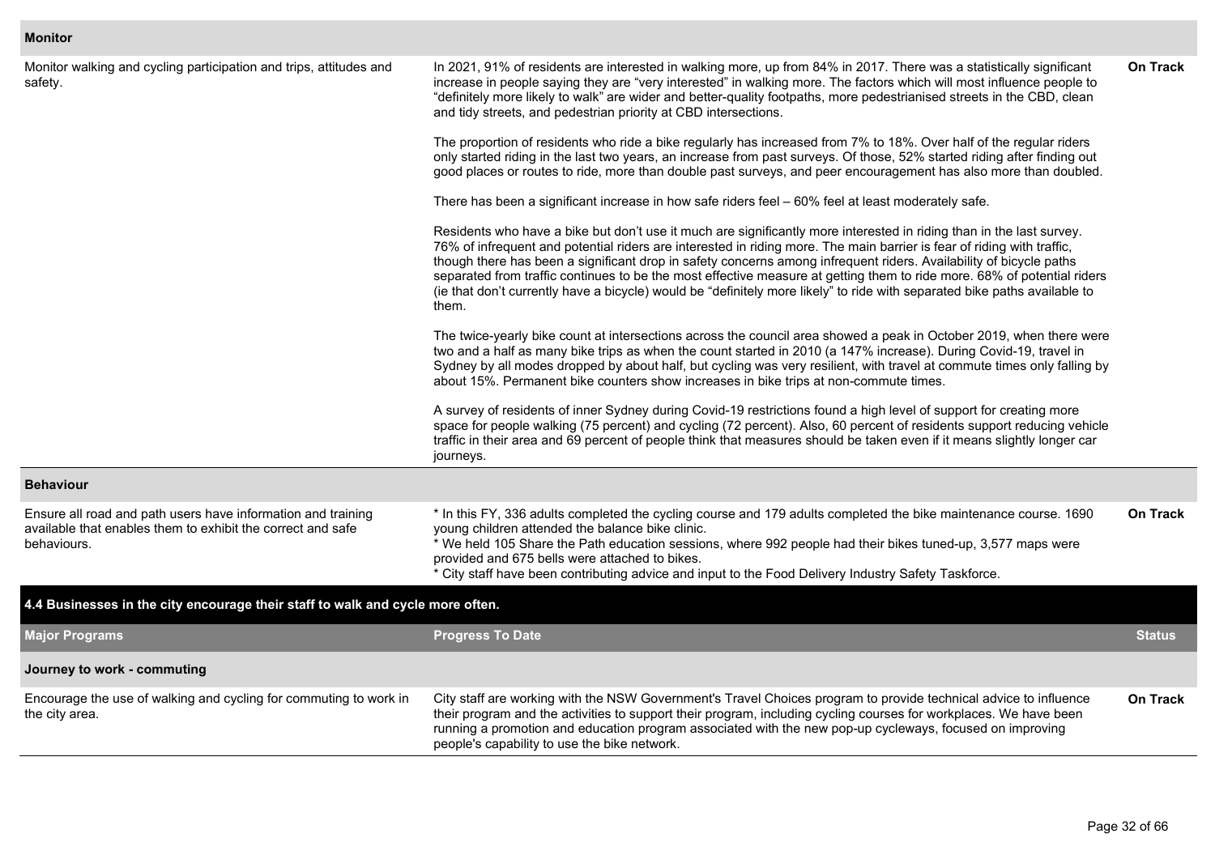| Monitor | | |
|---|---|---|
| Monitor walking and cycling participation and trips, attitudes and safety. | In 2021, 91% of residents are interested in walking more, up from 84% in 2017. There was a statistically significant increase in people saying they are "very interested" in walking more. The factors which will most influence people to "definitely more likely to walk" are wider and better-quality footpaths, more pedestrianised streets in the CBD, clean and tidy streets, and pedestrian priority at CBD intersections.<br><br>The proportion of residents who ride a bike regularly has increased from 7% to 18%. Over half of the regular riders only started riding in the last two years, an increase from past surveys. Of those, 52% started riding after finding out good places or routes to ride, more than double past surveys, and peer encouragement has also more than doubled.<br><br>There has been a significant increase in how safe riders feel – 60% feel at least moderately safe.<br><br>Residents who have a bike but don't use it much are significantly more interested in riding than in the last survey. 76% of infrequent and potential riders are interested in riding more. The main barrier is fear of riding with traffic, though there has been a significant drop in safety concerns among infrequent riders. Availability of bicycle paths separated from traffic continues to be the most effective measure at getting them to ride more. 68% of potential riders (ie that don't currently have a bicycle) would be "definitely more likely" to ride with separated bike paths available to them.<br><br>The twice-yearly bike count at intersections across the council area showed a peak in October 2019, when there were two and a half as many bike trips as when the count started in 2010 (a 147% increase). During Covid-19, travel in Sydney by all modes dropped by about half, but cycling was very resilient, with travel at commute times only falling by about 15%. Permanent bike counters show increases in bike trips at non-commute times.<br><br>A survey of residents of inner Sydney during Covid-19 restrictions found a high level of support for creating more space for people walking (75 percent) and cycling (72 percent). Also, 60 percent of residents support reducing vehicle traffic in their area and 69 percent of people think that measures should be taken even if it means slightly longer car journeys. | On Track |
| **Behaviour** | | |
| Ensure all road and path users have information and training available that enables them to exhibit the correct and safe behaviours. | * In this FY, 336 adults completed the cycling course and 179 adults completed the bike maintenance course. 1690 young children attended the balance bike clinic.<br>* We held 105 Share the Path education sessions, where 992 people had their bikes tuned-up, 3,577 maps were provided and 675 bells were attached to bikes.<br>* City staff have been contributing advice and input to the Food Delivery Industry Safety Taskforce. | On Track |

## 4.4 Businesses in the city encourage their staff to walk and cycle more often.

| Major Programs | Progress To Date | Status |
|---|---|---|
| **Journey to work - commuting** | | |
| Encourage the use of walking and cycling for commuting to work in the city area. | City staff are working with the NSW Government's Travel Choices program to provide technical advice to influence their program and the activities to support their program, including cycling courses for workplaces. We have been running a promotion and education program associated with the new pop-up cycleways, focused on improving people's capability to use the bike network. | On Track |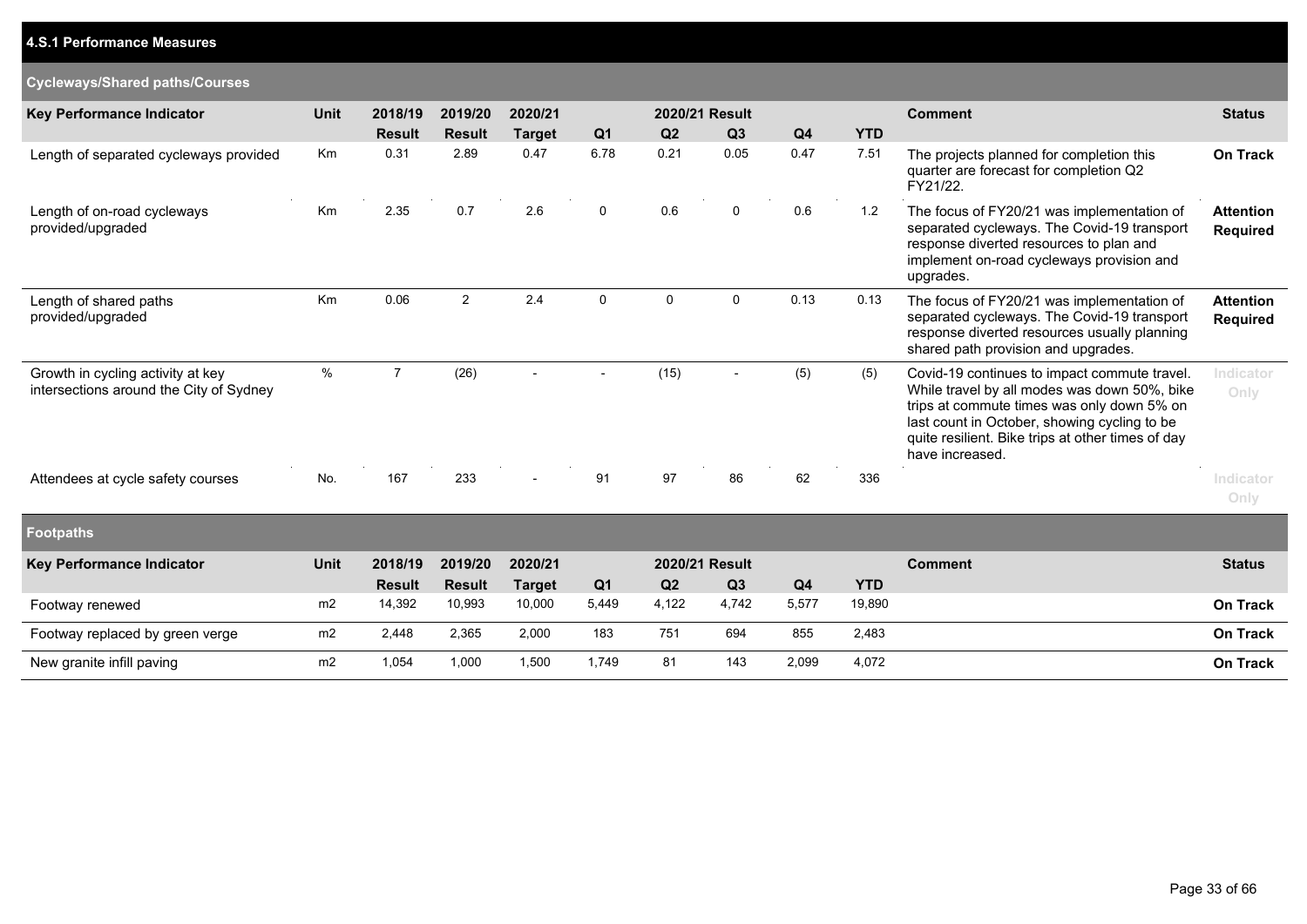## 4.S.1 Performance Measures

### Cycleways/Shared paths/Courses

| Key Performance Indicator | Unit | 2018/19 Result | 2019/20 Result | 2020/21 Target | 2020/21 Result Q1 | Q2 | Q3 | Q4 | YTD | Comment | Status |
|---|---|---|---|---|---|---|---|---|---|---|---|
| Length of separated cycleways provided | Km | 0.31 | 2.89 | 0.47 | 6.78 | 0.21 | 0.05 | 0.47 | 7.51 | The projects planned for completion this quarter are forecast for completion Q2 FY21/22. | **On Track** |
| Length of on-road cycleways provided/upgraded | Km | 2.35 | 0.7 | 2.6 | 0 | 0.6 | 0 | 0.6 | 1.2 | The focus of FY20/21 was implementation of separated cycleways. The Covid-19 transport response diverted resources to plan and implement on-road cycleways provision and upgrades. | **Attention Required** |
| Length of shared paths provided/upgraded | Km | 0.06 | 2 | 2.4 | 0 | 0 | 0 | 0.13 | 0.13 | The focus of FY20/21 was implementation of separated cycleways. The Covid-19 transport response diverted resources usually planning shared path provision and upgrades. | **Attention Required** |
| Growth in cycling activity at key intersections around the City of Sydney | % | 7 | (26) | - | - | (15) | - | (5) | (5) | Covid-19 continues to impact commute travel. While travel by all modes was down 50%, bike trips at commute times was only down 5% on last count in October, showing cycling to be quite resilient. Bike trips at other times of day have increased. | Indicator Only |
| Attendees at cycle safety courses | No. | 167 | 233 | - | 91 | 97 | 86 | 62 | 336 | | Indicator Only |

### Footpaths

| Key Performance Indicator | Unit | 2018/19 Result | 2019/20 Result | 2020/21 Target | 2020/21 Result Q1 | Q2 | Q3 | Q4 | YTD | Comment | Status |
|---|---|---|---|---|---|---|---|---|---|---|---|
| Footway renewed | m2 | 14,392 | 10,993 | 10,000 | 5,449 | 4,122 | 4,742 | 5,577 | 19,890 | | **On Track** |
| Footway replaced by green verge | m2 | 2,448 | 2,365 | 2,000 | 183 | 751 | 694 | 855 | 2,483 | | **On Track** |
| New granite infill paving | m2 | 1,054 | 1,000 | 1,500 | 1,749 | 81 | 143 | 2,099 | 4,072 | | **On Track** |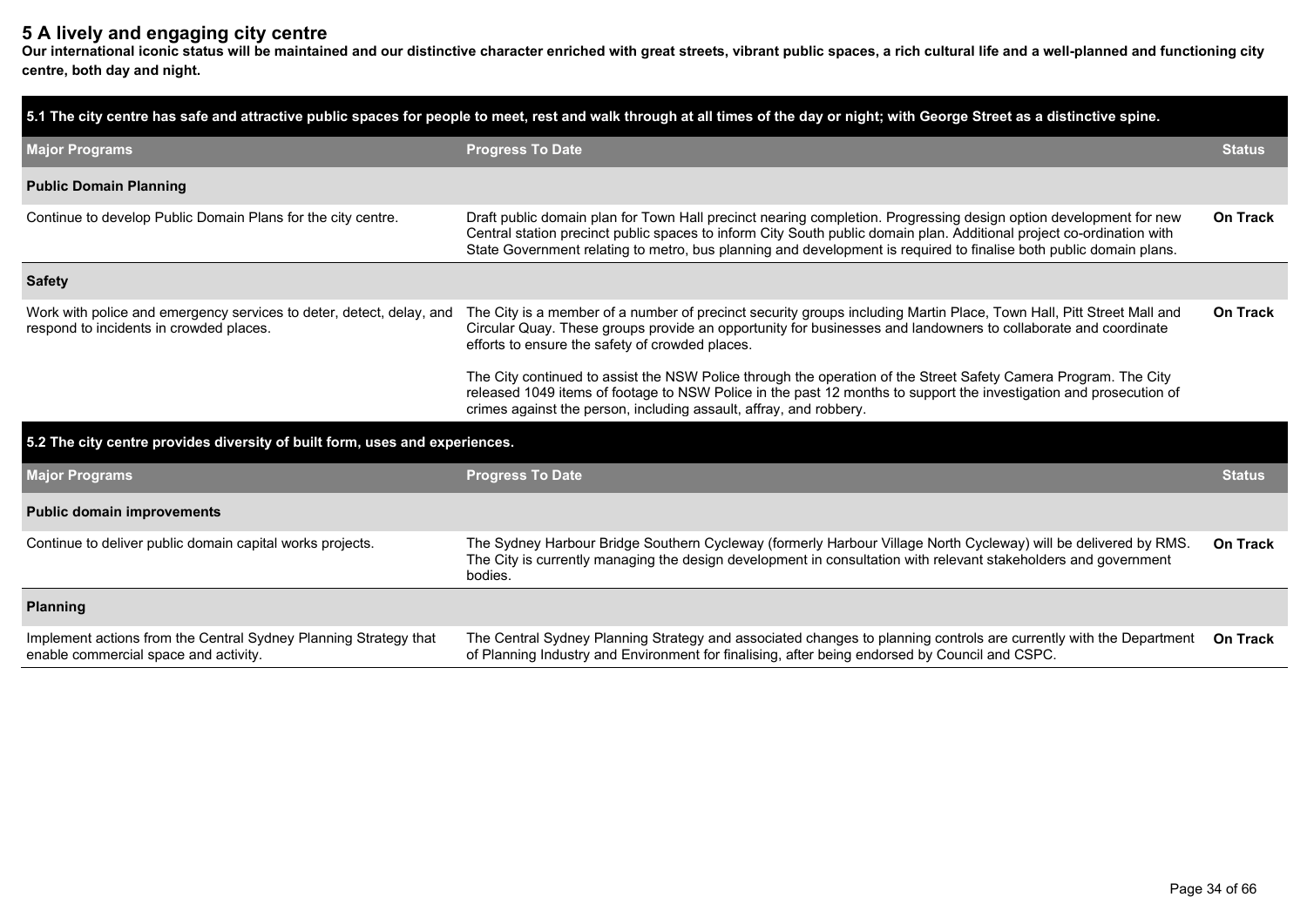## 5 A lively and engaging city centre

**Our international iconic status will be maintained and our distinctive character enriched with great streets, vibrant public spaces, a rich cultural life and a well-planned and functioning city centre, both day and night.**

### 5.1 The city centre has safe and attractive public spaces for people to meet, rest and walk through at all times of the day or night; with George Street as a distinctive spine.

| Major Programs | Progress To Date | Status |
|---|---|---|
| **Public Domain Planning** | | |
| Continue to develop Public Domain Plans for the city centre. | Draft public domain plan for Town Hall precinct nearing completion. Progressing design option development for new Central station precinct public spaces to inform City South public domain plan. Additional project co-ordination with State Government relating to metro, bus planning and development is required to finalise both public domain plans. | **On Track** |
| **Safety** | | |
| Work with police and emergency services to deter, detect, delay, and respond to incidents in crowded places. | The City is a member of a number of precinct security groups including Martin Place, Town Hall, Pitt Street Mall and Circular Quay. These groups provide an opportunity for businesses and landowners to collaborate and coordinate efforts to ensure the safety of crowded places.<br><br>The City continued to assist the NSW Police through the operation of the Street Safety Camera Program. The City released 1049 items of footage to NSW Police in the past 12 months to support the investigation and prosecution of crimes against the person, including assault, affray, and robbery. | **On Track** |

### 5.2 The city centre provides diversity of built form, uses and experiences.

| Major Programs | Progress To Date | Status |
|---|---|---|
| **Public domain improvements** | | |
| Continue to deliver public domain capital works projects. | The Sydney Harbour Bridge Southern Cycleway (formerly Harbour Village North Cycleway) will be delivered by RMS. The City is currently managing the design development in consultation with relevant stakeholders and government bodies. | **On Track** |
| **Planning** | | |
| Implement actions from the Central Sydney Planning Strategy that enable commercial space and activity. | The Central Sydney Planning Strategy and associated changes to planning controls are currently with the Department of Planning Industry and Environment for finalising, after being endorsed by Council and CSPC. | **On Track** |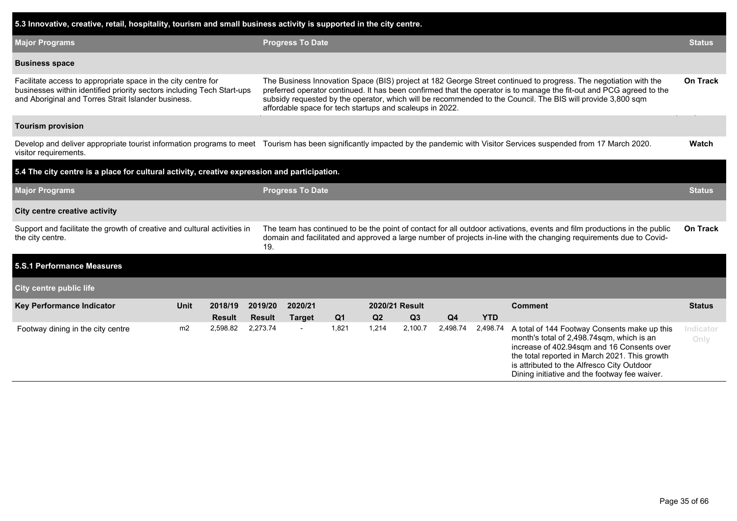## 5.3 Innovative, creative, retail, hospitality, tourism and small business activity is supported in the city centre.

| Major Programs | Progress To Date | Status |
|---|---|---|
| **Business space** | | |
| Facilitate access to appropriate space in the city centre for businesses within identified priority sectors including Tech Start-ups and Aboriginal and Torres Strait Islander business. | The Business Innovation Space (BIS) project at 182 George Street continued to progress. The negotiation with the preferred operator continued. It has been confirmed that the operator is to manage the fit-out and PCG agreed to the subsidy requested by the operator, which will be recommended to the Council. The BIS will provide 3,800 sqm affordable space for tech startups and scaleups in 2022. | On Track |
| **Tourism provision** | | |
| Develop and deliver appropriate tourist information programs to meet visitor requirements. | Tourism has been significantly impacted by the pandemic with Visitor Services suspended from 17 March 2020. | Watch |

## 5.4 The city centre is a place for cultural activity, creative expression and participation.

| Major Programs | Progress To Date | Status |
|---|---|---|
| **City centre creative activity** | | |
| Support and facilitate the growth of creative and cultural activities in the city centre. | The team has continued to be the point of contact for all outdoor activations, events and film productions in the public domain and facilitated and approved a large number of projects in-line with the changing requirements due to Covid-19. | On Track |

## 5.S.1 Performance Measures

### City centre public life

| Key Performance Indicator | Unit | 2018/19 Result | 2019/20 Result | 2020/21 Target | 2020/21 Result Q1 | Q2 | Q3 | Q4 | YTD | Comment | Status |
|---|---|---|---|---|---|---|---|---|---|---|---|
| Footway dining in the city centre | m2 | 2,598.82 | 2,273.74 | - | 1,821 | 1,214 | 2,100.7 | 2,498.74 | 2,498.74 | A total of 144 Footway Consents make up this month's total of 2,498.74sqm, which is an increase of 402.94sqm and 16 Consents over the total reported in March 2021. This growth is attributed to the Alfresco City Outdoor Dining initiative and the footway fee waiver. | Indicator Only |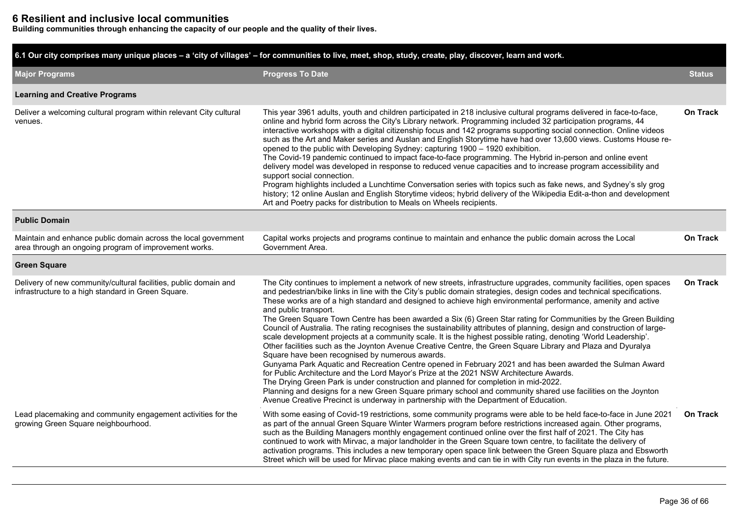# 6 Resilient and inclusive local communities

**Building communities through enhancing the capacity of our people and the quality of their lives.**

| 6.1 Our city comprises many unique places – a 'city of villages' – for communities to live, meet, shop, study, create, play, discover, learn and work. | | |
|---|---|---|
| **Major Programs** | **Progress To Date** | **Status** |
| **Learning and Creative Programs** | | |
| Deliver a welcoming cultural program within relevant City cultural venues. | This year 3961 adults, youth and children participated in 218 inclusive cultural programs delivered in face-to-face, online and hybrid form across the City's Library network. Programming included 32 participation programs, 44 interactive workshops with a digital citizenship focus and 142 programs supporting social connection. Online videos such as the Art and Maker series and Auslan and English Storytime have had over 13,600 views. Customs House re-opened to the public with Developing Sydney: capturing 1900 – 1920 exhibition.<br>The Covid-19 pandemic continued to impact face-to-face programming. The Hybrid in-person and online event delivery model was developed in response to reduced venue capacities and to increase program accessibility and support social connection.<br>Program highlights included a Lunchtime Conversation series with topics such as fake news, and Sydney's sly grog history; 12 online Auslan and English Storytime videos; hybrid delivery of the Wikipedia Edit-a-thon and development Art and Poetry packs for distribution to Meals on Wheels recipients. | On Track |
| **Public Domain** | | |
| Maintain and enhance public domain across the local government area through an ongoing program of improvement works. | Capital works projects and programs continue to maintain and enhance the public domain across the Local Government Area. | On Track |
| **Green Square** | | |
| Delivery of new community/cultural facilities, public domain and infrastructure to a high standard in Green Square. | The City continues to implement a network of new streets, infrastructure upgrades, community facilities, open spaces and pedestrian/bike links in line with the City's public domain strategies, design codes and technical specifications. These works are of a high standard and designed to achieve high environmental performance, amenity and active and public transport.<br>The Green Square Town Centre has been awarded a Six (6) Green Star rating for Communities by the Green Building Council of Australia. The rating recognises the sustainability attributes of planning, design and construction of large-scale development projects at a community scale. It is the highest possible rating, denoting 'World Leadership'.<br>Other facilities such as the Joynton Avenue Creative Centre, the Green Square Library and Plaza and Dyuralya Square have been recognised by numerous awards.<br>Gunyama Park Aquatic and Recreation Centre opened in February 2021 and has been awarded the Sulman Award for Public Architecture and the Lord Mayor's Prize at the 2021 NSW Architecture Awards.<br>The Drying Green Park is under construction and planned for completion in mid-2022.<br>Planning and designs for a new Green Square primary school and community shared use facilities on the Joynton Avenue Creative Precinct is underway in partnership with the Department of Education. | On Track |
| Lead placemaking and community engagement activities for the growing Green Square neighbourhood. | With some easing of Covid-19 restrictions, some community programs were able to be held face-to-face in June 2021 as part of the annual Green Square Winter Warmers program before restrictions increased again. Other programs, such as the Building Managers monthly engagement continued online over the first half of 2021. The City has continued to work with Mirvac, a major landholder in the Green Square town centre, to facilitate the delivery of activation programs. This includes a new temporary open space link between the Green Square plaza and Ebsworth Street which will be used for Mirvac place making events and can tie in with City run events in the plaza in the future. | On Track |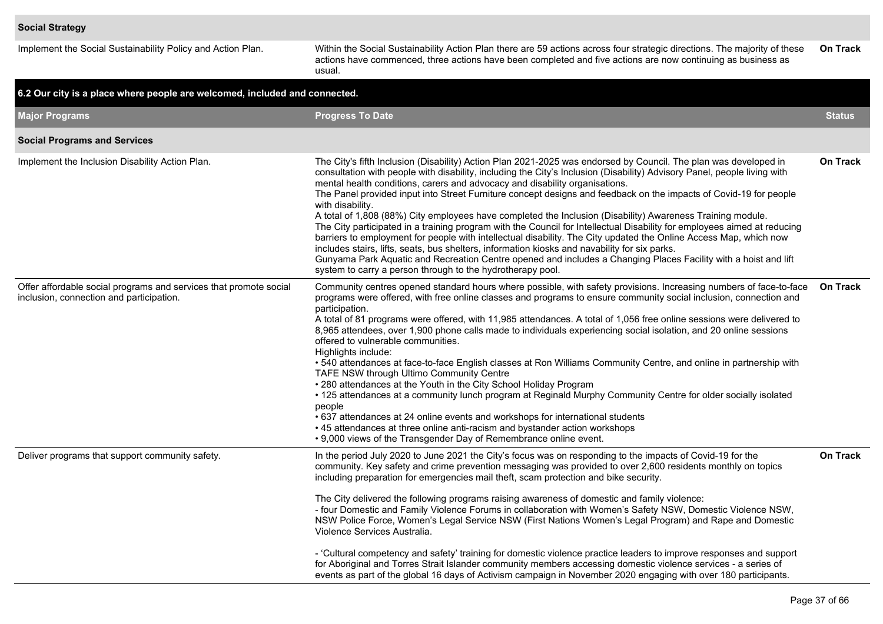| Major Programs | Progress To Date | Status |
| --- | --- | --- |
| **Social Strategy** | | |
| Implement the Social Sustainability Policy and Action Plan. | Within the Social Sustainability Action Plan there are 59 actions across four strategic directions. The majority of these actions have commenced, three actions have been completed and five actions are now continuing as business as usual. | **On Track** |

## 6.2 Our city is a place where people are welcomed, included and connected.

| Major Programs | Progress To Date | Status |
| --- | --- | --- |
| **Social Programs and Services** | | |
| Implement the Inclusion Disability Action Plan. | The City's fifth Inclusion (Disability) Action Plan 2021-2025 was endorsed by Council. The plan was developed in consultation with people with disability, including the City's Inclusion (Disability) Advisory Panel, people living with mental health conditions, carers and advocacy and disability organisations.<br>The Panel provided input into Street Furniture concept designs and feedback on the impacts of Covid-19 for people with disability.<br>A total of 1,808 (88%) City employees have completed the Inclusion (Disability) Awareness Training module.<br>The City participated in a training program with the Council for Intellectual Disability for employees aimed at reducing barriers to employment for people with intellectual disability. The City updated the Online Access Map, which now includes stairs, lifts, seats, bus shelters, information kiosks and navability for six parks.<br>Gunyama Park Aquatic and Recreation Centre opened and includes a Changing Places Facility with a hoist and lift system to carry a person through to the hydrotherapy pool. | **On Track** |
| Offer affordable social programs and services that promote social inclusion, connection and participation. | Community centres opened standard hours where possible, with safety provisions. Increasing numbers of face-to-face programs were offered, with free online classes and programs to ensure community social inclusion, connection and participation.<br>A total of 81 programs were offered, with 11,985 attendances. A total of 1,056 free online sessions were delivered to 8,965 attendees, over 1,900 phone calls made to individuals experiencing social isolation, and 20 online sessions offered to vulnerable communities.<br>Highlights include:<br>• 540 attendances at face-to-face English classes at Ron Williams Community Centre, and online in partnership with TAFE NSW through Ultimo Community Centre<br>• 280 attendances at the Youth in the City School Holiday Program<br>• 125 attendances at a community lunch program at Reginald Murphy Community Centre for older socially isolated people<br>• 637 attendances at 24 online events and workshops for international students<br>• 45 attendances at three online anti-racism and bystander action workshops<br>• 9,000 views of the Transgender Day of Remembrance online event. | **On Track** |
| Deliver programs that support community safety. | In the period July 2020 to June 2021 the City's focus was on responding to the impacts of Covid-19 for the community. Key safety and crime prevention messaging was provided to over 2,600 residents monthly on topics including preparation for emergencies mail theft, scam protection and bike security.<br><br>The City delivered the following programs raising awareness of domestic and family violence:<br>- four Domestic and Family Violence Forums in collaboration with Women's Safety NSW, Domestic Violence NSW, NSW Police Force, Women's Legal Service NSW (First Nations Women's Legal Program) and Rape and Domestic Violence Services Australia.<br><br>- 'Cultural competency and safety' training for domestic violence practice leaders to improve responses and support for Aboriginal and Torres Strait Islander community members accessing domestic violence services - a series of events as part of the global 16 days of Activism campaign in November 2020 engaging with over 180 participants. | **On Track** |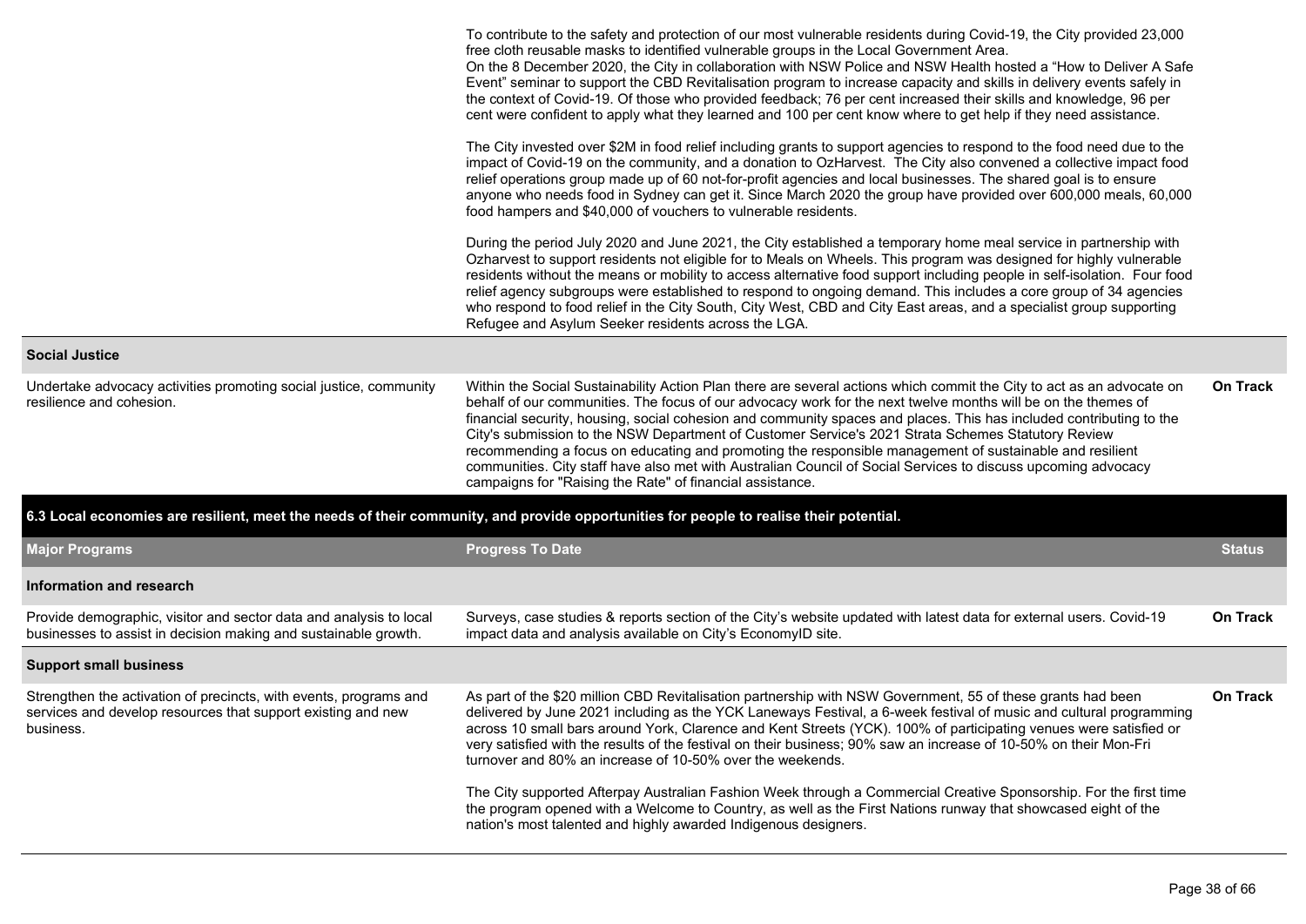| | | |
|---|---|---|
| | To contribute to the safety and protection of our most vulnerable residents during Covid-19, the City provided 23,000 free cloth reusable masks to identified vulnerable groups in the Local Government Area.<br>On the 8 December 2020, the City in collaboration with NSW Police and NSW Health hosted a "How to Deliver A Safe Event" seminar to support the CBD Revitalisation program to increase capacity and skills in delivery events safely in the context of Covid-19. Of those who provided feedback; 76 per cent increased their skills and knowledge, 96 per cent were confident to apply what they learned and 100 per cent know where to get help if they need assistance.<br><br>The City invested over $2M in food relief including grants to support agencies to respond to the food need due to the impact of Covid-19 on the community, and a donation to OzHarvest. The City also convened a collective impact food relief operations group made up of 60 not-for-profit agencies and local businesses. The shared goal is to ensure anyone who needs food in Sydney can get it. Since March 2020 the group have provided over 600,000 meals, 60,000 food hampers and $40,000 of vouchers to vulnerable residents.<br><br>During the period July 2020 and June 2021, the City established a temporary home meal service in partnership with Ozharvest to support residents not eligible for Meals on Wheels. This program was designed for highly vulnerable residents without the means or mobility to access alternative food support including people in self-isolation. Four food relief agency subgroups were established to respond to ongoing demand. This includes a core group of 34 agencies who respond to food relief in the City South, City West, CBD and City East areas, and a specialist group supporting Refugee and Asylum Seeker residents across the LGA. | |
| **Social Justice** | | |
| Undertake advocacy activities promoting social justice, community resilience and cohesion. | Within the Social Sustainability Action Plan there are several actions which commit the City to act as an advocate on behalf of our communities. The focus of our advocacy work for the next twelve months will be on the themes of financial security, housing, social cohesion and community spaces and places. This has included contributing to the City's submission to the NSW Department of Customer Service's 2021 Strata Schemes Statutory Review recommending a focus on educating and promoting the responsible management of sustainable and resilient communities. City staff have also met with Australian Council of Social Services to discuss upcoming advocacy campaigns for "Raising the Rate" of financial assistance. | **On Track** |

**6.3 Local economies are resilient, meet the needs of their community, and provide opportunities for people to realise their potential.**

| Major Programs | Progress To Date | Status |
|---|---|---|
| **Information and research** | | |
| Provide demographic, visitor and sector data and analysis to local businesses to assist in decision making and sustainable growth. | Surveys, case studies & reports section of the City's website updated with latest data for external users. Covid-19 impact data and analysis available on City's EconomyID site. | **On Track** |
| **Support small business** | | |
| Strengthen the activation of precincts, with events, programs and services and develop resources that support existing and new business. | As part of the $20 million CBD Revitalisation partnership with NSW Government, 55 of these grants had been delivered by June 2021 including as the YCK Laneways Festival, a 6-week festival of music and cultural programming across 10 small bars around York, Clarence and Kent Streets (YCK). 100% of participating venues were satisfied or very satisfied with the results of the festival on their business; 90% saw an increase of 10-50% on their Mon-Fri turnover and 80% an increase of 10-50% over the weekends.<br><br>The City supported Afterpay Australian Fashion Week through a Commercial Creative Sponsorship. For the first time the program opened with a Welcome to Country, as well as the First Nations runway that showcased eight of the nation's most talented and highly awarded Indigenous designers. | **On Track** |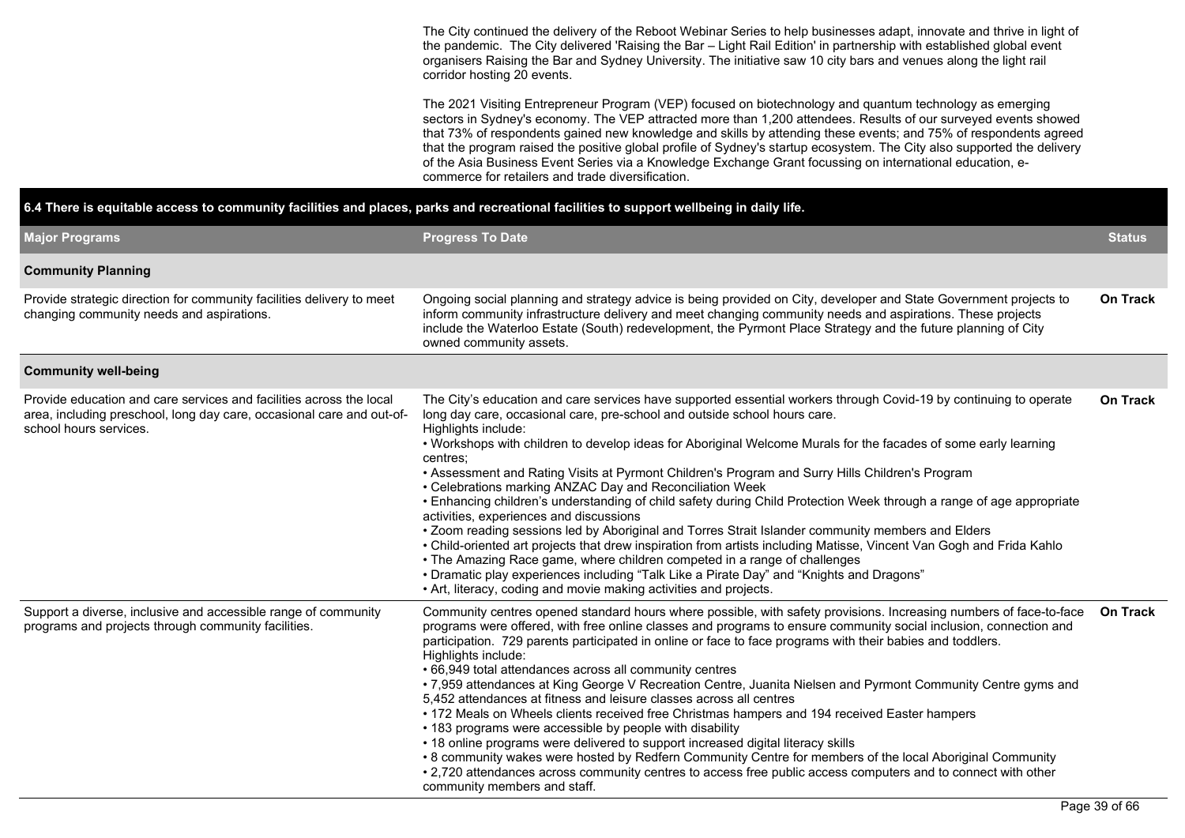The City continued the delivery of the Reboot Webinar Series to help businesses adapt, innovate and thrive in light of the pandemic. The City delivered 'Raising the Bar – Light Rail Edition' in partnership with established global event organisers Raising the Bar and Sydney University. The initiative saw 10 city bars and venues along the light rail corridor hosting 20 events.

The 2021 Visiting Entrepreneur Program (VEP) focused on biotechnology and quantum technology as emerging sectors in Sydney's economy. The VEP attracted more than 1,200 attendees. Results of our surveyed events showed that 73% of respondents gained new knowledge and skills by attending these events; and 75% of respondents agreed that the program raised the positive global profile of Sydney's startup ecosystem. The City also supported the delivery of the Asia Business Event Series via a Knowledge Exchange Grant focussing on international education, e-commerce for retailers and trade diversification.

## 6.4 There is equitable access to community facilities and places, parks and recreational facilities to support wellbeing in daily life.

| Major Programs | Progress To Date | Status |
|---|---|---|
| **Community Planning** | | |
| Provide strategic direction for community facilities delivery to meet changing community needs and aspirations. | Ongoing social planning and strategy advice is being provided on City, developer and State Government projects to inform community infrastructure delivery and meet changing community needs and aspirations. These projects include the Waterloo Estate (South) redevelopment, the Pyrmont Place Strategy and the future planning of City owned community assets. | On Track |
| **Community well-being** | | |
| Provide education and care services and facilities across the local area, including preschool, long day care, occasional care and out-of-school hours services. | The City's education and care services have supported essential workers through Covid-19 by continuing to operate long day care, occasional care, pre-school and outside school hours care.<br>Highlights include:<br>• Workshops with children to develop ideas for Aboriginal Welcome Murals for the facades of some early learning centres;<br>• Assessment and Rating Visits at Pyrmont Children's Program and Surry Hills Children's Program<br>• Celebrations marking ANZAC Day and Reconciliation Week<br>• Enhancing children's understanding of child safety during Child Protection Week through a range of age appropriate activities, experiences and discussions<br>• Zoom reading sessions led by Aboriginal and Torres Strait Islander community members and Elders<br>• Child-oriented art projects that drew inspiration from artists including Matisse, Vincent Van Gogh and Frida Kahlo<br>• The Amazing Race game, where children competed in a range of challenges<br>• Dramatic play experiences including "Talk Like a Pirate Day" and "Knights and Dragons"<br>• Art, literacy, coding and movie making activities and projects. | On Track |
| Support a diverse, inclusive and accessible range of community programs and projects through community facilities. | Community centres opened standard hours where possible, with safety provisions. Increasing numbers of face-to-face programs were offered, with free online classes and programs to ensure community social inclusion, connection and participation. 729 parents participated in online or face to face programs with their babies and toddlers.<br>Highlights include:<br>• 66,949 total attendances across all community centres<br>• 7,959 attendances at King George V Recreation Centre, Juanita Nielsen and Pyrmont Community Centre gyms and 5,452 attendances at fitness and leisure classes across all centres<br>• 172 Meals on Wheels clients received free Christmas hampers and 194 received Easter hampers<br>• 183 programs were accessible by people with disability<br>• 18 online programs were delivered to support increased digital literacy skills<br>• 8 community wakes were hosted by Redfern Community Centre for members of the local Aboriginal Community<br>• 2,720 attendances across community centres to access free public access computers and to connect with other community members and staff. | On Track |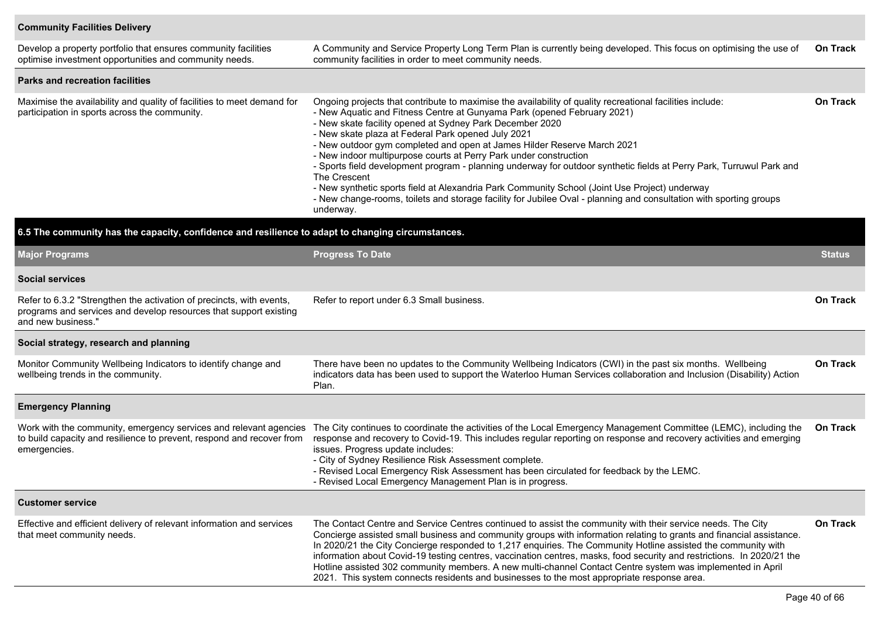| | | |
|---|---|---|
| **Community Facilities Delivery** | | |
| Develop a property portfolio that ensures community facilities optimise investment opportunities and community needs. | A Community and Service Property Long Term Plan is currently being developed. This focus on optimising the use of community facilities in order to meet community needs. | **On Track** |
| **Parks and recreation facilities** | | |
| Maximise the availability and quality of facilities to meet demand for participation in sports across the community. | Ongoing projects that contribute to maximise the availability of quality recreational facilities include:<br>- New Aquatic and Fitness Centre at Gunyama Park (opened February 2021)<br>- New skate facility opened at Sydney Park December 2020<br>- New skate plaza at Federal Park opened July 2021<br>- New outdoor gym completed and open at James Hilder Reserve March 2021<br>- New indoor multipurpose courts at Perry Park under construction<br>- Sports field development program - planning underway for outdoor synthetic fields at Perry Park, Turruwul Park and The Crescent<br>- New synthetic sports field at Alexandria Park Community School (Joint Use Project) underway<br>- New change-rooms, toilets and storage facility for Jubilee Oval - planning and consultation with sporting groups underway. | **On Track** |

## 6.5 The community has the capacity, confidence and resilience to adapt to changing circumstances.

| Major Programs | Progress To Date | Status |
|---|---|---|
| **Social services** | | |
| Refer to 6.3.2 "Strengthen the activation of precincts, with events, programs and services and develop resources that support existing and new business." | Refer to report under 6.3 Small business. | **On Track** |
| **Social strategy, research and planning** | | |
| Monitor Community Wellbeing Indicators to identify change and wellbeing trends in the community. | There have been no updates to the Community Wellbeing Indicators (CWI) in the past six months. Wellbeing indicators data has been used to support the Waterloo Human Services collaboration and Inclusion (Disability) Action Plan. | **On Track** |
| **Emergency Planning** | | |
| Work with the community, emergency services and relevant agencies to build capacity and resilience to prevent, respond and recover from emergencies. | The City continues to coordinate the activities of the Local Emergency Management Committee (LEMC), including the response and recovery to Covid-19. This includes regular reporting on response and recovery activities and emerging issues. Progress update includes:<br>- City of Sydney Resilience Risk Assessment complete.<br>- Revised Local Emergency Risk Assessment has been circulated for feedback by the LEMC.<br>- Revised Local Emergency Management Plan is in progress. | **On Track** |
| **Customer service** | | |
| Effective and efficient delivery of relevant information and services that meet community needs. | The Contact Centre and Service Centres continued to assist the community with their service needs. The City Concierge assisted small business and community groups with information relating to grants and financial assistance. In 2020/21 the City Concierge responded to 1,217 enquiries. The Community Hotline assisted the community with information about Covid-19 testing centres, vaccination centres, masks, food security and restrictions. In 2020/21 the Hotline assisted 302 community members. A new multi-channel Contact Centre system was implemented in April 2021. This system connects residents and businesses to the most appropriate response area. | **On Track** |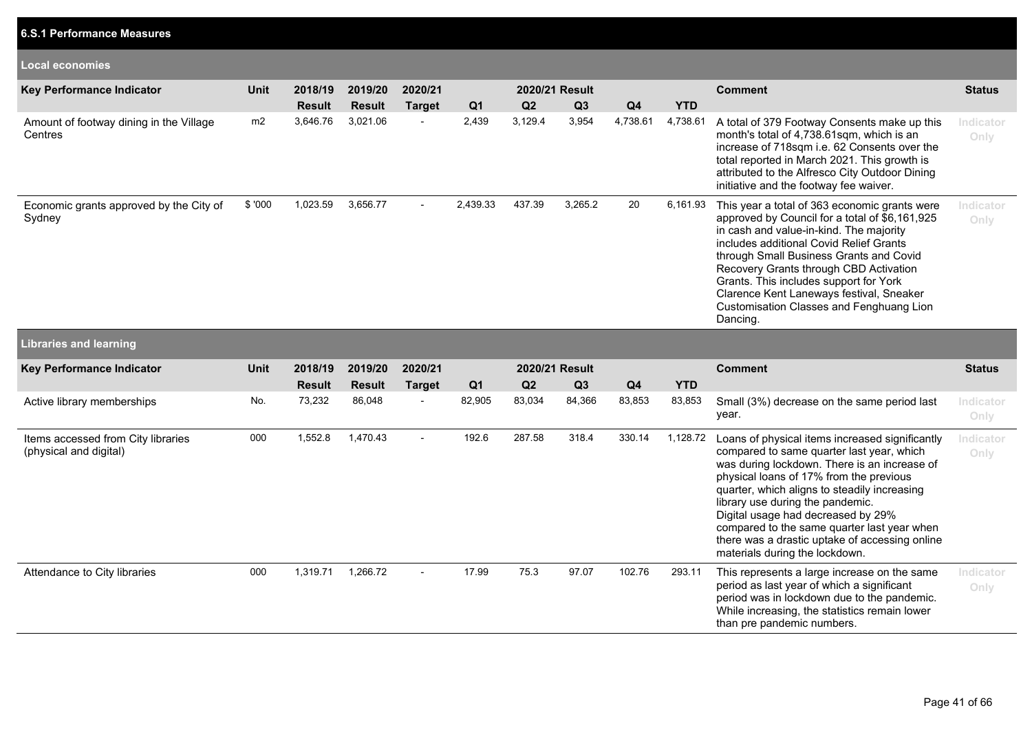## 6.S.1 Performance Measures

### Local economies

| Key Performance Indicator | Unit | 2018/19 Result | 2019/20 Result | 2020/21 Target | 2020/21 Result Q1 | Q2 | Q3 | Q4 | YTD | Comment | Status |
|---|---|---|---|---|---|---|---|---|---|---|---|
| Amount of footway dining in the Village Centres | m2 | 3,646.76 | 3,021.06 | - | 2,439 | 3,129.4 | 3,954 | 4,738.61 | 4,738.61 | A total of 379 Footway Consents make up this month's total of 4,738.61sqm, which is an increase of 718sqm i.e. 62 Consents over the total reported in March 2021. This growth is attributed to the Alfresco City Outdoor Dining initiative and the footway fee waiver. | Indicator Only |
| Economic grants approved by the City of Sydney | $ '000 | 1,023.59 | 3,656.77 | - | 2,439.33 | 437.39 | 3,265.2 | 20 | 6,161.93 | This year a total of 363 economic grants were approved by Council for a total of $6,161,925 in cash and value-in-kind. The majority includes additional Covid Relief Grants through Small Business Grants and Covid Recovery Grants through CBD Activation Grants. This includes support for York Clarence Kent Laneways festival, Sneaker Customisation Classes and Fenghuang Lion Dancing. | Indicator Only |

### Libraries and learning

| Key Performance Indicator | Unit | 2018/19 Result | 2019/20 Result | 2020/21 Target | 2020/21 Result Q1 | Q2 | Q3 | Q4 | YTD | Comment | Status |
|---|---|---|---|---|---|---|---|---|---|---|---|
| Active library memberships | No. | 73,232 | 86,048 | - | 82,905 | 83,034 | 84,366 | 83,853 | 83,853 | Small (3%) decrease on the same period last year. | Indicator Only |
| Items accessed from City libraries (physical and digital) | 000 | 1,552.8 | 1,470.43 | - | 192.6 | 287.58 | 318.4 | 330.14 | 1,128.72 | Loans of physical items increased significantly compared to same quarter last year, which was during lockdown. There is an increase of physical loans of 17% from the previous quarter, which aligns to steadily increasing library use during the pandemic. Digital usage had decreased by 29% compared to the same quarter last year when there was a drastic uptake of accessing online materials during the lockdown. | Indicator Only |
| Attendance to City libraries | 000 | 1,319.71 | 1,266.72 | - | 17.99 | 75.3 | 97.07 | 102.76 | 293.11 | This represents a large increase on the same period as last year of which a significant period was in lockdown due to the pandemic. While increasing, the statistics remain lower than pre pandemic numbers. | Indicator Only |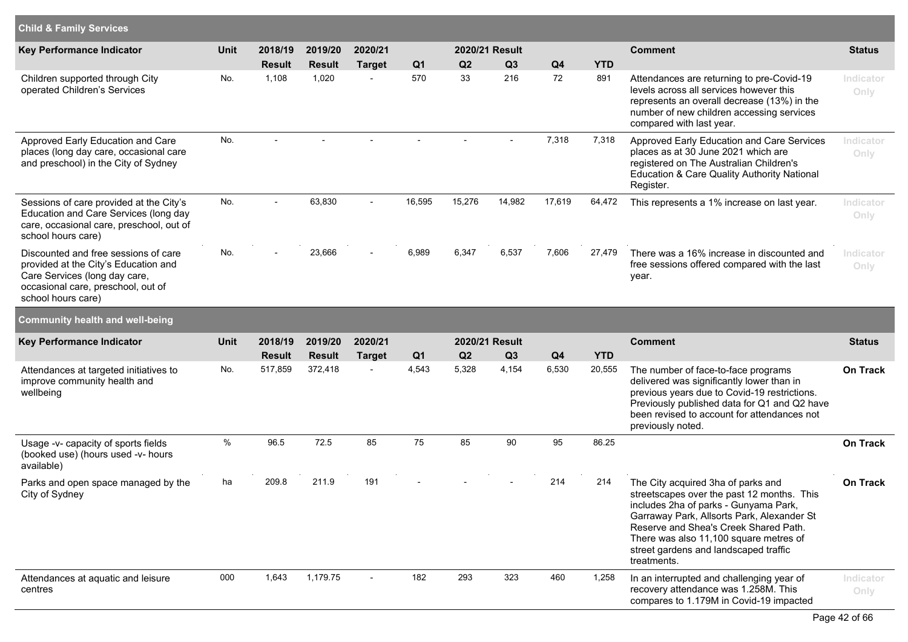## Child & Family Services

| Key Performance Indicator | Unit | 2018/19 Result | 2019/20 Result | 2020/21 Target | 2020/21 Result Q1 | Q2 | Q3 | Q4 | YTD | Comment | Status |
|---|---|---|---|---|---|---|---|---|---|---|---|
| Children supported through City operated Children's Services | No. | 1,108 | 1,020 | - | 570 | 33 | 216 | 72 | 891 | Attendances are returning to pre-Covid-19 levels across all services however this represents an overall decrease (13%) in the number of new children accessing services compared with last year. | Indicator Only |
| Approved Early Education and Care places (long day care, occasional care and preschool) in the City of Sydney | No. | - | - | - | - | - | - | 7,318 | 7,318 | Approved Early Education and Care Services places as at 30 June 2021 which are registered on The Australian Children's Education & Care Quality Authority National Register. | Indicator Only |
| Sessions of care provided at the City's Education and Care Services (long day care, occasional care, preschool, out of school hours care) | No. | - | 63,830 | - | 16,595 | 15,276 | 14,982 | 17,619 | 64,472 | This represents a 1% increase on last year. | Indicator Only |
| Discounted and free sessions of care provided at the City's Education and Care Services (long day care, occasional care, preschool, out of school hours care) | No. | - | 23,666 | - | 6,989 | 6,347 | 6,537 | 7,606 | 27,479 | There was a 16% increase in discounted and free sessions offered compared with the last year. | Indicator Only |

## Community health and well-being

| Key Performance Indicator | Unit | 2018/19 Result | 2019/20 Result | 2020/21 Target | 2020/21 Result Q1 | Q2 | Q3 | Q4 | YTD | Comment | Status |
|---|---|---|---|---|---|---|---|---|---|---|---|
| Attendances at targeted initiatives to improve community health and wellbeing | No. | 517,859 | 372,418 | - | 4,543 | 5,328 | 4,154 | 6,530 | 20,555 | The number of face-to-face programs delivered was significantly lower than in previous years due to Covid-19 restrictions. Previously published data for Q1 and Q2 have been revised to account for attendances not previously noted. | On Track |
| Usage -v- capacity of sports fields (booked use) (hours used -v- hours available) | % | 96.5 | 72.5 | 85 | 75 | 85 | 90 | 95 | 86.25 | | On Track |
| Parks and open space managed by the City of Sydney | ha | 209.8 | 211.9 | 191 | - | - | - | 214 | 214 | The City acquired 3ha of parks and streetscapes over the past 12 months. This includes 2ha of parks - Gunyama Park, Garraway Park, Allsorts Park, Alexander St Reserve and Shea's Creek Shared Path. There was also 11,100 square metres of street gardens and landscaped traffic treatments. | On Track |
| Attendances at aquatic and leisure centres | 000 | 1,643 | 1,179.75 | - | 182 | 293 | 323 | 460 | 1,258 | In an interrupted and challenging year of recovery attendance was 1.258M. This compares to 1.179M in Covid-19 impacted | Indicator Only |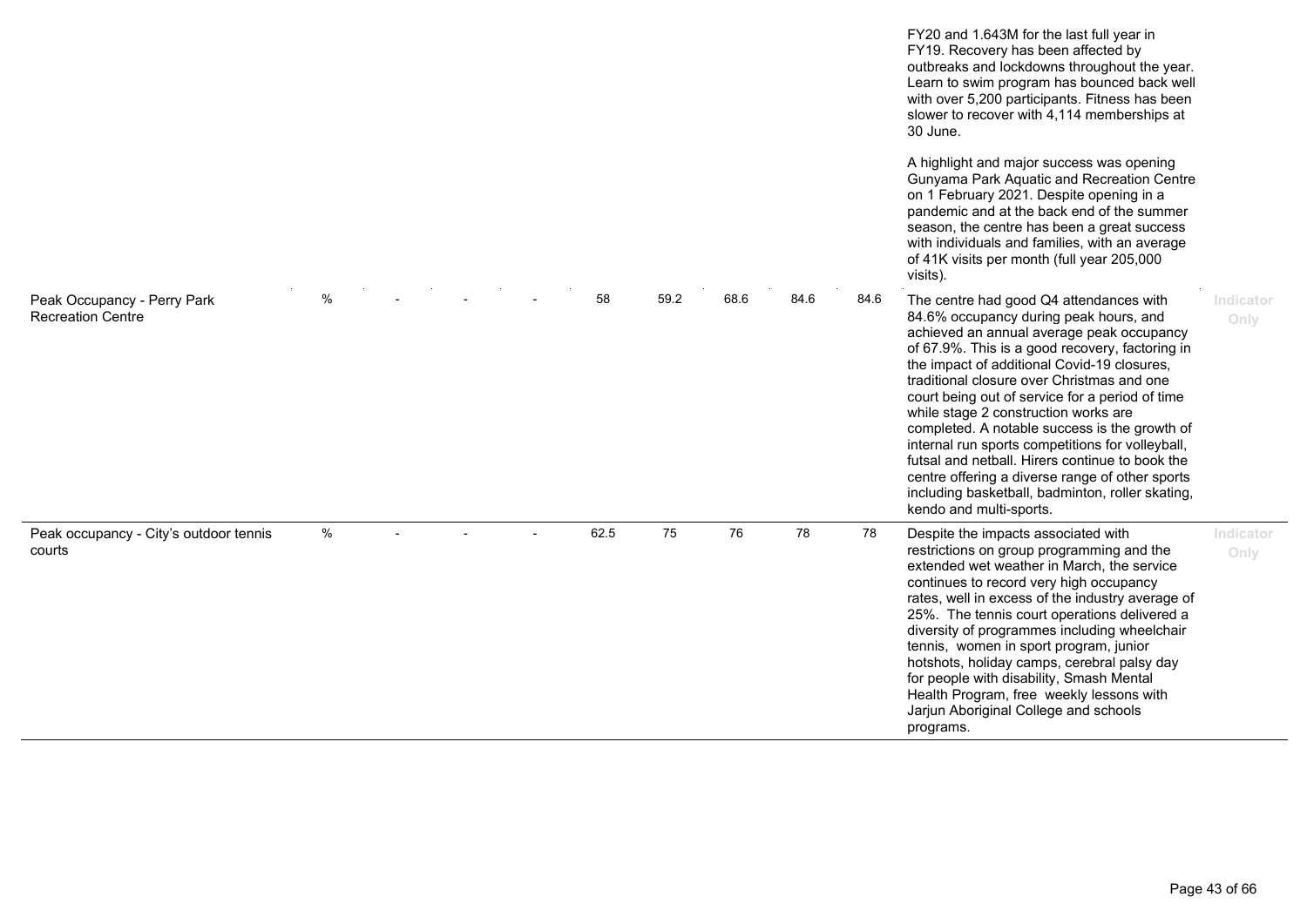| | | | | | | | | | | | |
|---|---|---|---|---|---|---|---|---|---|---|---|
| | | | | | | | | | | FY20 and 1.643M for the last full year in FY19. Recovery has been affected by outbreaks and lockdowns throughout the year. Learn to swim program has bounced back well with over 5,200 participants. Fitness has been slower to recover with 4,114 memberships at 30 June.<br><br>A highlight and major success was opening Gunyama Park Aquatic and Recreation Centre on 1 February 2021. Despite opening in a pandemic and at the back end of the summer season, the centre has been a great success with individuals and families, with an average of 41K visits per month (full year 205,000 visits). | |
| Peak Occupancy - Perry Park Recreation Centre | % | - | - | - | 58 | 59.2 | 68.6 | 84.6 | 84.6 | The centre had good Q4 attendances with 84.6% occupancy during peak hours, and achieved an annual average peak occupancy of 67.9%. This is a good recovery, factoring in the impact of additional Covid-19 closures, traditional closure over Christmas and one court being out of service for a period of time while stage 2 construction works are completed. A notable success is the growth of internal run sports competitions for volleyball, futsal and netball. Hirers continue to book the centre offering a diverse range of other sports including basketball, badminton, roller skating, kendo and multi-sports. | Indicator Only |
| Peak occupancy - City's outdoor tennis courts | % | - | - | - | 62.5 | 75 | 76 | 78 | 78 | Despite the impacts associated with restrictions on group programming and the extended wet weather in March, the service continues to record very high occupancy rates, well in excess of the industry average of 25%. The tennis court operations delivered a diversity of programmes including wheelchair tennis, women in sport program, junior hotshots, holiday camps, cerebral palsy day for people with disability, Smash Mental Health Program, free weekly lessons with Jarjun Aboriginal College and schools programs. | Indicator Only |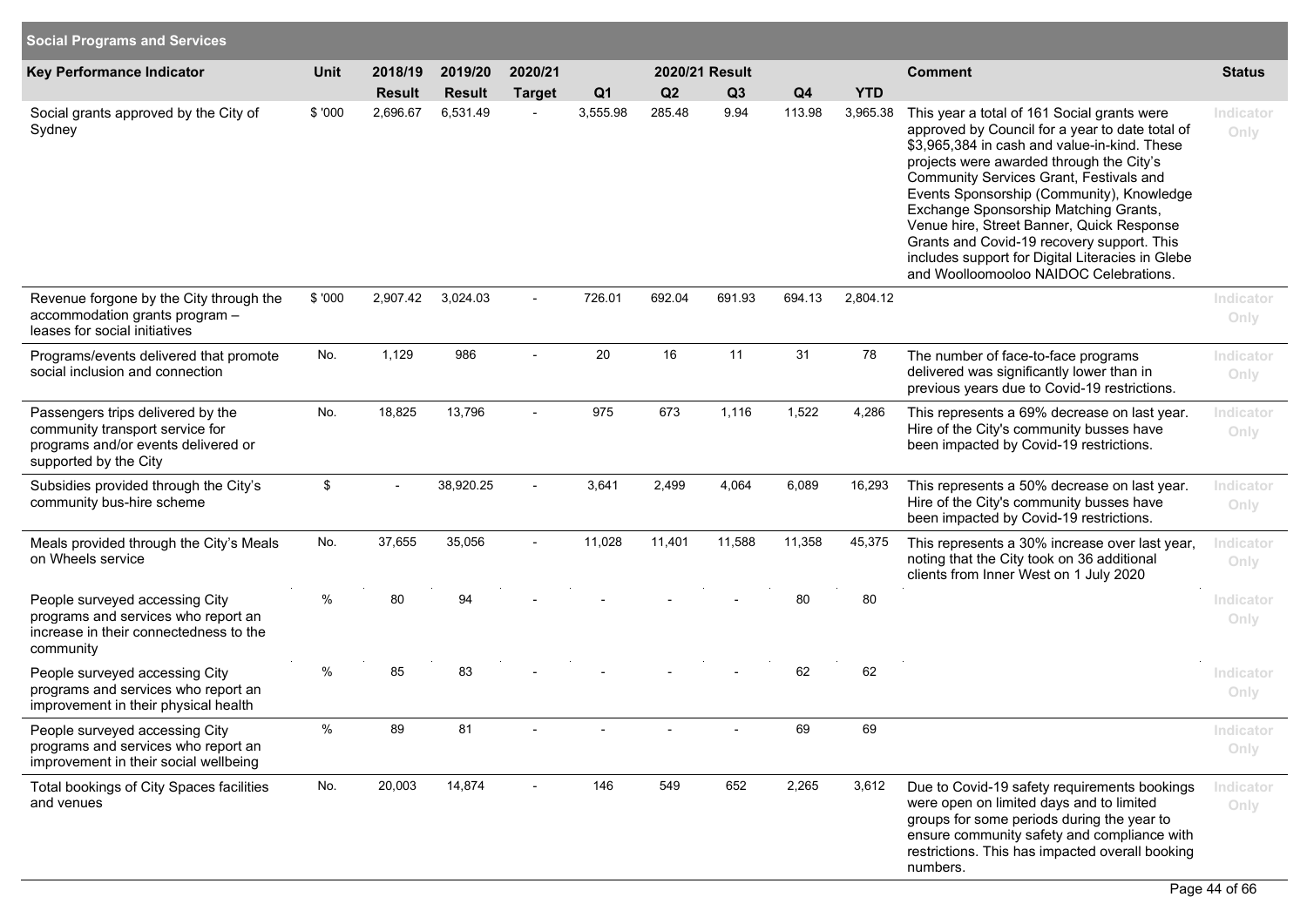## Social Programs and Services

| Key Performance Indicator | Unit | 2018/19 Result | 2019/20 Result | 2020/21 Target | 2020/21 Result Q1 | Q2 | Q3 | Q4 | YTD | Comment | Status |
|---|---|---|---|---|---|---|---|---|---|---|---|
| Social grants approved by the City of Sydney | $ '000 | 2,696.67 | 6,531.49 | - | 3,555.98 | 285.48 | 9.94 | 113.98 | 3,965.38 | This year a total of 161 Social grants were approved by Council for a year to date total of $3,965,384 in cash and value-in-kind. These projects were awarded through the City's Community Services Grant, Festivals and Events Sponsorship (Community), Knowledge Exchange Sponsorship Matching Grants, Venue hire, Street Banner, Quick Response Grants and Covid-19 recovery support. This includes support for Digital Literacies in Glebe and Woolloomooloo NAIDOC Celebrations. | Indicator Only |
| Revenue forgone by the City through the accommodation grants program – leases for social initiatives | $ '000 | 2,907.42 | 3,024.03 | - | 726.01 | 692.04 | 691.93 | 694.13 | 2,804.12 | | Indicator Only |
| Programs/events delivered that promote social inclusion and connection | No. | 1,129 | 986 | - | 20 | 16 | 11 | 31 | 78 | The number of face-to-face programs delivered was significantly lower than in previous years due to Covid-19 restrictions. | Indicator Only |
| Passengers trips delivered by the community transport service for programs and/or events delivered or supported by the City | No. | 18,825 | 13,796 | - | 975 | 673 | 1,116 | 1,522 | 4,286 | This represents a 69% decrease on last year. Hire of the City's community busses have been impacted by Covid-19 restrictions. | Indicator Only |
| Subsidies provided through the City's community bus-hire scheme | $ | - | 38,920.25 | - | 3,641 | 2,499 | 4,064 | 6,089 | 16,293 | This represents a 50% decrease on last year. Hire of the City's community busses have been impacted by Covid-19 restrictions. | Indicator Only |
| Meals provided through the City's Meals on Wheels service | No. | 37,655 | 35,056 | - | 11,028 | 11,401 | 11,588 | 11,358 | 45,375 | This represents a 30% increase over last year, noting that the City took on 36 additional clients from Inner West on 1 July 2020 | Indicator Only |
| People surveyed accessing City programs and services who report an increase in their connectedness to the community | % | 80 | 94 | - | - | - | - | 80 | 80 | | Indicator Only |
| People surveyed accessing City programs and services who report an improvement in their physical health | % | 85 | 83 | - | - | - | - | 62 | 62 | | Indicator Only |
| People surveyed accessing City programs and services who report an improvement in their social wellbeing | % | 89 | 81 | - | - | - | - | 69 | 69 | | Indicator Only |
| Total bookings of City Spaces facilities and venues | No. | 20,003 | 14,874 | - | 146 | 549 | 652 | 2,265 | 3,612 | Due to Covid-19 safety requirements bookings were open on limited days and to limited groups for some periods during the year to ensure community safety and compliance with restrictions. This has impacted overall booking numbers. | Indicator Only |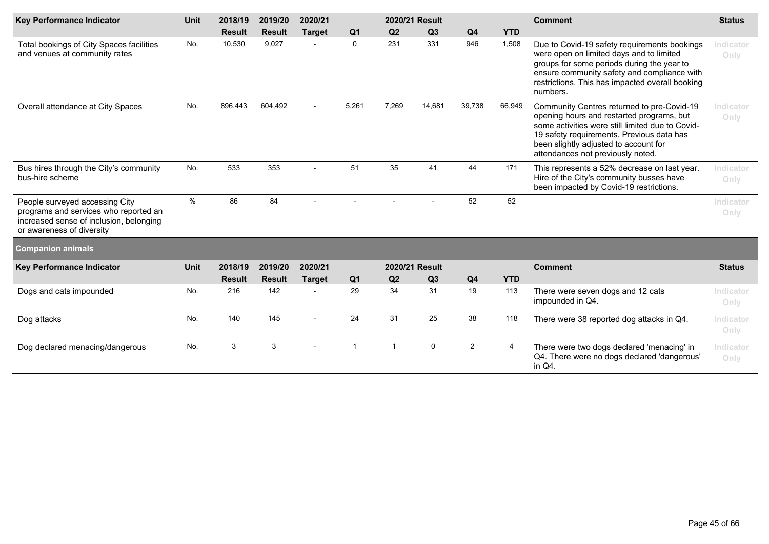| Key Performance Indicator | Unit | 2018/19 Result | 2019/20 Result | 2020/21 Target | 2020/21 Result Q1 | Q2 | Q3 | Q4 | YTD | Comment | Status |
|---|---|---|---|---|---|---|---|---|---|---|---|
| Total bookings of City Spaces facilities and venues at community rates | No. | 10,530 | 9,027 | - | 0 | 231 | 331 | 946 | 1,508 | Due to Covid-19 safety requirements bookings were open on limited days and to limited groups for some periods during the year to ensure community safety and compliance with restrictions. This has impacted overall booking numbers. | Indicator Only |
| Overall attendance at City Spaces | No. | 896,443 | 604,492 | - | 5,261 | 7,269 | 14,681 | 39,738 | 66,949 | Community Centres returned to pre-Covid-19 opening hours and restarted programs, but some activities were still limited due to Covid-19 safety requirements. Previous data has been slightly adjusted to account for attendances not previously noted. | Indicator Only |
| Bus hires through the City's community bus-hire scheme | No. | 533 | 353 | - | 51 | 35 | 41 | 44 | 171 | This represents a 52% decrease on last year. Hire of the City's community busses have been impacted by Covid-19 restrictions. | Indicator Only |
| People surveyed accessing City programs and services who reported an increased sense of inclusion, belonging or awareness of diversity | % | 86 | 84 | - | - | - | - | 52 | 52 | | Indicator Only |

## Companion animals

| Key Performance Indicator | Unit | 2018/19 Result | 2019/20 Result | 2020/21 Target | 2020/21 Result Q1 | Q2 | Q3 | Q4 | YTD | Comment | Status |
|---|---|---|---|---|---|---|---|---|---|---|---|
| Dogs and cats impounded | No. | 216 | 142 | - | 29 | 34 | 31 | 19 | 113 | There were seven dogs and 12 cats impounded in Q4. | Indicator Only |
| Dog attacks | No. | 140 | 145 | - | 24 | 31 | 25 | 38 | 118 | There were 38 reported dog attacks in Q4. | Indicator Only |
| Dog declared menacing/dangerous | No. | 3 | 3 | - | 1 | 1 | 0 | 2 | 4 | There were two dogs declared 'menacing' in Q4. There were no dogs declared 'dangerous' in Q4. | Indicator Only |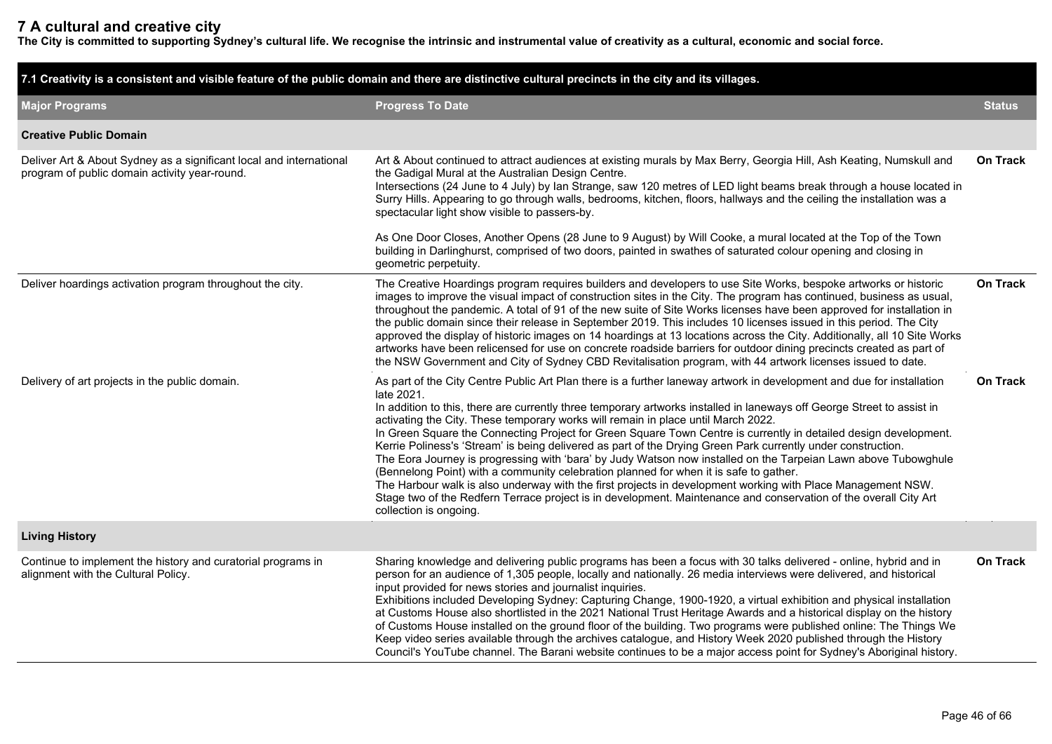## 7 A cultural and creative city

**The City is committed to supporting Sydney's cultural life. We recognise the intrinsic and instrumental value of creativity as a cultural, economic and social force.**

### 7.1 Creativity is a consistent and visible feature of the public domain and there are distinctive cultural precincts in the city and its villages.

| Major Programs | Progress To Date | Status |
|---|---|---|
| **Creative Public Domain** | | |
| Deliver Art & About Sydney as a significant local and international program of public domain activity year-round. | Art & About continued to attract audiences at existing murals by Max Berry, Georgia Hill, Ash Keating, Numskull and the Gadigal Mural at the Australian Design Centre.<br>Intersections (24 June to 4 July) by Ian Strange, saw 120 metres of LED light beams break through a house located in Surry Hills. Appearing to go through walls, bedrooms, kitchen, floors, hallways and the ceiling the installation was a spectacular light show visible to passers-by.<br><br>As One Door Closes, Another Opens (28 June to 9 August) by Will Cooke, a mural located at the Top of the Town building in Darlinghurst, comprised of two doors, painted in swathes of saturated colour opening and closing in geometric perpetuity. | **On Track** |
| Deliver hoardings activation program throughout the city. | The Creative Hoardings program requires builders and developers to use Site Works, bespoke artworks or historic images to improve the visual impact of construction sites in the City. The program has continued, business as usual, throughout the pandemic. A total of 91 of the new suite of Site Works licenses have been approved for installation in the public domain since their release in September 2019. This includes 10 licenses issued in this period. The City approved the display of historic images on 14 hoardings at 13 locations across the City. Additionally, all 10 Site Works artworks have been relicensed for use on concrete roadside barriers for outdoor dining precincts created as part of the NSW Government and City of Sydney CBD Revitalisation program, with 44 artwork licenses issued to date. | **On Track** |
| Delivery of art projects in the public domain. | As part of the City Centre Public Art Plan there is a further laneway artwork in development and due for installation late 2021.<br>In addition to this, there are currently three temporary artworks installed in laneways off George Street to assist in activating the City. These temporary works will remain in place until March 2022.<br>In Green Square the Connecting Project for Green Square Town Centre is currently in detailed design development. Kerrie Poliness's 'Stream' is being delivered as part of the Drying Green Park currently under construction.<br>The Eora Journey is progressing with 'bara' by Judy Watson now installed on the Tarpeian Lawn above Tubowghule (Bennelong Point) with a community celebration planned for when it is safe to gather.<br>The Harbour walk is also underway with the first projects in development working with Place Management NSW. Stage two of the Redfern Terrace project is in development. Maintenance and conservation of the overall City Art collection is ongoing. | **On Track** |
| **Living History** | | |
| Continue to implement the history and curatorial programs in alignment with the Cultural Policy. | Sharing knowledge and delivering public programs has been a focus with 30 talks delivered - online, hybrid and in person for an audience of 1,305 people, locally and nationally. 26 media interviews were delivered, and historical input provided for news stories and journalist inquiries.<br>Exhibitions included Developing Sydney: Capturing Change, 1900-1920, a virtual exhibition and physical installation at Customs House also shortlisted in the 2021 National Trust Heritage Awards and a historical display on the history of Customs House installed on the ground floor of the building. Two programs were published online: The Things We Keep video series available through the archives catalogue, and History Week 2020 published through the History Council's YouTube channel. The Barani website continues to be a major access point for Sydney's Aboriginal history. | **On Track** |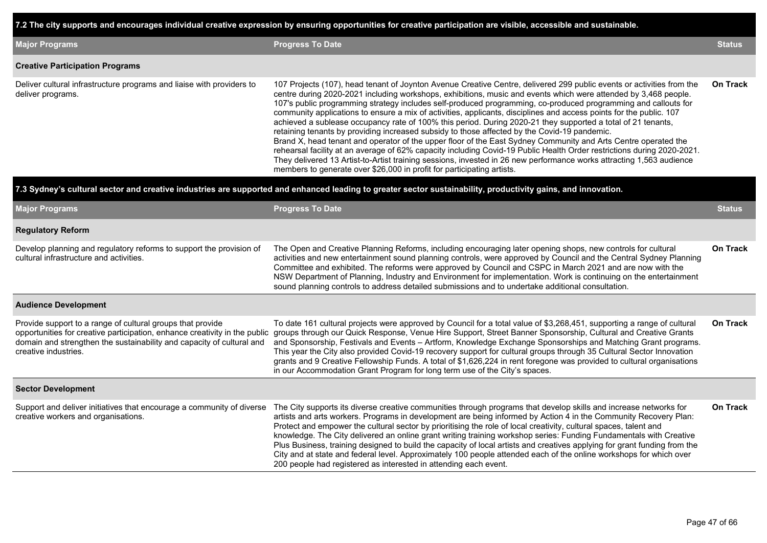## 7.2 The city supports and encourages individual creative expression by ensuring opportunities for creative participation are visible, accessible and sustainable.

| Major Programs | Progress To Date | Status |
|---|---|---|
| **Creative Participation Programs** | | |
| Deliver cultural infrastructure programs and liaise with providers to deliver programs. | 107 Projects (107), head tenant of Joynton Avenue Creative Centre, delivered 299 public events or activities from the centre during 2020-2021 including workshops, exhibitions, music and events which were attended by 3,468 people. 107's public programming strategy includes self-produced programming, co-produced programming and callouts for community applications to ensure a mix of activities, applicants, disciplines and access points for the public. 107 achieved a sublease occupancy rate of 100% this period. During 2020-21 they supported a total of 21 tenants, retaining tenants by providing increased subsidy to those affected by the Covid-19 pandemic. Brand X, head tenant and operator of the upper floor of the East Sydney Community and Arts Centre operated the rehearsal facility at an average of 62% capacity including Covid-19 Public Health Order restrictions during 2020-2021. They delivered 13 Artist-to-Artist training sessions, invested in 26 new performance works attracting 1,563 audience members to generate over $26,000 in profit for participating artists. | On Track |

## 7.3 Sydney's cultural sector and creative industries are supported and enhanced leading to greater sector sustainability, productivity gains, and innovation.

| Major Programs | Progress To Date | Status |
|---|---|---|
| **Regulatory Reform** | | |
| Develop planning and regulatory reforms to support the provision of cultural infrastructure and activities. | The Open and Creative Planning Reforms, including encouraging later opening shops, new controls for cultural activities and new entertainment sound planning controls, were approved by Council and the Central Sydney Planning Committee and exhibited. The reforms were approved by Council and CSPC in March 2021 and are now with the NSW Department of Planning, Industry and Environment for implementation. Work is continuing on the entertainment sound planning controls to address detailed submissions and to undertake additional consultation. | On Track |
| **Audience Development** | | |
| Provide support to a range of cultural groups that provide opportunities for creative participation, enhance creativity in the public domain and strengthen the sustainability and capacity of cultural and creative industries. | To date 161 cultural projects were approved by Council for a total value of $3,268,451, supporting a range of cultural groups through our Quick Response, Venue Hire Support, Street Banner Sponsorship, Cultural and Creative Grants and Sponsorship, Festivals and Events – Artform, Knowledge Exchange Sponsorships and Matching Grant programs. This year the City also provided Covid-19 recovery support for cultural groups through 35 Cultural Sector Innovation grants and 9 Creative Fellowship Funds. A total of $1,626,224 in rent foregone was provided to cultural organisations in our Accommodation Grant Program for long term use of the City's spaces. | On Track |
| **Sector Development** | | |
| Support and deliver initiatives that encourage a community of diverse creative workers and organisations. | The City supports its diverse creative communities through programs that develop skills and increase networks for artists and arts workers. Programs in development are being informed by Action 4 in the Community Recovery Plan: Protect and empower the cultural sector by prioritising the role of local creativity, cultural spaces, talent and knowledge. The City delivered an online grant writing training workshop series: Funding Fundamentals with Creative Plus Business, training designed to build the capacity of local artists and creatives applying for grant funding from the City and at state and federal level. Approximately 100 people attended each of the online workshops for which over 200 people had registered as interested in attending each event. | On Track |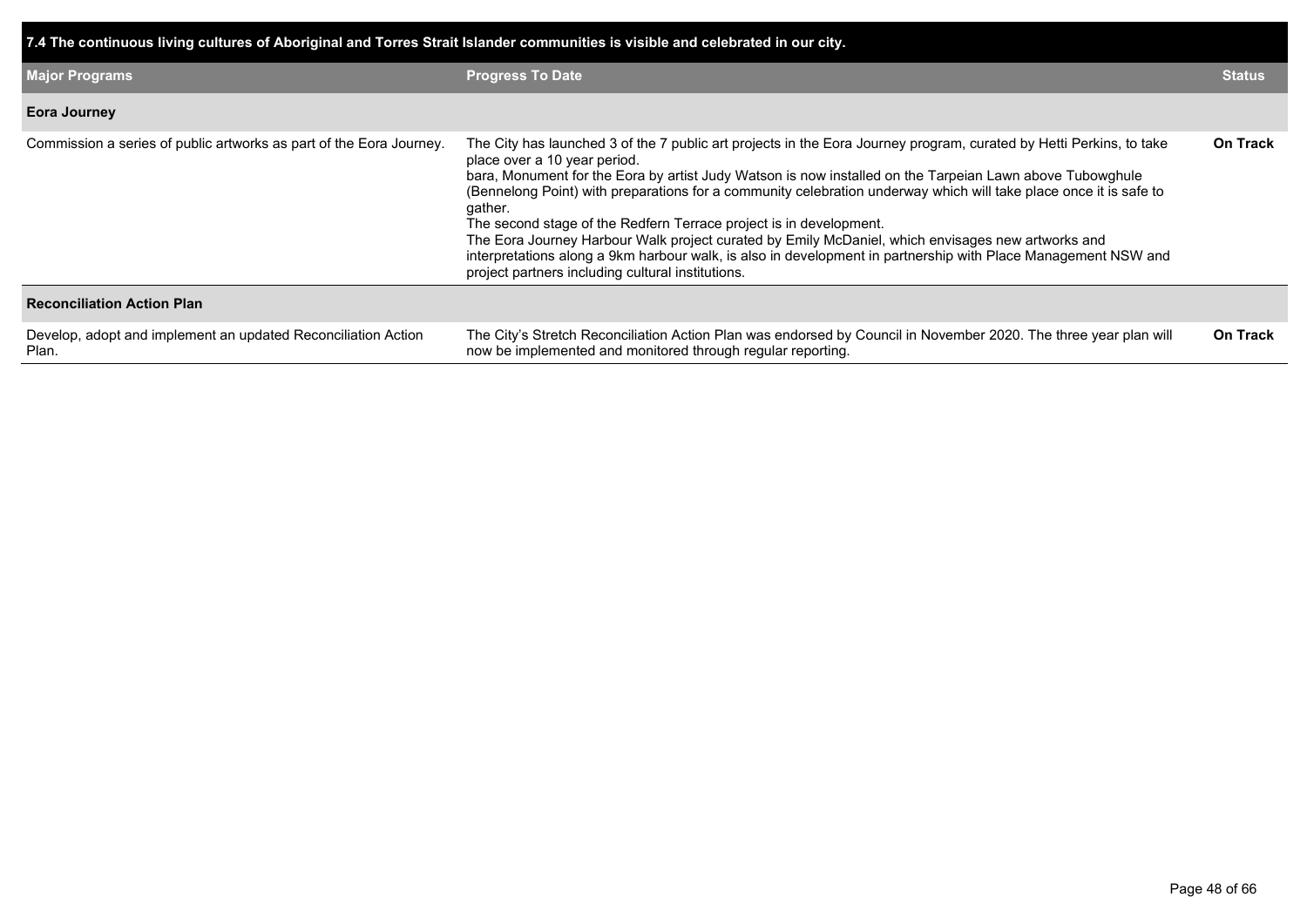## 7.4 The continuous living cultures of Aboriginal and Torres Strait Islander communities is visible and celebrated in our city.

| Major Programs | Progress To Date | Status |
|---|---|---|
| **Eora Journey** | | |
| Commission a series of public artworks as part of the Eora Journey. | The City has launched 3 of the 7 public art projects in the Eora Journey program, curated by Hetti Perkins, to take place over a 10 year period.<br>bara, Monument for the Eora by artist Judy Watson is now installed on the Tarpeian Lawn above Tubowghule (Bennelong Point) with preparations for a community celebration underway which will take place once it is safe to gather.<br>The second stage of the Redfern Terrace project is in development.<br>The Eora Journey Harbour Walk project curated by Emily McDaniel, which envisages new artworks and interpretations along a 9km harbour walk, is also in development in partnership with Place Management NSW and project partners including cultural institutions. | **On Track** |
| **Reconciliation Action Plan** | | |
| Develop, adopt and implement an updated Reconciliation Action Plan. | The City's Stretch Reconciliation Action Plan was endorsed by Council in November 2020. The three year plan will now be implemented and monitored through regular reporting. | **On Track** |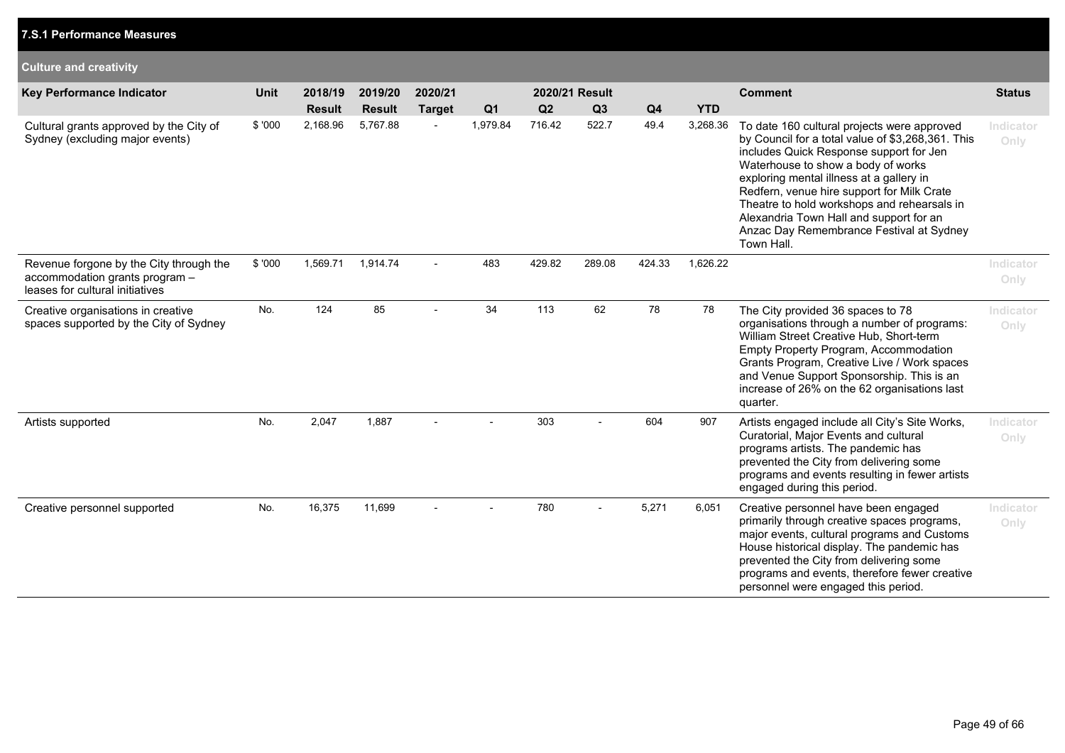## 7.S.1 Performance Measures

### Culture and creativity

| Key Performance Indicator | Unit | 2018/19 Result | 2019/20 Result | 2020/21 Target | 2020/21 Result Q1 | Q2 | Q3 | Q4 | YTD | Comment | Status |
|---|---|---|---|---|---|---|---|---|---|---|---|
| Cultural grants approved by the City of Sydney (excluding major events) | $ '000 | 2,168.96 | 5,767.88 | - | 1,979.84 | 716.42 | 522.7 | 49.4 | 3,268.36 | To date 160 cultural projects were approved by Council for a total value of $3,268,361. This includes Quick Response support for Jen Waterhouse to show a body of works exploring mental illness at a gallery in Redfern, venue hire support for Milk Crate Theatre to hold workshops and rehearsals in Alexandria Town Hall and support for an Anzac Day Remembrance Festival at Sydney Town Hall. | Indicator Only |
| Revenue forgone by the City through the accommodation grants program – leases for cultural initiatives | $ '000 | 1,569.71 | 1,914.74 | - | 483 | 429.82 | 289.08 | 424.33 | 1,626.22 | | Indicator Only |
| Creative organisations in creative spaces supported by the City of Sydney | No. | 124 | 85 | - | 34 | 113 | 62 | 78 | 78 | The City provided 36 spaces to 78 organisations through a number of programs: William Street Creative Hub, Short-term Empty Property Program, Accommodation Grants Program, Creative Live / Work spaces and Venue Support Sponsorship. This is an increase of 26% on the 62 organisations last quarter. | Indicator Only |
| Artists supported | No. | 2,047 | 1,887 | - | - | 303 | - | 604 | 907 | Artists engaged include all City's Site Works, Curatorial, Major Events and cultural programs artists. The pandemic has prevented the City from delivering some programs and events resulting in fewer artists engaged during this period. | Indicator Only |
| Creative personnel supported | No. | 16,375 | 11,699 | - | - | 780 | - | 5,271 | 6,051 | Creative personnel have been engaged primarily through creative spaces programs, major events, cultural programs and Customs House historical display. The pandemic has prevented the City from delivering some programs and events, therefore fewer creative personnel were engaged this period. | Indicator Only |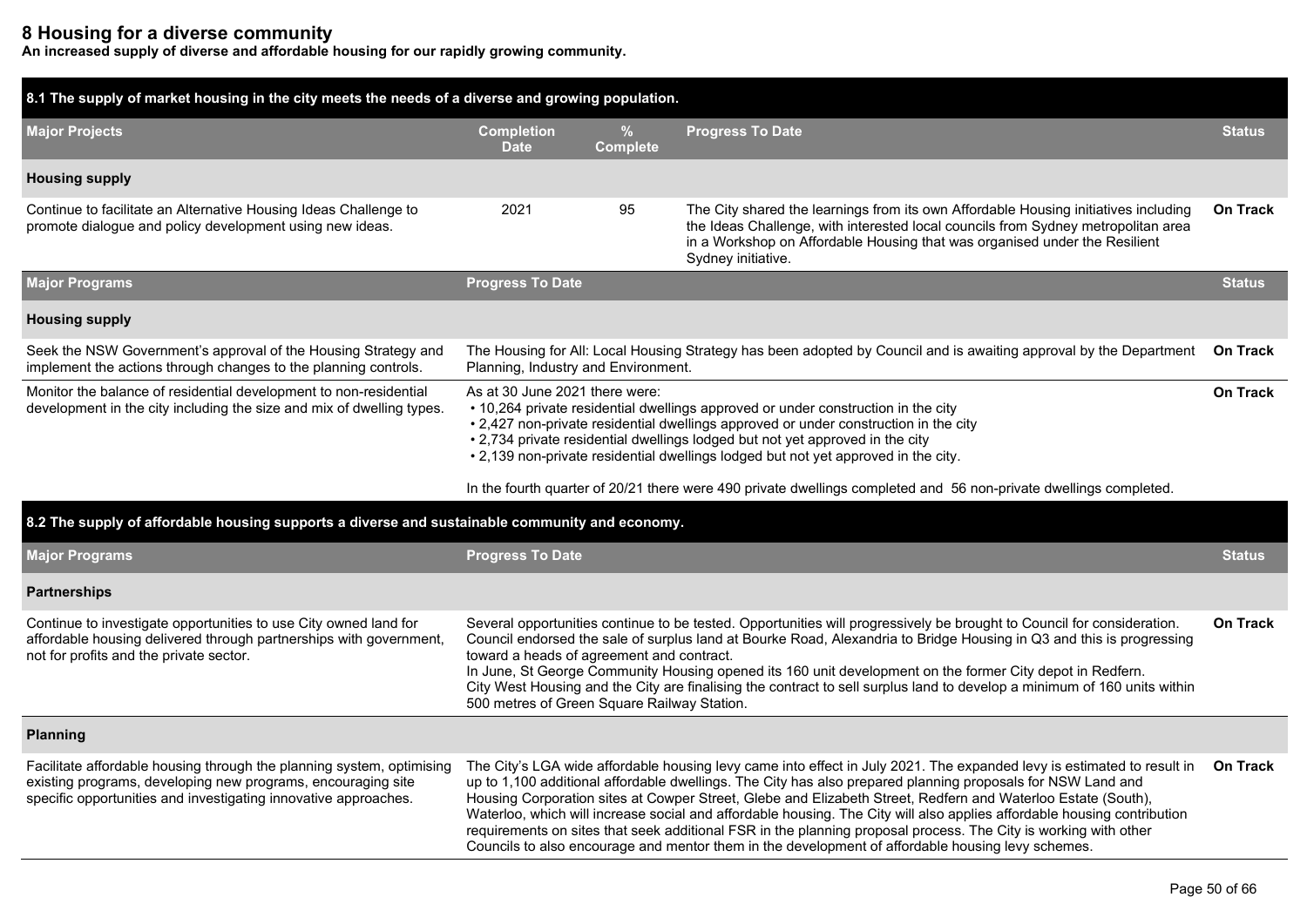# 8 Housing for a diverse community

**An increased supply of diverse and affordable housing for our rapidly growing community.**

## 8.1 The supply of market housing in the city meets the needs of a diverse and growing population.

| Major Projects | Completion Date | % Complete | Progress To Date | Status |
|---|---|---|---|---|
| **Housing supply** | | | | |
| Continue to facilitate an Alternative Housing Ideas Challenge to promote dialogue and policy development using new ideas. | 2021 | 95 | The City shared the learnings from its own Affordable Housing initiatives including the Ideas Challenge, with interested local councils from Sydney metropolitan area in a Workshop on Affordable Housing that was organised under the Resilient Sydney initiative. | **On Track** |

| Major Programs | Progress To Date | Status |
|---|---|---|
| **Housing supply** | | |
| Seek the NSW Government's approval of the Housing Strategy and implement the actions through changes to the planning controls. | The Housing for All: Local Housing Strategy has been adopted by Council and is awaiting approval by the Department Planning, Industry and Environment. | **On Track** |
| Monitor the balance of residential development to non-residential development in the city including the size and mix of dwelling types. | As at 30 June 2021 there were:<br>• 10,264 private residential dwellings approved or under construction in the city<br>• 2,427 non-private residential dwellings approved or under construction in the city<br>• 2,734 private residential dwellings lodged but not yet approved in the city<br>• 2,139 non-private residential dwellings lodged but not yet approved in the city.<br><br>In the fourth quarter of 20/21 there were 490 private dwellings completed and 56 non-private dwellings completed. | **On Track** |

## 8.2 The supply of affordable housing supports a diverse and sustainable community and economy.

| Major Programs | Progress To Date | Status |
|---|---|---|
| **Partnerships** | | |
| Continue to investigate opportunities to use City owned land for affordable housing delivered through partnerships with government, not for profits and the private sector. | Several opportunities continue to be tested. Opportunities will progressively be brought to Council for consideration. Council endorsed the sale of surplus land at Bourke Road, Alexandria to Bridge Housing in Q3 and this is progressing toward a heads of agreement and contract.<br>In June, St George Community Housing opened its 160 unit development on the former City depot in Redfern.<br>City West Housing and the City are finalising the contract to sell surplus land to develop a minimum of 160 units within 500 metres of Green Square Railway Station. | **On Track** |
| **Planning** | | |
| Facilitate affordable housing through the planning system, optimising existing programs, developing new programs, encouraging site specific opportunities and investigating innovative approaches. | The City's LGA wide affordable housing levy came into effect in July 2021. The expanded levy is estimated to result in up to 1,100 additional affordable dwellings. The City has also prepared planning proposals for NSW Land and Housing Corporation sites at Cowper Street, Glebe and Elizabeth Street, Redfern and Waterloo Estate (South), Waterloo, which will increase social and affordable housing. The City will also applies affordable housing contribution requirements on sites that seek additional FSR in the planning proposal process. The City is working with other Councils to also encourage and mentor them in the development of affordable housing levy schemes. | **On Track** |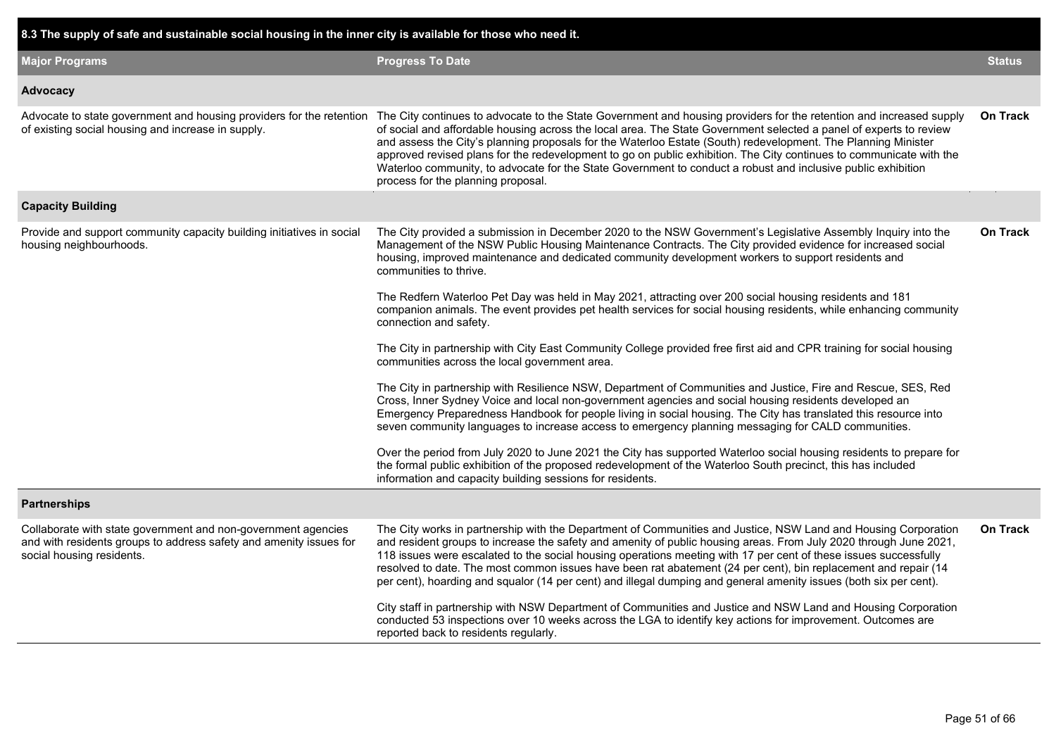| 8.3 The supply of safe and sustainable social housing in the inner city is available for those who need it. | | |
|---|---|---|
| **Major Programs** | **Progress To Date** | **Status** |
| **Advocacy** | | |
| Advocate to state government and housing providers for the retention of existing social housing and increase in supply. | The City continues to advocate to the State Government and housing providers for the retention and increased supply of social and affordable housing across the local area. The State Government selected a panel of experts to review and assess the City's planning proposals for the Waterloo Estate (South) redevelopment. The Planning Minister approved revised plans for the redevelopment to go on public exhibition. The City continues to communicate with the Waterloo community, to advocate for the State Government to conduct a robust and inclusive public exhibition process for the planning proposal. | **On Track** |
| **Capacity Building** | | |
| Provide and support community capacity building initiatives in social housing neighbourhoods. | The City provided a submission in December 2020 to the NSW Government's Legislative Assembly Inquiry into the Management of the NSW Public Housing Maintenance Contracts. The City provided evidence for increased social housing, improved maintenance and dedicated community development workers to support residents and communities to thrive.<br><br>The Redfern Waterloo Pet Day was held in May 2021, attracting over 200 social housing residents and 181 companion animals. The event provides pet health services for social housing residents, while enhancing community connection and safety.<br><br>The City in partnership with City East Community College provided free first aid and CPR training for social housing communities across the local government area.<br><br>The City in partnership with Resilience NSW, Department of Communities and Justice, Fire and Rescue, SES, Red Cross, Inner Sydney Voice and local non-government agencies and social housing residents developed an Emergency Preparedness Handbook for people living in social housing. The City has translated this resource into seven community languages to increase access to emergency planning messaging for CALD communities.<br><br>Over the period from July 2020 to June 2021 the City has supported Waterloo social housing residents to prepare for the formal public exhibition of the proposed redevelopment of the Waterloo South precinct, this has included information and capacity building sessions for residents. | **On Track** |
| **Partnerships** | | |
| Collaborate with state government and non-government agencies and with residents groups to address safety and amenity issues for social housing residents. | The City works in partnership with the Department of Communities and Justice, NSW Land and Housing Corporation and resident groups to increase the safety and amenity of public housing areas. From July 2020 through June 2021, 118 issues were escalated to the social housing operations meeting with 17 per cent of these issues successfully resolved to date. The most common issues have been rat abatement (24 per cent), bin replacement and repair (14 per cent), hoarding and squalor (14 per cent) and illegal dumping and general amenity issues (both six per cent).<br><br>City staff in partnership with NSW Department of Communities and Justice and NSW Land and Housing Corporation conducted 53 inspections over 10 weeks across the LGA to identify key actions for improvement. Outcomes are reported back to residents regularly. | **On Track** |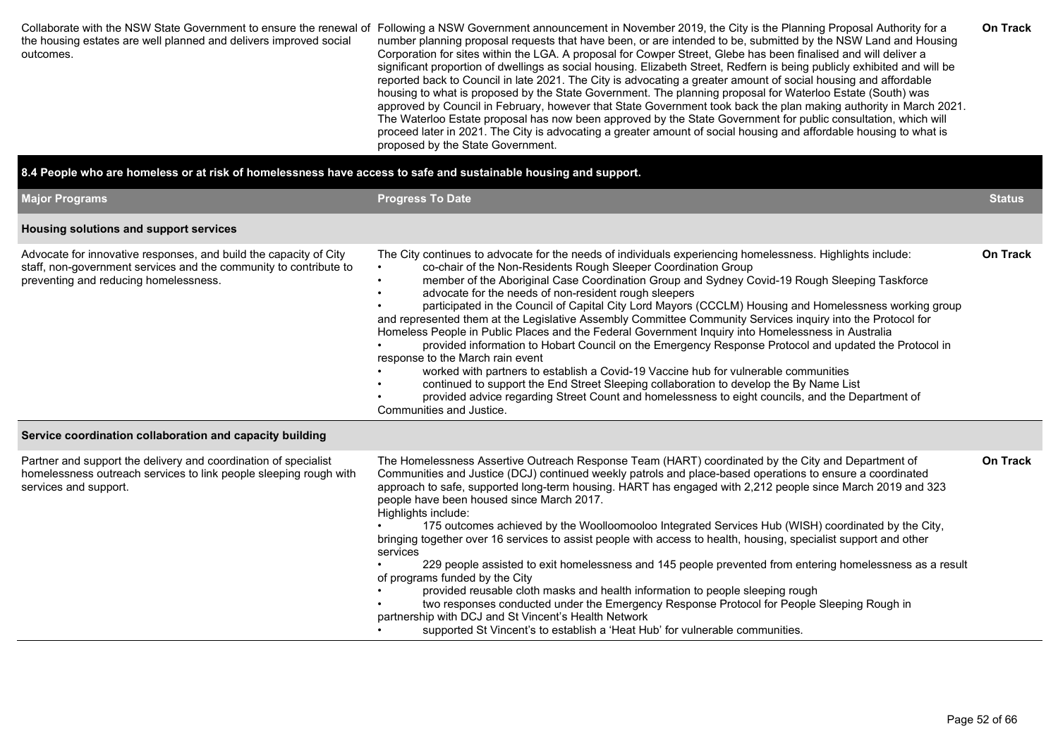| | | |
|---|---|---|
| Collaborate with the NSW State Government to ensure the renewal of the housing estates are well planned and delivers improved social outcomes. | Following a NSW Government announcement in November 2019, the City is the Planning Proposal Authority for a number planning proposal requests that have been, or are intended to be, submitted by the NSW Land and Housing Corporation for sites within the LGA. A proposal for Cowper Street, Glebe has been finalised and will deliver a significant proportion of dwellings as social housing. Elizabeth Street, Redfern is being publicly exhibited and will be reported back to Council in late 2021. The City is advocating a greater amount of social housing and affordable housing to what is proposed by the State Government. The planning proposal for Waterloo Estate (South) was approved by Council in February, however that State Government took back the plan making authority in March 2021. The Waterloo Estate proposal has now been approved by the State Government for public consultation, which will proceed later in 2021. The City is advocating a greater amount of social housing and affordable housing to what is proposed by the State Government. | On Track |

**8.4 People who are homeless or at risk of homelessness have access to safe and sustainable housing and support.**

| Major Programs | Progress To Date | Status |
|---|---|---|
| **Housing solutions and support services** | | |
| Advocate for innovative responses, and build the capacity of City staff, non-government services and the community to contribute to preventing and reducing homelessness. | The City continues to advocate for the needs of individuals experiencing homelessness. Highlights include:<br>• co-chair of the Non-Residents Rough Sleeper Coordination Group<br>• member of the Aboriginal Case Coordination Group and Sydney Covid-19 Rough Sleeping Taskforce<br>• advocate for the needs of non-resident rough sleepers<br>• participated in the Council of Capital City Lord Mayors (CCCLM) Housing and Homelessness working group and represented them at the Legislative Assembly Committee Community Services inquiry into the Protocol for Homeless People in Public Places and the Federal Government Inquiry into Homelessness in Australia<br>• provided information to Hobart Council on the Emergency Response Protocol and updated the Protocol in response to the March rain event<br>• worked with partners to establish a Covid-19 Vaccine hub for vulnerable communities<br>• continued to support the End Street Sleeping collaboration to develop the By Name List<br>• provided advice regarding Street Count and homelessness to eight councils, and the Department of Communities and Justice. | On Track |
| **Service coordination collaboration and capacity building** | | |
| Partner and support the delivery and coordination of specialist homelessness outreach services to link people sleeping rough with services and support. | The Homelessness Assertive Outreach Response Team (HART) coordinated by the City and Department of Communities and Justice (DCJ) continued weekly patrols and place-based operations to ensure a coordinated approach to safe, supported long-term housing. HART has engaged with 2,212 people since March 2019 and 323 people have been housed since March 2017.<br>Highlights include:<br>• 175 outcomes achieved by the Woolloomooloo Integrated Services Hub (WISH) coordinated by the City, bringing together over 16 services to assist people with access to health, housing, specialist support and other services<br>• 229 people assisted to exit homelessness and 145 people prevented from entering homelessness as a result of programs funded by the City<br>• provided reusable cloth masks and health information to people sleeping rough<br>• two responses conducted under the Emergency Response Protocol for People Sleeping Rough in partnership with DCJ and St Vincent's Health Network<br>• supported St Vincent's to establish a 'Heat Hub' for vulnerable communities. | On Track |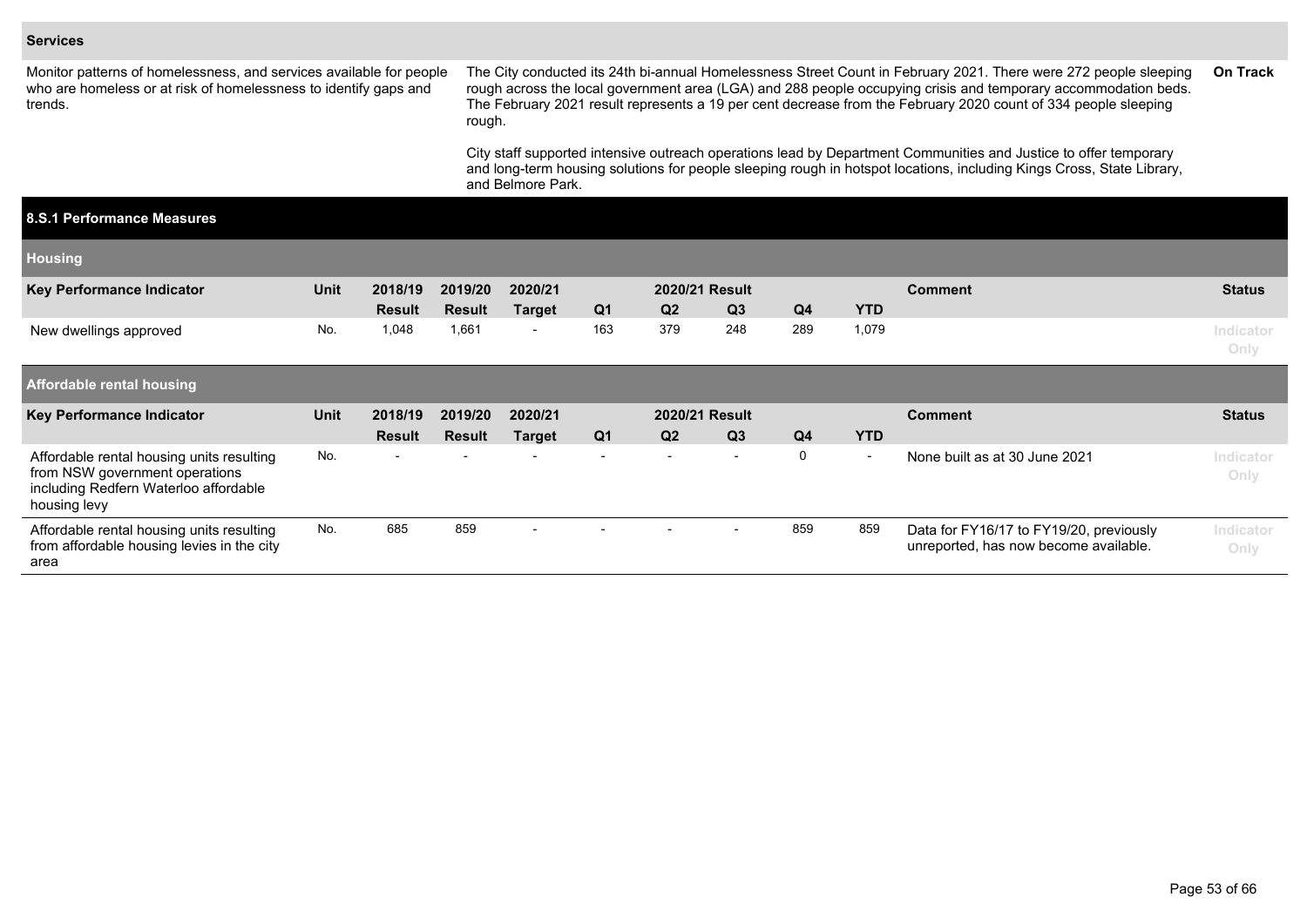**Services**

| | | |
|---|---|---|
| Monitor patterns of homelessness, and services available for people who are homeless or at risk of homelessness to identify gaps and trends. | The City conducted its 24th bi-annual Homelessness Street Count in February 2021. There were 272 people sleeping rough across the local government area (LGA) and 288 people occupying crisis and temporary accommodation beds. The February 2021 result represents a 19 per cent decrease from the February 2020 count of 334 people sleeping rough.<br><br>City staff supported intensive outreach operations lead by Department Communities and Justice to offer temporary and long-term housing solutions for people sleeping rough in hotspot locations, including Kings Cross, State Library, and Belmore Park. | On Track |

## 8.S.1 Performance Measures

### Housing

| Key Performance Indicator | Unit | 2018/19 Result | 2019/20 Result | 2020/21 Target | Q1 | Q2 | Q3 | Q4 | YTD | Comment | Status |
|---|---|---|---|---|---|---|---|---|---|---|---|
| New dwellings approved | No. | 1,048 | 1,661 | - | 163 | 379 | 248 | 289 | 1,079 | | Indicator Only |

### Affordable rental housing

| Key Performance Indicator | Unit | 2018/19 Result | 2019/20 Result | 2020/21 Target | Q1 | Q2 | Q3 | Q4 | YTD | Comment | Status |
|---|---|---|---|---|---|---|---|---|---|---|---|
| Affordable rental housing units resulting from NSW government operations including Redfern Waterloo affordable housing levy | No. | - | - | - | - | - | - | 0 | - | None built as at 30 June 2021 | Indicator Only |
| Affordable rental housing units resulting from affordable housing levies in the city area | No. | 685 | 859 | - | - | - | - | 859 | 859 | Data for FY16/17 to FY19/20, previously unreported, has now become available. | Indicator Only |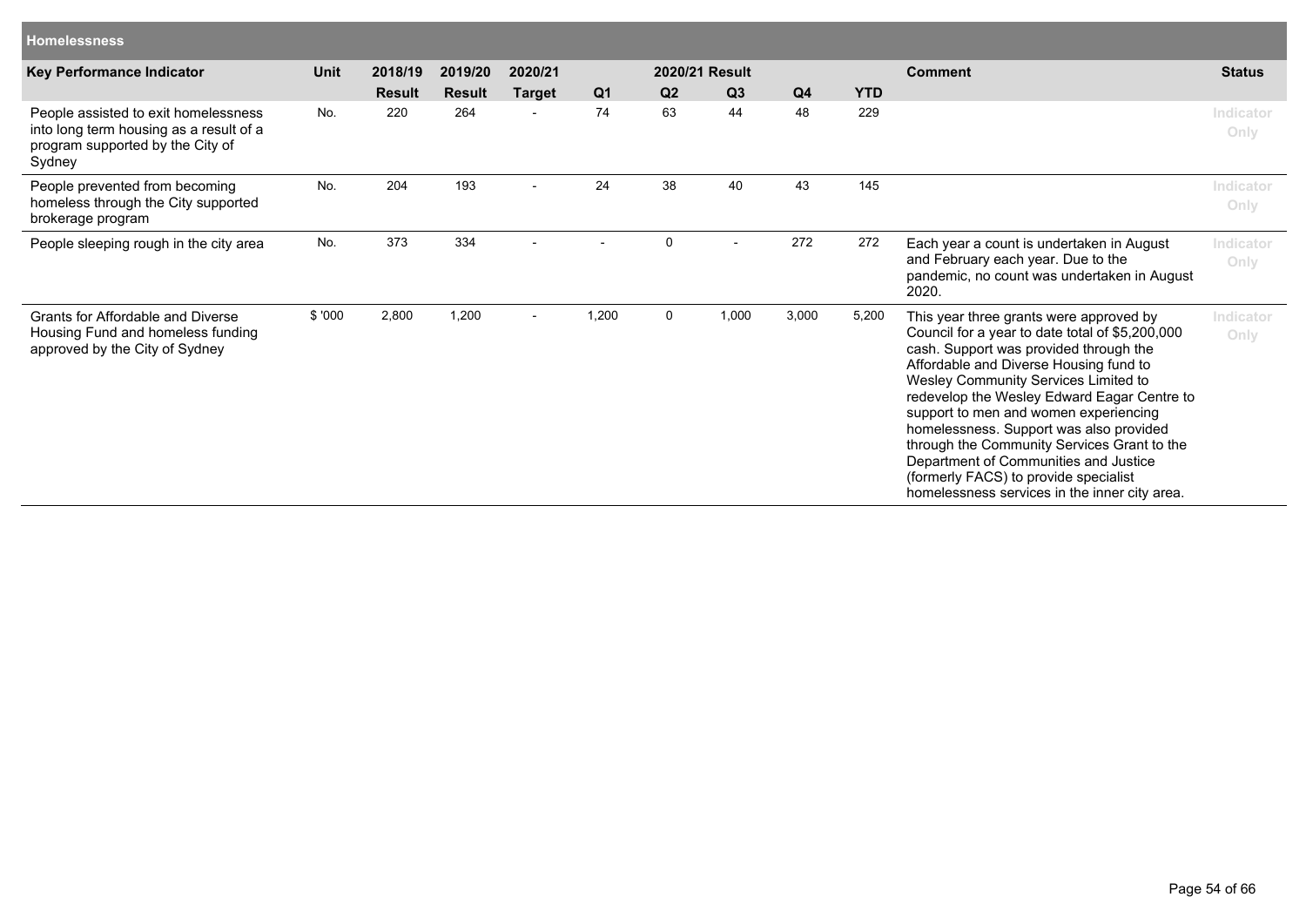## Homelessness

| Key Performance Indicator | Unit | 2018/19 Result | 2019/20 Result | 2020/21 Target | 2020/21 Result Q1 | Q2 | Q3 | Q4 | YTD | Comment | Status |
|---|---|---|---|---|---|---|---|---|---|---|---|
| People assisted to exit homelessness into long term housing as a result of a program supported by the City of Sydney | No. | 220 | 264 | - | 74 | 63 | 44 | 48 | 229 | | Indicator Only |
| People prevented from becoming homeless through the City supported brokerage program | No. | 204 | 193 | - | 24 | 38 | 40 | 43 | 145 | | Indicator Only |
| People sleeping rough in the city area | No. | 373 | 334 | - | - | 0 | - | 272 | 272 | Each year a count is undertaken in August and February each year. Due to the pandemic, no count was undertaken in August 2020. | Indicator Only |
| Grants for Affordable and Diverse Housing Fund and homeless funding approved by the City of Sydney | $ '000 | 2,800 | 1,200 | - | 1,200 | 0 | 1,000 | 3,000 | 5,200 | This year three grants were approved by Council for a year to date total of $5,200,000 cash. Support was provided through the Affordable and Diverse Housing fund to Wesley Community Services Limited to redevelop the Wesley Edward Eagar Centre to support to men and women experiencing homelessness. Support was also provided through the Community Services Grant to the Department of Communities and Justice (formerly FACS) to provide specialist homelessness services in the inner city area. | Indicator Only |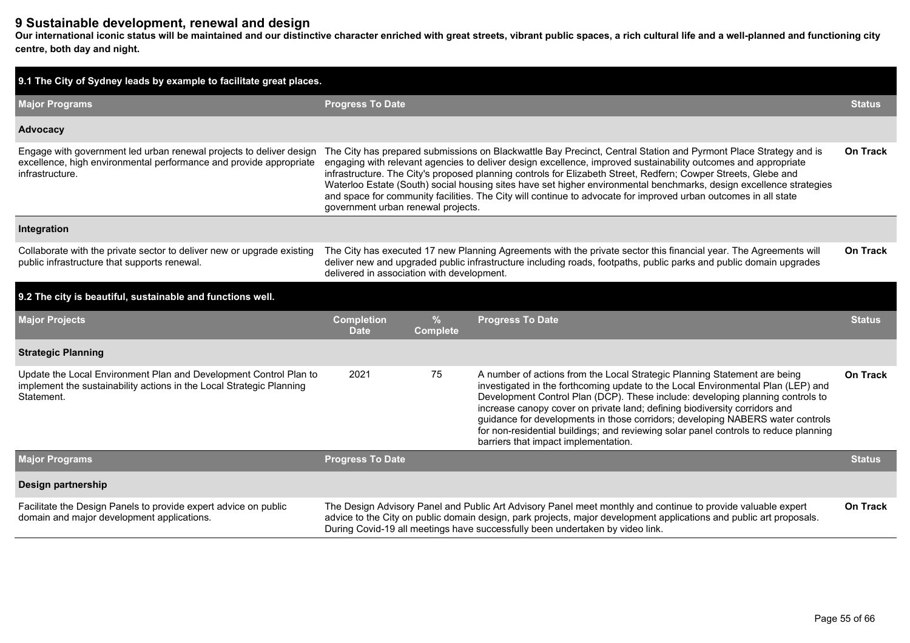# 9 Sustainable development, renewal and design

**Our international iconic status will be maintained and our distinctive character enriched with great streets, vibrant public spaces, a rich cultural life and a well-planned and functioning city centre, both day and night.**

## 9.1 The City of Sydney leads by example to facilitate great places.

| Major Programs | Progress To Date | Status |
|---|---|---|
| **Advocacy** | | |
| Engage with government led urban renewal projects to deliver design excellence, high environmental performance and provide appropriate infrastructure. | The City has prepared submissions on Blackwattle Bay Precinct, Central Station and Pyrmont Place Strategy and is engaging with relevant agencies to deliver design excellence, improved sustainability outcomes and appropriate infrastructure. The City's proposed planning controls for Elizabeth Street, Redfern; Cowper Streets, Glebe and Waterloo Estate (South) social housing sites have set higher environmental benchmarks, design excellence strategies and space for community facilities. The City will continue to advocate for improved urban outcomes in all state government urban renewal projects. | **On Track** |
| **Integration** | | |
| Collaborate with the private sector to deliver new or upgrade existing public infrastructure that supports renewal. | The City has executed 17 new Planning Agreements with the private sector this financial year. The Agreements will deliver new and upgraded public infrastructure including roads, footpaths, public parks and public domain upgrades delivered in association with development. | **On Track** |

## 9.2 The city is beautiful, sustainable and functions well.

| Major Projects | Completion Date | % Complete | Progress To Date | Status |
|---|---|---|---|---|
| **Strategic Planning** | | | | |
| Update the Local Environment Plan and Development Control Plan to implement the sustainability actions in the Local Strategic Planning Statement. | 2021 | 75 | A number of actions from the Local Strategic Planning Statement are being investigated in the forthcoming update to the Local Environmental Plan (LEP) and Development Control Plan (DCP). These include: developing planning controls to increase canopy cover on private land; defining biodiversity corridors and guidance for developments in those corridors; developing NABERS water controls for non-residential buildings; and reviewing solar panel controls to reduce planning barriers that impact implementation. | **On Track** |

| Major Programs | Progress To Date | Status |
|---|---|---|
| **Design partnership** | | |
| Facilitate the Design Panels to provide expert advice on public domain and major development applications. | The Design Advisory Panel and Public Art Advisory Panel meet monthly and continue to provide valuable expert advice to the City on public domain design, park projects, major development applications and public art proposals. During Covid-19 all meetings have successfully been undertaken by video link. | **On Track** |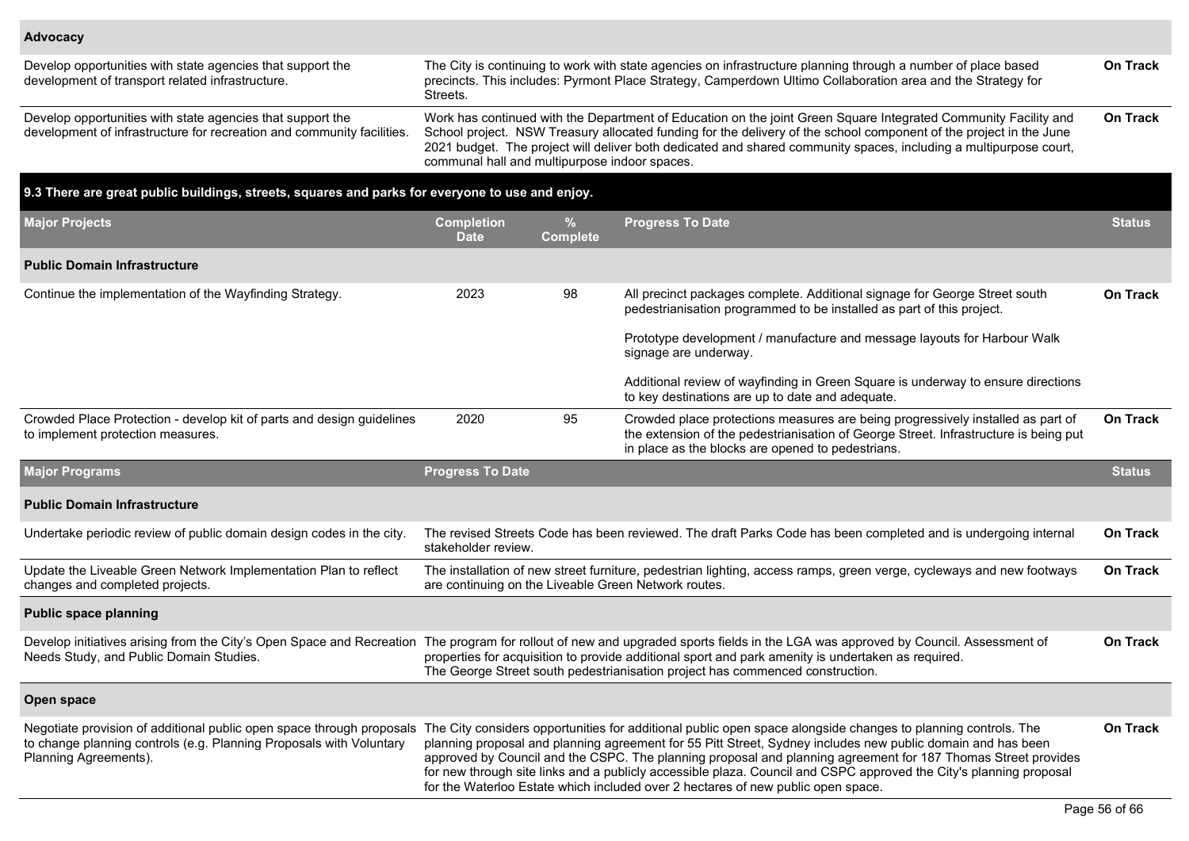| Advocacy | | |
|---|---|---|
| Develop opportunities with state agencies that support the development of transport related infrastructure. | The City is continuing to work with state agencies on infrastructure planning through a number of place based precincts. This includes: Pyrmont Place Strategy, Camperdown Ultimo Collaboration area and the Strategy for Streets. | **On Track** |
| Develop opportunities with state agencies that support the development of infrastructure for recreation and community facilities. | Work has continued with the Department of Education on the joint Green Square Integrated Community Facility and School project. NSW Treasury allocated funding for the delivery of the school component of the project in the June 2021 budget. The project will deliver both dedicated and shared community spaces, including a multipurpose court, communal hall and multipurpose indoor spaces. | **On Track** |

## 9.3 There are great public buildings, streets, squares and parks for everyone to use and enjoy.

| Major Projects | Completion Date | % Complete | Progress To Date | Status |
|---|---|---|---|---|
| **Public Domain Infrastructure** | | | | |
| Continue the implementation of the Wayfinding Strategy. | 2023 | 98 | All precinct packages complete. Additional signage for George Street south pedestrianisation programmed to be installed as part of this project.<br><br>Prototype development / manufacture and message layouts for Harbour Walk signage are underway.<br><br>Additional review of wayfinding in Green Square is underway to ensure directions to key destinations are up to date and adequate. | **On Track** |
| Crowded Place Protection - develop kit of parts and design guidelines to implement protection measures. | 2020 | 95 | Crowded place protections measures are being progressively installed as part of the extension of the pedestrianisation of George Street. Infrastructure is being put in place as the blocks are opened to pedestrians. | **On Track** |

| Major Programs | Progress To Date | Status |
|---|---|---|
| **Public Domain Infrastructure** | | |
| Undertake periodic review of public domain design codes in the city. | The revised Streets Code has been reviewed. The draft Parks Code has been completed and is undergoing internal stakeholder review. | **On Track** |
| Update the Liveable Green Network Implementation Plan to reflect changes and completed projects. | The installation of new street furniture, pedestrian lighting, access ramps, green verge, cycleways and new footways are continuing on the Liveable Green Network routes. | **On Track** |
| **Public space planning** | | |
| Develop initiatives arising from the City's Open Space and Recreation Needs Study, and Public Domain Studies. | The program for rollout of new and upgraded sports fields in the LGA was approved by Council. Assessment of properties for acquisition to provide additional sport and park amenity is undertaken as required.<br>The George Street south pedestrianisation project has commenced construction. | **On Track** |
| **Open space** | | |
| Negotiate provision of additional public open space through proposals to change planning controls (e.g. Planning Proposals with Voluntary Planning Agreements). | The City considers opportunities for additional public open space alongside changes to planning controls. The planning proposal and planning agreement for 55 Pitt Street, Sydney includes new public domain and has been approved by Council and the CSPC. The planning proposal and planning agreement for 187 Thomas Street provides for new through site links and a publicly accessible plaza. Council and CSPC approved the City's planning proposal for the Waterloo Estate which included over 2 hectares of new public open space. | **On Track** |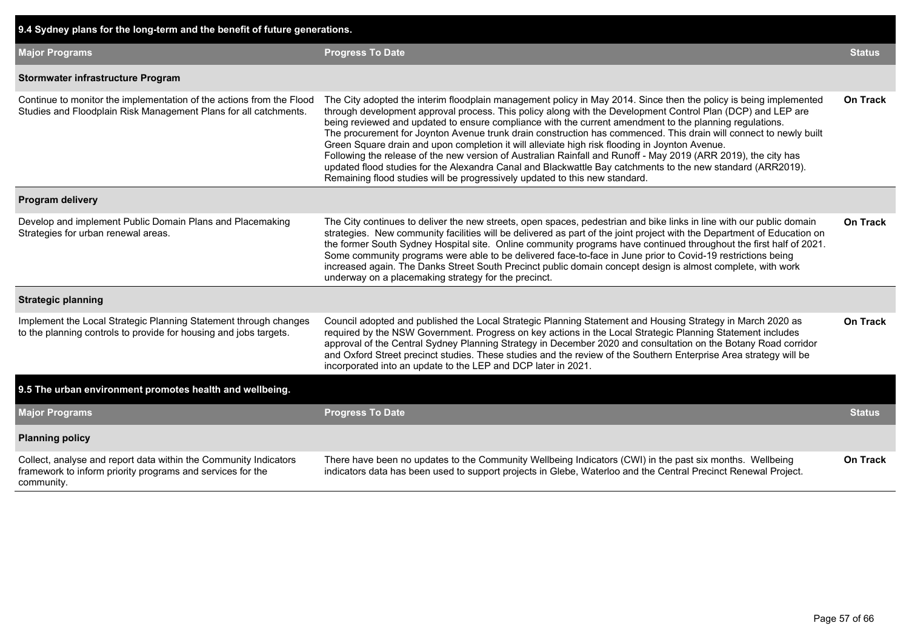## 9.4 Sydney plans for the long-term and the benefit of future generations.

| Major Programs | Progress To Date | Status |
|---|---|---|
| **Stormwater infrastructure Program** | | |
| Continue to monitor the implementation of the actions from the Flood Studies and Floodplain Risk Management Plans for all catchments. | The City adopted the interim floodplain management policy in May 2014. Since then the policy is being implemented through development approval process. This policy along with the Development Control Plan (DCP) and LEP are being reviewed and updated to ensure compliance with the current amendment to the planning regulations.<br>The procurement for Joynton Avenue trunk drain construction has commenced. This drain will connect to newly built Green Square drain and upon completion it will alleviate high risk flooding in Joynton Avenue.<br>Following the release of the new version of Australian Rainfall and Runoff - May 2019 (ARR 2019), the city has updated flood studies for the Alexandra Canal and Blackwattle Bay catchments to the new standard (ARR2019). Remaining flood studies will be progressively updated to this new standard. | **On Track** |
| **Program delivery** | | |
| Develop and implement Public Domain Plans and Placemaking Strategies for urban renewal areas. | The City continues to deliver the new streets, open spaces, pedestrian and bike links in line with our public domain strategies. New community facilities will be delivered as part of the joint project with the Department of Education on the former South Sydney Hospital site. Online community programs have continued throughout the first half of 2021. Some community programs were able to be delivered face-to-face in June prior to Covid-19 restrictions being increased again. The Danks Street South Precinct public domain concept design is almost complete, with work underway on a placemaking strategy for the precinct. | **On Track** |
| **Strategic planning** | | |
| Implement the Local Strategic Planning Statement through changes to the planning controls to provide for housing and jobs targets. | Council adopted and published the Local Strategic Planning Statement and Housing Strategy in March 2020 as required by the NSW Government. Progress on key actions in the Local Strategic Planning Statement includes approval of the Central Sydney Planning Strategy in December 2020 and consultation on the Botany Road corridor and Oxford Street precinct studies. These studies and the review of the Southern Enterprise Area strategy will be incorporated into an update to the LEP and DCP later in 2021. | **On Track** |

## 9.5 The urban environment promotes health and wellbeing.

| Major Programs | Progress To Date | Status |
|---|---|---|
| **Planning policy** | | |
| Collect, analyse and report data within the Community Indicators framework to inform priority programs and services for the community. | There have been no updates to the Community Wellbeing Indicators (CWI) in the past six months. Wellbeing indicators data has been used to support projects in Glebe, Waterloo and the Central Precinct Renewal Project. | **On Track** |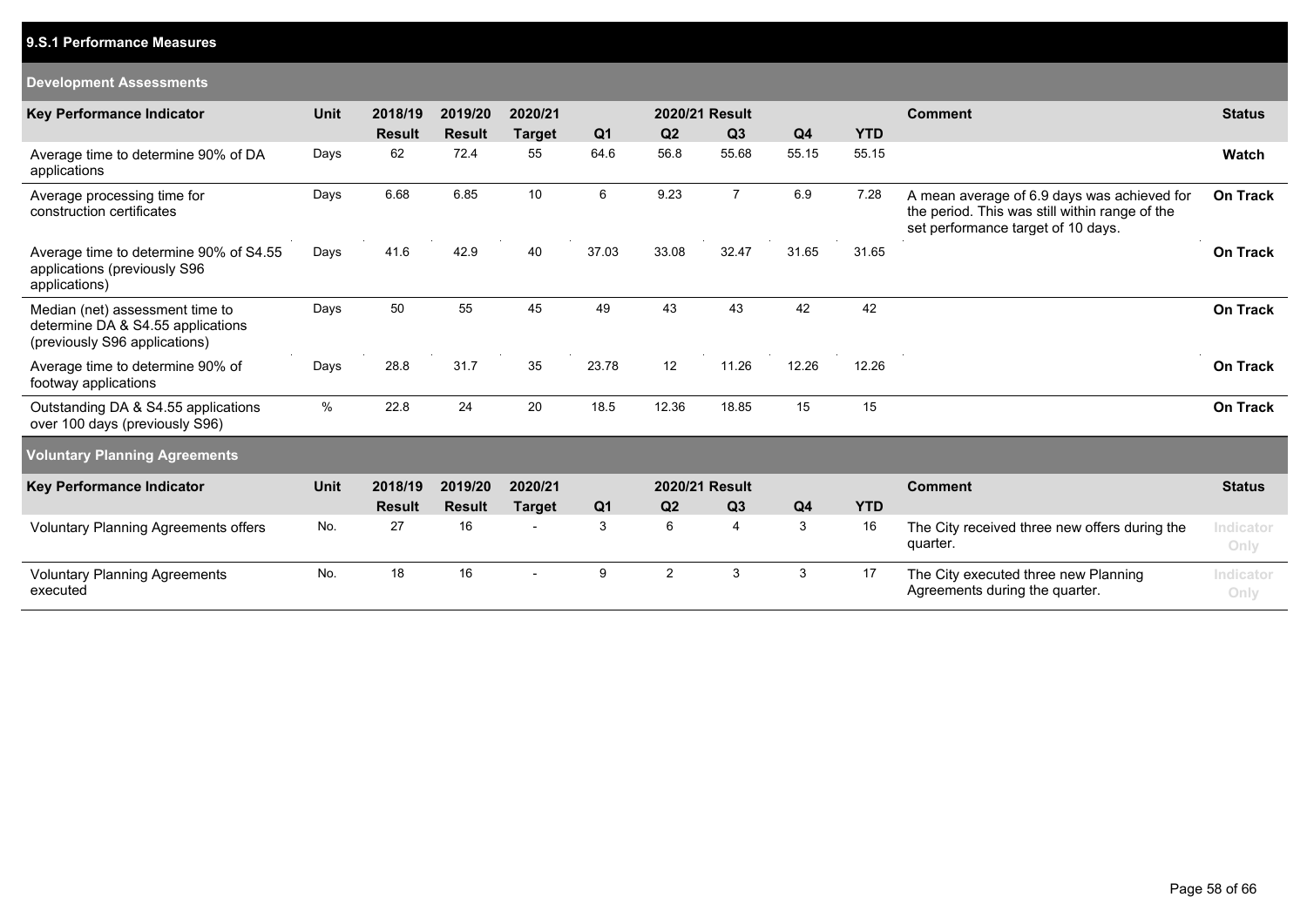## 9.S.1 Performance Measures

### Development Assessments

| Key Performance Indicator | Unit | 2018/19 Result | 2019/20 Result | 2020/21 Target | Q1 | Q2 | Q3 | Q4 | YTD | Comment | Status |
|---|---|---|---|---|---|---|---|---|---|---|---|
| | | | | | 2020/21 Result | | | | | | |
| Average time to determine 90% of DA applications | Days | 62 | 72.4 | 55 | 64.6 | 56.8 | 55.68 | 55.15 | 55.15 | | **Watch** |
| Average processing time for construction certificates | Days | 6.68 | 6.85 | 10 | 6 | 9.23 | 7 | 6.9 | 7.28 | A mean average of 6.9 days was achieved for the period. This was still within range of the set performance target of 10 days. | **On Track** |
| Average time to determine 90% of S4.55 applications (previously S96 applications) | Days | 41.6 | 42.9 | 40 | 37.03 | 33.08 | 32.47 | 31.65 | 31.65 | | **On Track** |
| Median (net) assessment time to determine DA & S4.55 applications (previously S96 applications) | Days | 50 | 55 | 45 | 49 | 43 | 43 | 42 | 42 | | **On Track** |
| Average time to determine 90% of footway applications | Days | 28.8 | 31.7 | 35 | 23.78 | 12 | 11.26 | 12.26 | 12.26 | | **On Track** |
| Outstanding DA & S4.55 applications over 100 days (previously S96) | % | 22.8 | 24 | 20 | 18.5 | 12.36 | 18.85 | 15 | 15 | | **On Track** |

### Voluntary Planning Agreements

| Key Performance Indicator | Unit | 2018/19 Result | 2019/20 Result | 2020/21 Target | Q1 | Q2 | Q3 | Q4 | YTD | Comment | Status |
|---|---|---|---|---|---|---|---|---|---|---|---|
| | | | | | 2020/21 Result | | | | | | |
| Voluntary Planning Agreements offers | No. | 27 | 16 | - | 3 | 6 | 4 | 3 | 16 | The City received three new offers during the quarter. | Indicator Only |
| Voluntary Planning Agreements executed | No. | 18 | 16 | - | 9 | 2 | 3 | 3 | 17 | The City executed three new Planning Agreements during the quarter. | Indicator Only |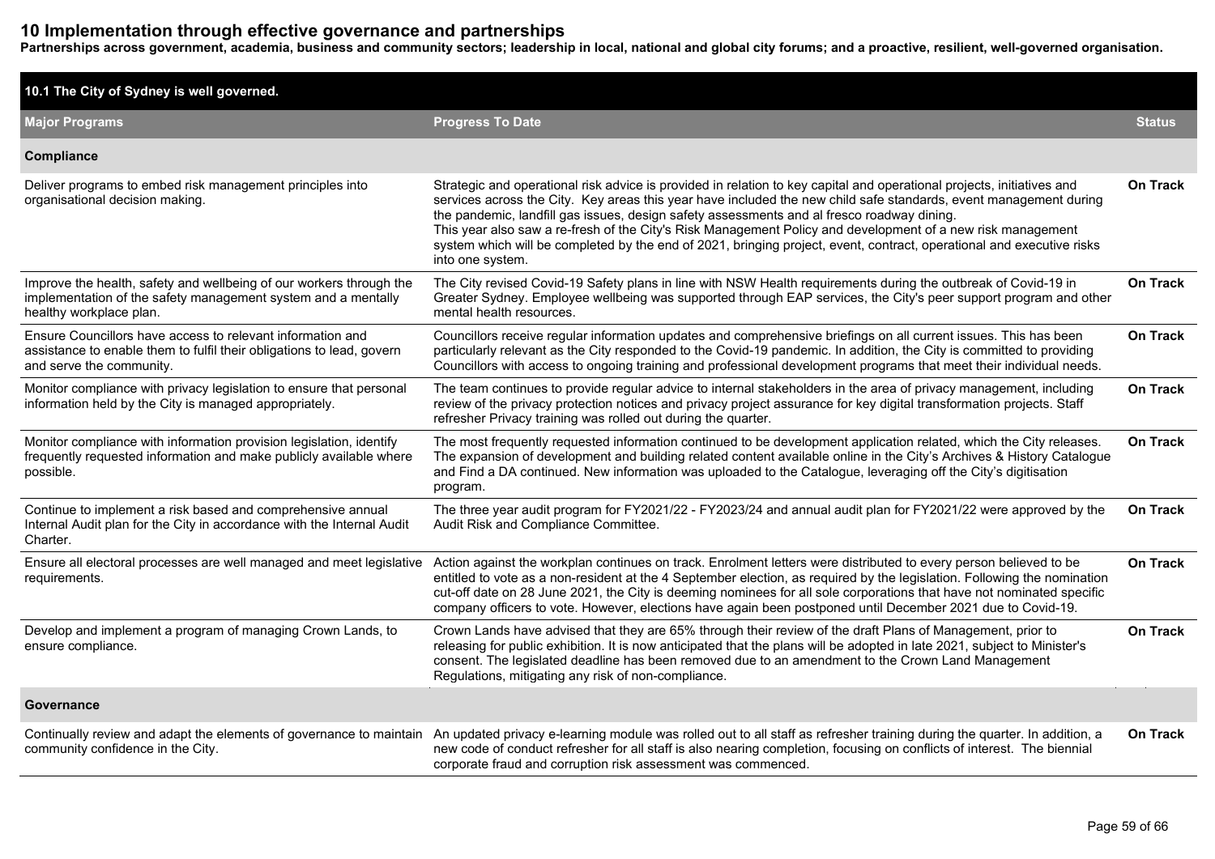# 10 Implementation through effective governance and partnerships

**Partnerships across government, academia, business and community sectors; leadership in local, national and global city forums; and a proactive, resilient, well-governed organisation.**

## 10.1 The City of Sydney is well governed.

| Major Programs | Progress To Date | Status |
|---|---|---|
| **Compliance** | | |
| Deliver programs to embed risk management principles into organisational decision making. | Strategic and operational risk advice is provided in relation to key capital and operational projects, initiatives and services across the City. Key areas this year have included the new child safe standards, event management during the pandemic, landfill gas issues, design safety assessments and al fresco roadway dining. This year also saw a re-fresh of the City's Risk Management Policy and development of a new risk management system which will be completed by the end of 2021, bringing project, event, contract, operational and executive risks into one system. | On Track |
| Improve the health, safety and wellbeing of our workers through the implementation of the safety management system and a mentally healthy workplace plan. | The City revised Covid-19 Safety plans in line with NSW Health requirements during the outbreak of Covid-19 in Greater Sydney. Employee wellbeing was supported through EAP services, the City's peer support program and other mental health resources. | On Track |
| Ensure Councillors have access to relevant information and assistance to enable them to fulfil their obligations to lead, govern and serve the community. | Councillors receive regular information updates and comprehensive briefings on all current issues. This has been particularly relevant as the City responded to the Covid-19 pandemic. In addition, the City is committed to providing Councillors with access to ongoing training and professional development programs that meet their individual needs. | On Track |
| Monitor compliance with privacy legislation to ensure that personal information held by the City is managed appropriately. | The team continues to provide regular advice to internal stakeholders in the area of privacy management, including review of the privacy protection notices and privacy project assurance for key digital transformation projects. Staff refresher Privacy training was rolled out during the quarter. | On Track |
| Monitor compliance with information provision legislation, identify frequently requested information and make publicly available where possible. | The most frequently requested information continued to be development application related, which the City releases. The expansion of development and building related content available online in the City's Archives & History Catalogue and Find a DA continued. New information was uploaded to the Catalogue, leveraging off the City's digitisation program. | On Track |
| Continue to implement a risk based and comprehensive annual Internal Audit plan for the City in accordance with the Internal Audit Charter. | The three year audit program for FY2021/22 - FY2023/24 and annual audit plan for FY2021/22 were approved by the Audit Risk and Compliance Committee. | On Track |
| Ensure all electoral processes are well managed and meet legislative requirements. | Action against the workplan continues on track. Enrolment letters were distributed to every person believed to be entitled to vote as a non-resident at the 4 September election, as required by the legislation. Following the nomination cut-off date on 28 June 2021, the City is deeming nominees for all sole corporations that have not nominated specific company officers to vote. However, elections have again been postponed until December 2021 due to Covid-19. | On Track |
| Develop and implement a program of managing Crown Lands, to ensure compliance. | Crown Lands have advised that they are 65% through their review of the draft Plans of Management, prior to releasing for public exhibition. It is now anticipated that the plans will be adopted in late 2021, subject to Minister's consent. The legislated deadline has been removed due to an amendment to the Crown Land Management Regulations, mitigating any risk of non-compliance. | On Track |
| **Governance** | | |
| Continually review and adapt the elements of governance to maintain community confidence in the City. | An updated privacy e-learning module was rolled out to all staff as refresher training during the quarter. In addition, a new code of conduct refresher for all staff is also nearing completion, focusing on conflicts of interest. The biennial corporate fraud and corruption risk assessment was commenced. | On Track |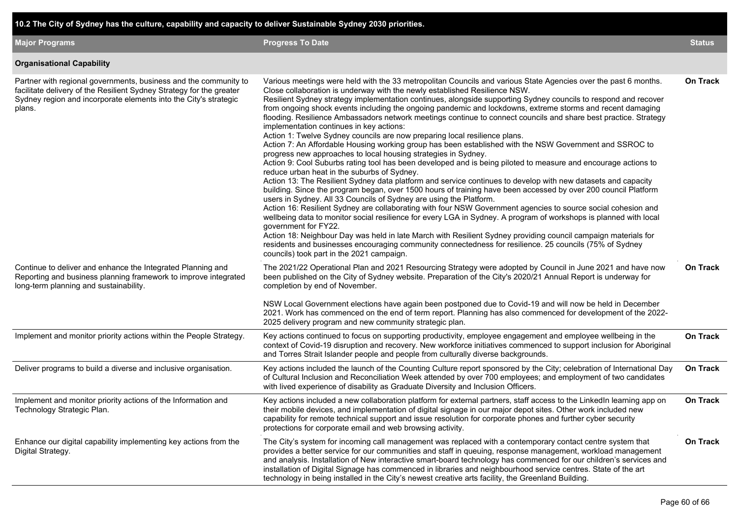| 10.2 The City of Sydney has the culture, capability and capacity to deliver Sustainable Sydney 2030 priorities. | | |
|---|---|---|
| **Major Programs** | **Progress To Date** | **Status** |
| **Organisational Capability** | | |
| Partner with regional governments, business and the community to facilitate delivery of the Resilient Sydney Strategy for the greater Sydney region and incorporate elements into the City's strategic plans. | Various meetings were held with the 33 metropolitan Councils and various State Agencies over the past 6 months. Close collaboration is underway with the newly established Resilience NSW.<br>Resilient Sydney strategy implementation continues, alongside supporting Sydney councils to respond and recover from ongoing shock events including the ongoing pandemic and lockdowns, extreme storms and recent damaging flooding. Resilience Ambassadors network meetings continue to connect councils and share best practice. Strategy implementation continues in key actions:<br>Action 1: Twelve Sydney councils are now preparing local resilience plans.<br>Action 7: An Affordable Housing working group has been established with the NSW Government and SSROC to progress new approaches to local housing strategies in Sydney.<br>Action 9: Cool Suburbs rating tool has been developed and is being piloted to measure and encourage actions to reduce urban heat in the suburbs of Sydney.<br>Action 13: The Resilient Sydney data platform and service continues to develop with new datasets and capacity building. Since the program began, over 1500 hours of training have been accessed by over 200 council Platform users in Sydney. All 33 Councils of Sydney are using the Platform.<br>Action 16: Resilient Sydney are collaborating with four NSW Government agencies to source social cohesion and wellbeing data to monitor social resilience for every LGA in Sydney. A program of workshops is planned with local government for FY22.<br>Action 18: Neighbour Day was held in late March with Resilient Sydney providing council campaign materials for residents and businesses encouraging community connectedness for resilience. 25 councils (75% of Sydney councils) took part in the 2021 campaign. | On Track |
| Continue to deliver and enhance the Integrated Planning and Reporting and business planning framework to improve integrated long-term planning and sustainability. | The 2021/22 Operational Plan and 2021 Resourcing Strategy were adopted by Council in June 2021 and have now been published on the City of Sydney website. Preparation of the City's 2020/21 Annual Report is underway for completion by end of November.<br><br>NSW Local Government elections have again been postponed due to Covid-19 and will now be held in December 2021. Work has commenced on the end of term report. Planning has also commenced for development of the 2022-2025 delivery program and new community strategic plan. | On Track |
| Implement and monitor priority actions within the People Strategy. | Key actions continued to focus on supporting productivity, employee engagement and employee wellbeing in the context of Covid-19 disruption and recovery. New workforce initiatives commenced to support inclusion for Aboriginal and Torres Strait Islander people and people from culturally diverse backgrounds. | On Track |
| Deliver programs to build a diverse and inclusive organisation. | Key actions included the launch of the Counting Culture report sponsored by the City; celebration of International Day of Cultural Inclusion and Reconciliation Week attended by over 700 employees; and employment of two candidates with lived experience of disability as Graduate Diversity and Inclusion Officers. | On Track |
| Implement and monitor priority actions of the Information and Technology Strategic Plan. | Key actions included a new collaboration platform for external partners, staff access to the LinkedIn learning app on their mobile devices, and implementation of digital signage in our major depot sites. Other work included new capability for remote technical support and issue resolution for corporate phones and further cyber security protections for corporate email and web browsing activity. | On Track |
| Enhance our digital capability implementing key actions from the Digital Strategy. | The City's system for incoming call management was replaced with a contemporary contact centre system that provides a better service for our communities and staff in queuing, response management, workload management and analysis. Installation of New interactive smart-board technology has commenced for our children's services and installation of Digital Signage has commenced in libraries and neighbourhood service centres. State of the art technology in being installed in the City's newest creative arts facility, the Greenland Building. | On Track |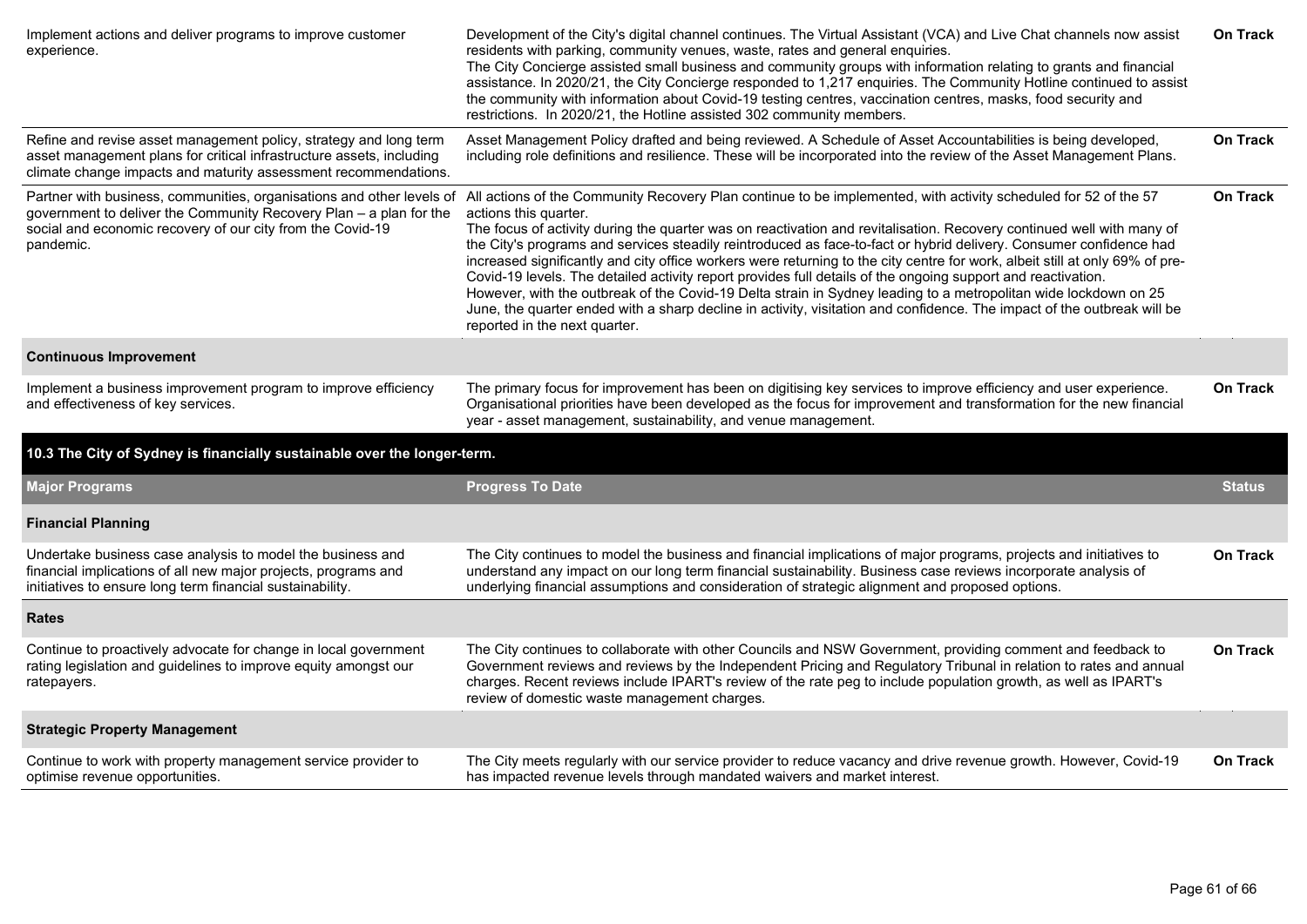| | | |
|---|---|---|
| Implement actions and deliver programs to improve customer experience. | Development of the City's digital channel continues. The Virtual Assistant (VCA) and Live Chat channels now assist residents with parking, community venues, waste, rates and general enquiries.<br>The City Concierge assisted small business and community groups with information relating to grants and financial assistance. In 2020/21, the City Concierge responded to 1,217 enquiries. The Community Hotline continued to assist the community with information about Covid-19 testing centres, vaccination centres, masks, food security and restrictions. In 2020/21, the Hotline assisted 302 community members. | **On Track** |
| Refine and revise asset management policy, strategy and long term asset management plans for critical infrastructure assets, including climate change impacts and maturity assessment recommendations. | Asset Management Policy drafted and being reviewed. A Schedule of Asset Accountabilities is being developed, including role definitions and resilience. These will be incorporated into the review of the Asset Management Plans. | **On Track** |
| Partner with business, communities, organisations and other levels of government to deliver the Community Recovery Plan – a plan for the social and economic recovery of our city from the Covid-19 pandemic. | All actions of the Community Recovery Plan continue to be implemented, with activity scheduled for 52 of the 57 actions this quarter.<br>The focus of activity during the quarter was on reactivation and revitalisation. Recovery continued well with many of the City's programs and services steadily reintroduced as face-to-fact or hybrid delivery. Consumer confidence had increased significantly and city office workers were returning to the city centre for work, albeit still at only 69% of pre-Covid-19 levels. The detailed activity report provides full details of the ongoing support and reactivation.<br>However, with the outbreak of the Covid-19 Delta strain in Sydney leading to a metropolitan wide lockdown on 25 June, the quarter ended with a sharp decline in activity, visitation and confidence. The impact of the outbreak will be reported in the next quarter. | **On Track** |
| **Continuous Improvement** | | |
| Implement a business improvement program to improve efficiency and effectiveness of key services. | The primary focus for improvement has been on digitising key services to improve efficiency and user experience. Organisational priorities have been developed as the focus for improvement and transformation for the new financial year - asset management, sustainability, and venue management. | **On Track** |

## 10.3 The City of Sydney is financially sustainable over the longer-term.

| Major Programs | Progress To Date | Status |
|---|---|---|
| **Financial Planning** | | |
| Undertake business case analysis to model the business and financial implications of all new major projects, programs and initiatives to ensure long term financial sustainability. | The City continues to model the business and financial implications of major programs, projects and initiatives to understand any impact on our long term financial sustainability. Business case reviews incorporate analysis of underlying financial assumptions and consideration of strategic alignment and proposed options. | **On Track** |
| **Rates** | | |
| Continue to proactively advocate for change in local government rating legislation and guidelines to improve equity amongst our ratepayers. | The City continues to collaborate with other Councils and NSW Government, providing comment and feedback to Government reviews and reviews by the Independent Pricing and Regulatory Tribunal in relation to rates and annual charges. Recent reviews include IPART's review of the rate peg to include population growth, as well as IPART's review of domestic waste management charges. | **On Track** |
| **Strategic Property Management** | | |
| Continue to work with property management service provider to optimise revenue opportunities. | The City meets regularly with our service provider to reduce vacancy and drive revenue growth. However, Covid-19 has impacted revenue levels through mandated waivers and market interest. | **On Track** |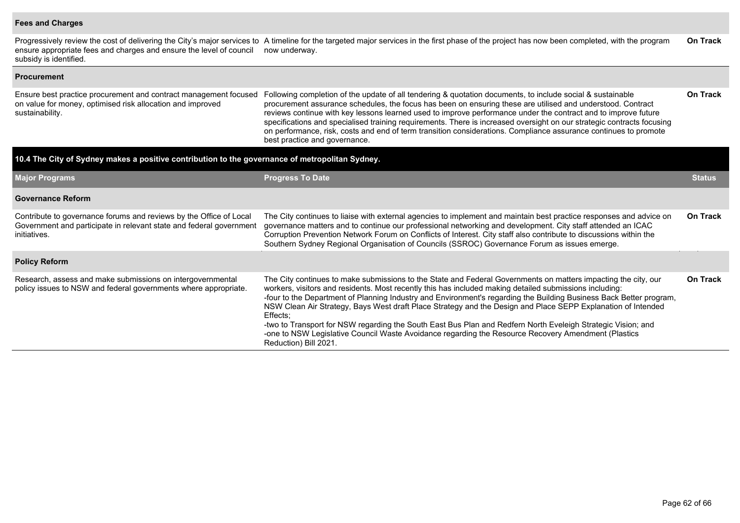| | | |
|---|---|---|
| **Fees and Charges** | | |
| Progressively review the cost of delivering the City's major services to ensure appropriate fees and charges and ensure the level of council subsidy is identified. | A timeline for the targeted major services in the first phase of the project has now been completed, with the program now underway. | **On Track** |
| **Procurement** | | |
| Ensure best practice procurement and contract management focused on value for money, optimised risk allocation and improved sustainability. | Following completion of the update of all tendering & quotation documents, to include social & sustainable procurement assurance schedules, the focus has been on ensuring these are utilised and understood. Contract reviews continue with key lessons learned used to improve performance under the contract and to improve future specifications and specialised training requirements. There is increased oversight on our strategic contracts focusing on performance, risk, costs and end of term transition considerations. Compliance assurance continues to promote best practice and governance. | **On Track** |

**10.4 The City of Sydney makes a positive contribution to the governance of metropolitan Sydney.**

| Major Programs | Progress To Date | Status |
|---|---|---|
| **Governance Reform** | | |
| Contribute to governance forums and reviews by the Office of Local Government and participate in relevant state and federal government initiatives. | The City continues to liaise with external agencies to implement and maintain best practice responses and advice on governance matters and to continue our professional networking and development. City staff attended an ICAC Corruption Prevention Network Forum on Conflicts of Interest. City staff also contribute to discussions within the Southern Sydney Regional Organisation of Councils (SSROC) Governance Forum as issues emerge. | **On Track** |
| **Policy Reform** | | |
| Research, assess and make submissions on intergovernmental policy issues to NSW and federal governments where appropriate. | The City continues to make submissions to the State and Federal Governments on matters impacting the city, our workers, visitors and residents. Most recently this has included making detailed submissions including:<br>-four to the Department of Planning Industry and Environment's regarding the Building Business Back Better program, NSW Clean Air Strategy, Bays West draft Place Strategy and the Design and Place SEPP Explanation of Intended Effects;<br>-two to Transport for NSW regarding the South East Bus Plan and Redfern North Eveleigh Strategic Vision; and<br>-one to NSW Legislative Council Waste Avoidance regarding the Resource Recovery Amendment (Plastics Reduction) Bill 2021. | **On Track** |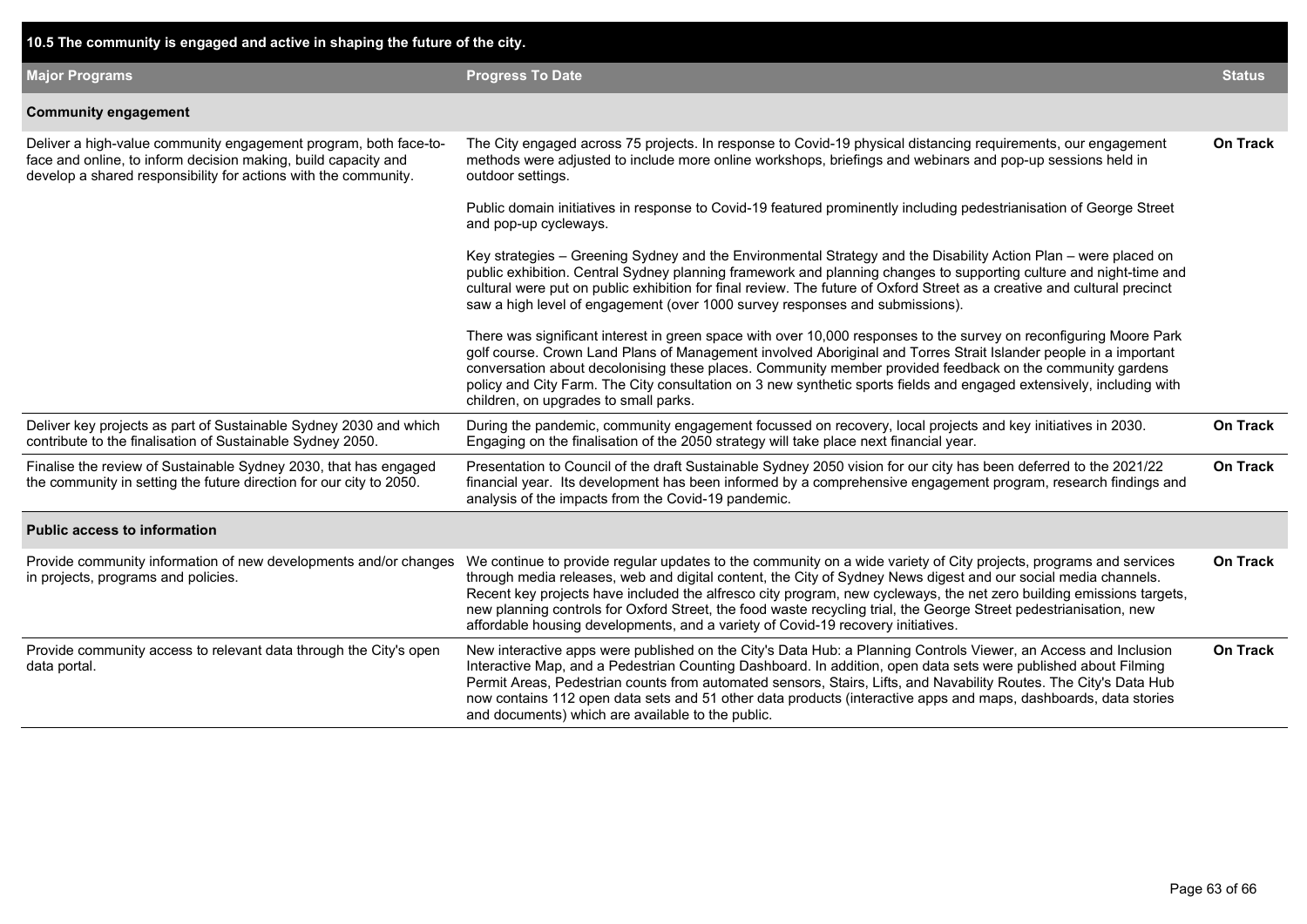| 10.5 The community is engaged and active in shaping the future of the city. | | |
|---|---|---|
| **Major Programs** | **Progress To Date** | **Status** |
| **Community engagement** | | |
| Deliver a high-value community engagement program, both face-to-face and online, to inform decision making, build capacity and develop a shared responsibility for actions with the community. | The City engaged across 75 projects. In response to Covid-19 physical distancing requirements, our engagement methods were adjusted to include more online workshops, briefings and webinars and pop-up sessions held in outdoor settings.<br><br>Public domain initiatives in response to Covid-19 featured prominently including pedestrianisation of George Street and pop-up cycleways.<br><br>Key strategies – Greening Sydney and the Environmental Strategy and the Disability Action Plan – were placed on public exhibition. Central Sydney planning framework and planning changes to supporting culture and night-time and cultural were put on public exhibition for final review. The future of Oxford Street as a creative and cultural precinct saw a high level of engagement (over 1000 survey responses and submissions).<br><br>There was significant interest in green space with over 10,000 responses to the survey on reconfiguring Moore Park golf course. Crown Land Plans of Management involved Aboriginal and Torres Strait Islander people in a important conversation about decolonising these places. Community member provided feedback on the community gardens policy and City Farm. The City consultation on 3 new synthetic sports fields and engaged extensively, including with children, on upgrades to small parks. | **On Track** |
| Deliver key projects as part of Sustainable Sydney 2030 and which contribute to the finalisation of Sustainable Sydney 2050. | During the pandemic, community engagement focussed on recovery, local projects and key initiatives in 2030. Engaging on the finalisation of the 2050 strategy will take place next financial year. | **On Track** |
| Finalise the review of Sustainable Sydney 2030, that has engaged the community in setting the future direction for our city to 2050. | Presentation to Council of the draft Sustainable Sydney 2050 vision for our city has been deferred to the 2021/22 financial year. Its development has been informed by a comprehensive engagement program, research findings and analysis of the impacts from the Covid-19 pandemic. | **On Track** |
| **Public access to information** | | |
| Provide community information of new developments and/or changes in projects, programs and policies. | We continue to provide regular updates to the community on a wide variety of City projects, programs and services through media releases, web and digital content, the City of Sydney News digest and our social media channels. Recent key projects have included the alfresco city program, new cycleways, the net zero building emissions targets, new planning controls for Oxford Street, the food waste recycling trial, the George Street pedestrianisation, new affordable housing developments, and a variety of Covid-19 recovery initiatives. | **On Track** |
| Provide community access to relevant data through the City's open data portal. | New interactive apps were published on the City's Data Hub: a Planning Controls Viewer, an Access and Inclusion Interactive Map, and a Pedestrian Counting Dashboard. In addition, open data sets were published about Filming Permit Areas, Pedestrian counts from automated sensors, Stairs, Lifts, and Navability Routes. The City's Data Hub now contains 112 open data sets and 51 other data products (interactive apps and maps, dashboards, data stories and documents) which are available to the public. | **On Track** |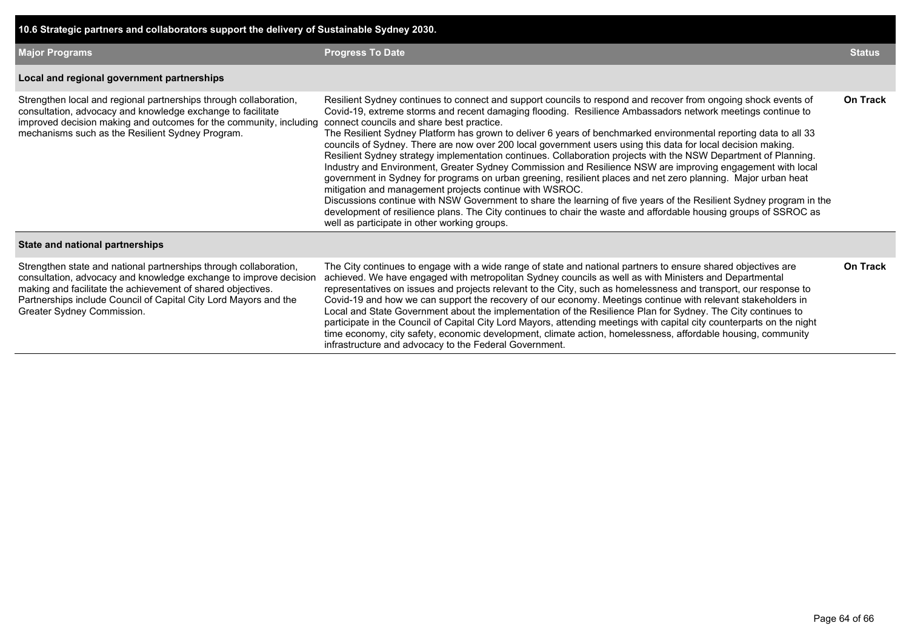## 10.6 Strategic partners and collaborators support the delivery of Sustainable Sydney 2030.

| Major Programs | Progress To Date | Status |
|---|---|---|
| **Local and regional government partnerships** | | |
| Strengthen local and regional partnerships through collaboration, consultation, advocacy and knowledge exchange to facilitate improved decision making and outcomes for the community, including mechanisms such as the Resilient Sydney Program. | Resilient Sydney continues to connect and support councils to respond and recover from ongoing shock events of Covid-19, extreme storms and recent damaging flooding. Resilience Ambassadors network meetings continue to connect councils and share best practice. The Resilient Sydney Platform has grown to deliver 6 years of benchmarked environmental reporting data to all 33 councils of Sydney. There are now over 200 local government users using this data for local decision making. Resilient Sydney strategy implementation continues. Collaboration projects with the NSW Department of Planning. Industry and Environment, Greater Sydney Commission and Resilience NSW are improving engagement with local government in Sydney for programs on urban greening, resilient places and net zero planning. Major urban heat mitigation and management projects continue with WSROC. Discussions continue with NSW Government to share the learning of five years of the Resilient Sydney program in the development of resilience plans. The City continues to chair the waste and affordable housing groups of SSROC as well as participate in other working groups. | **On Track** |
| **State and national partnerships** | | |
| Strengthen state and national partnerships through collaboration, consultation, advocacy and knowledge exchange to improve decision making and facilitate the achievement of shared objectives. Partnerships include Council of Capital City Lord Mayors and the Greater Sydney Commission. | The City continues to engage with a wide range of state and national partners to ensure shared objectives are achieved. We have engaged with metropolitan Sydney councils as well as with Ministers and Departmental representatives on issues and projects relevant to the City, such as homelessness and transport, our response to Covid-19 and how we can support the recovery of our economy. Meetings continue with relevant stakeholders in Local and State Government about the implementation of the Resilience Plan for Sydney. The City continues to participate in the Council of Capital City Lord Mayors, attending meetings with capital city counterparts on the night time economy, city safety, economic development, climate action, homelessness, affordable housing, community infrastructure and advocacy to the Federal Government. | **On Track** |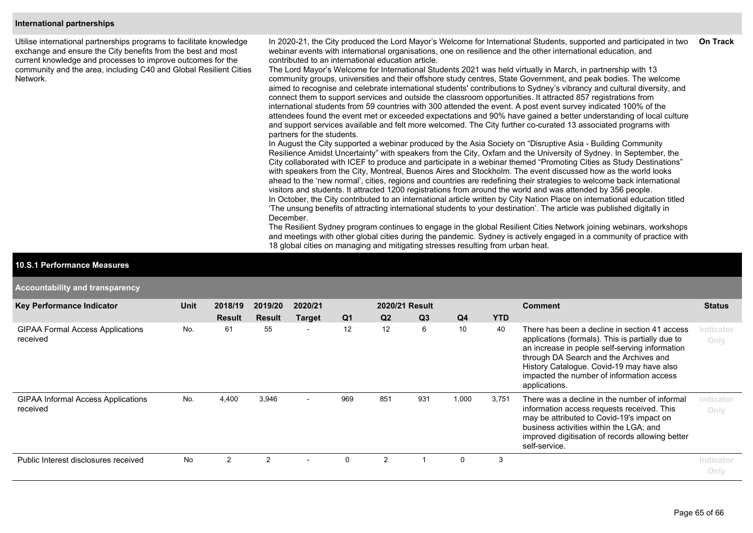### International partnerships

| | | |
|---|---|---|
| Utilise international partnerships programs to facilitate knowledge exchange and ensure the City benefits from the best and most current knowledge and processes to improve outcomes for the community and the area, including C40 and Global Resilient Cities Network. | In 2020-21, the City produced the Lord Mayor's Welcome for International Students, supported and participated in two webinar events with international organisations, one on resilience and the other international education, and contributed to an international education article.<br>The Lord Mayor's Welcome for International Students 2021 was held virtually in March, in partnership with 13 community groups, universities and their offshore study centres, State Government, and peak bodies. The welcome aimed to recognise and celebrate international students' contributions to Sydney's vibrancy and cultural diversity, and connect them to support services and outside the classroom opportunities. It attracted 857 registrations from international students from 59 countries with 300 attended the event. A post event survey indicated 100% of the attendees found the event met or exceeded expectations and 90% have gained a better understanding of local culture and support services available and felt more welcomed. The City further co-curated 13 associated programs with partners for the students.<br>In August the City supported a webinar produced by the Asia Society on "Disruptive Asia - Building Community Resilience Amidst Uncertainty" with speakers from the City, Oxfam and the University of Sydney. In September, the City collaborated with ICEF to produce and participate in a webinar themed "Promoting Cities as Study Destinations" with speakers from the City, Montreal, Buenos Aires and Stockholm. The event discussed how as the world looks ahead to the 'new normal', cities, regions and countries are redefining their strategies to welcome back international visitors and students. It attracted 1200 registrations from around the world and was attended by 356 people.<br>In October, the City contributed to an international article written by City Nation Place on international education titled 'The unsung benefits of attracting international students to your destination'. The article was published digitally in December.<br>The Resilient Sydney program continues to engage in the global Resilient Cities Network joining webinars, workshops and meetings with other global cities during the pandemic. Sydney is actively engaged in a community of practice with 18 global cities on managing and mitigating stresses resulting from urban heat. | **On Track** |

## 10.S.1 Performance Measures

### Accountability and transparency

| Key Performance Indicator | Unit | 2018/19 Result | 2019/20 Result | 2020/21 Target | 2020/21 Result Q1 | Q2 | Q3 | Q4 | YTD | Comment | Status |
|---|---|---|---|---|---|---|---|---|---|---|---|
| GIPAA Formal Access Applications received | No. | 61 | 55 | - | 12 | 12 | 6 | 10 | 40 | There has been a decline in section 41 access applications (formals). This is partially due to an increase in people self-serving information through DA Search and the Archives and History Catalogue. Covid-19 may have also impacted the number of information access applications. | Indicator Only |
| GIPAA Informal Access Applications received | No. | 4,400 | 3,946 | - | 969 | 851 | 931 | 1,000 | 3,751 | There was a decline in the number of informal information access requests received. This may be attributed to Covid-19's impact on business activities within the LGA; and improved digitisation of records allowing better self-service. | Indicator Only |
| Public Interest disclosures received | No | 2 | 2 | - | 0 | 2 | 1 | 0 | 3 | | Indicator Only |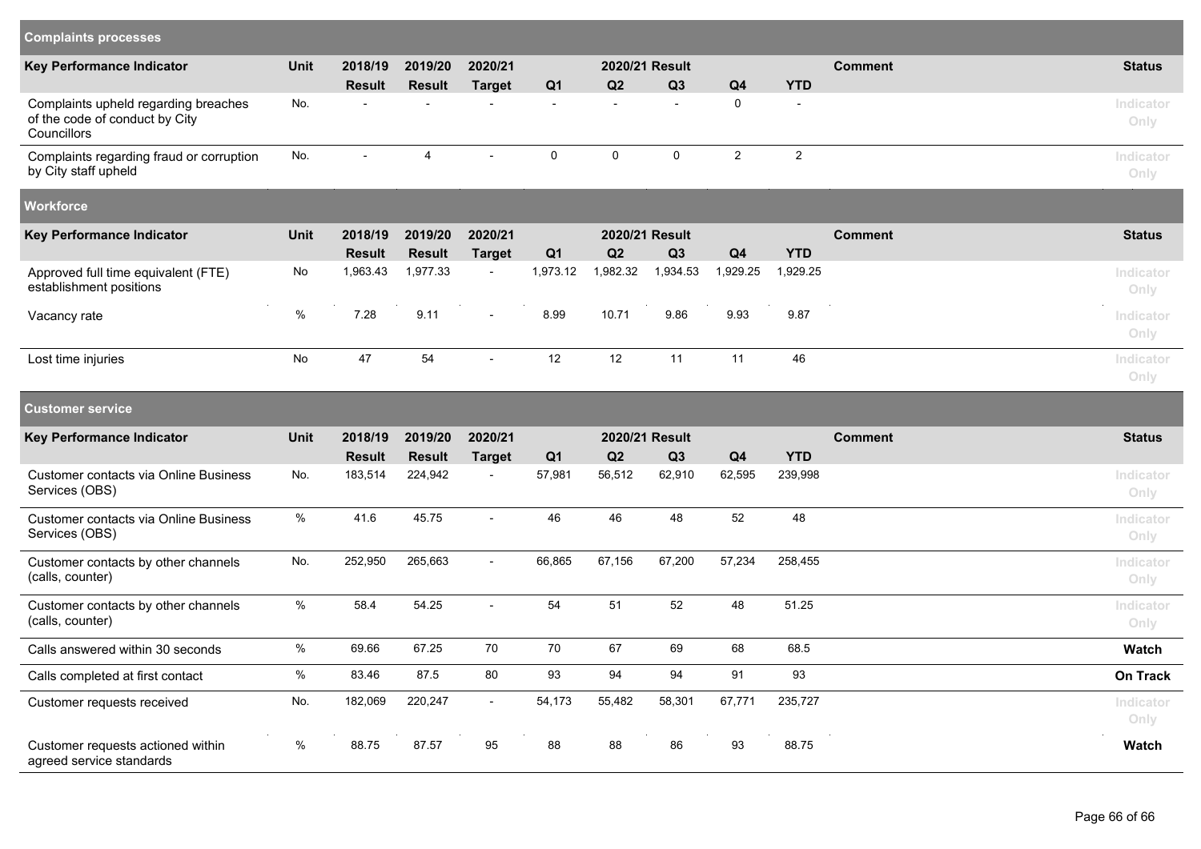## Complaints processes

| Key Performance Indicator | Unit | 2018/19 Result | 2019/20 Result | 2020/21 Target | Q1 | Q2 | Q3 | Q4 | YTD | Comment | Status |
|---|---|---|---|---|---|---|---|---|---|---|---|
| Complaints upheld regarding breaches of the code of conduct by City Councillors | No. | - | - | - | - | - | - | 0 | - | | Indicator Only |
| Complaints regarding fraud or corruption by City staff upheld | No. | - | 4 | - | 0 | 0 | 0 | 2 | 2 | | Indicator Only |

## Workforce

| Key Performance Indicator | Unit | 2018/19 Result | 2019/20 Result | 2020/21 Target | Q1 | Q2 | Q3 | Q4 | YTD | Comment | Status |
|---|---|---|---|---|---|---|---|---|---|---|---|
| Approved full time equivalent (FTE) establishment positions | No | 1,963.43 | 1,977.33 | - | 1,973.12 | 1,982.32 | 1,934.53 | 1,929.25 | 1,929.25 | | Indicator Only |
| Vacancy rate | % | 7.28 | 9.11 | - | 8.99 | 10.71 | 9.86 | 9.93 | 9.87 | | Indicator Only |
| Lost time injuries | No | 47 | 54 | - | 12 | 12 | 11 | 11 | 46 | | Indicator Only |

## Customer service

| Key Performance Indicator | Unit | 2018/19 Result | 2019/20 Result | 2020/21 Target | Q1 | Q2 | Q3 | Q4 | YTD | Comment | Status |
|---|---|---|---|---|---|---|---|---|---|---|---|
| Customer contacts via Online Business Services (OBS) | No. | 183,514 | 224,942 | - | 57,981 | 56,512 | 62,910 | 62,595 | 239,998 | | Indicator Only |
| Customer contacts via Online Business Services (OBS) | % | 41.6 | 45.75 | - | 46 | 46 | 48 | 52 | 48 | | Indicator Only |
| Customer contacts by other channels (calls, counter) | No. | 252,950 | 265,663 | - | 66,865 | 67,156 | 67,200 | 57,234 | 258,455 | | Indicator Only |
| Customer contacts by other channels (calls, counter) | % | 58.4 | 54.25 | - | 54 | 51 | 52 | 48 | 51.25 | | Indicator Only |
| Calls answered within 30 seconds | % | 69.66 | 67.25 | 70 | 70 | 67 | 69 | 68 | 68.5 | | Watch |
| Calls completed at first contact | % | 83.46 | 87.5 | 80 | 93 | 94 | 94 | 91 | 93 | | On Track |
| Customer requests received | No. | 182,069 | 220,247 | - | 54,173 | 55,482 | 58,301 | 67,771 | 235,727 | | Indicator Only |
| Customer requests actioned within agreed service standards | % | 88.75 | 87.57 | 95 | 88 | 88 | 86 | 93 | 88.75 | | Watch |